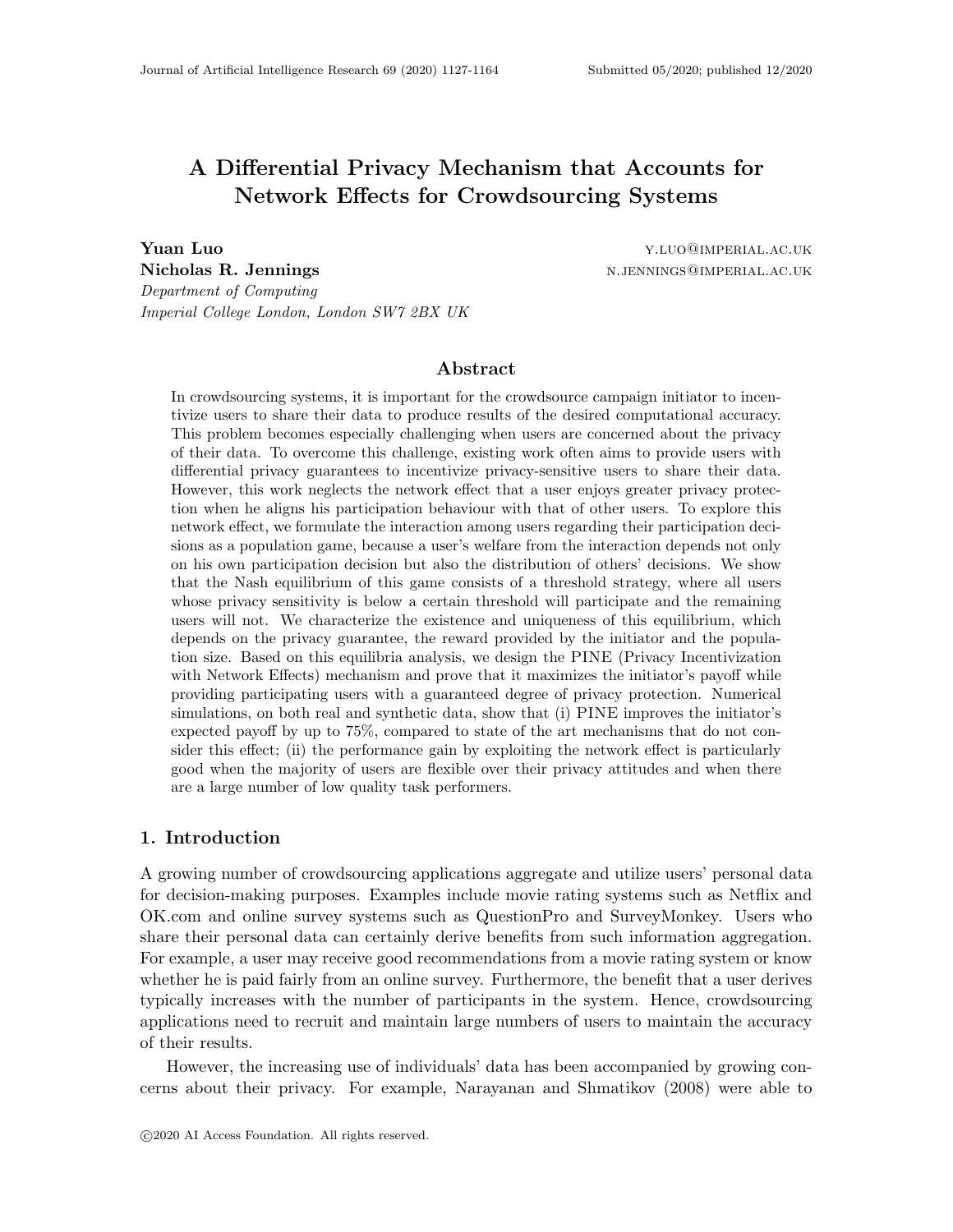# A Differential Privacy Mechanism that Accounts for Network Effects for Crowdsourcing Systems

**Yuan Luo** y.luo@imperial.ac.uk
**Nicholas R. Jennings** n.jennings@imperial.ac.uk
*Department of Computing*
*Imperial College London, London SW7 2BX UK*

## Abstract

In crowdsourcing systems, it is important for the crowdsource campaign initiator to incentivize users to share their data to produce results of the desired computational accuracy. This problem becomes especially challenging when users are concerned about the privacy of their data. To overcome this challenge, existing work often aims to provide users with differential privacy guarantees to incentivize privacy-sensitive users to share their data. However, this work neglects the network effect that a user enjoys greater privacy protection when he aligns his participation behaviour with that of other users. To explore this network effect, we formulate the interaction among users regarding their participation decisions as a population game, because a user's welfare from the interaction depends not only on his own participation decision but also the distribution of others' decisions. We show that the Nash equilibrium of this game consists of a threshold strategy, where all users whose privacy sensitivity is below a certain threshold will participate and the remaining users will not. We characterize the existence and uniqueness of this equilibrium, which depends on the privacy guarantee, the reward provided by the initiator and the population size. Based on this equilibria analysis, we design the PINE (Privacy Incentivization with Network Effects) mechanism and prove that it maximizes the initiator's payoff while providing participating users with a guaranteed degree of privacy protection. Numerical simulations, on both real and synthetic data, show that (i) PINE improves the initiator's expected payoff by up to 75%, compared to state of the art mechanisms that do not consider this effect; (ii) the performance gain by exploiting the network effect is particularly good when the majority of users are flexible over their privacy attitudes and when there are a large number of low quality task performers.

## 1. Introduction

A growing number of crowdsourcing applications aggregate and utilize users' personal data for decision-making purposes. Examples include movie rating systems such as Netflix and OK.com and online survey systems such as QuestionPro and SurveyMonkey. Users who share their personal data can certainly derive benefits from such information aggregation. For example, a user may receive good recommendations from a movie rating system or know whether he is paid fairly from an online survey. Furthermore, the benefit that a user derives typically increases with the number of participants in the system. Hence, crowdsourcing applications need to recruit and maintain large numbers of users to maintain the accuracy of their results.

However, the increasing use of individuals' data has been accompanied by growing concerns about their privacy. For example, Narayanan and Shmatikov (2008) were able to

©2020 AI Access Foundation. All rights reserved.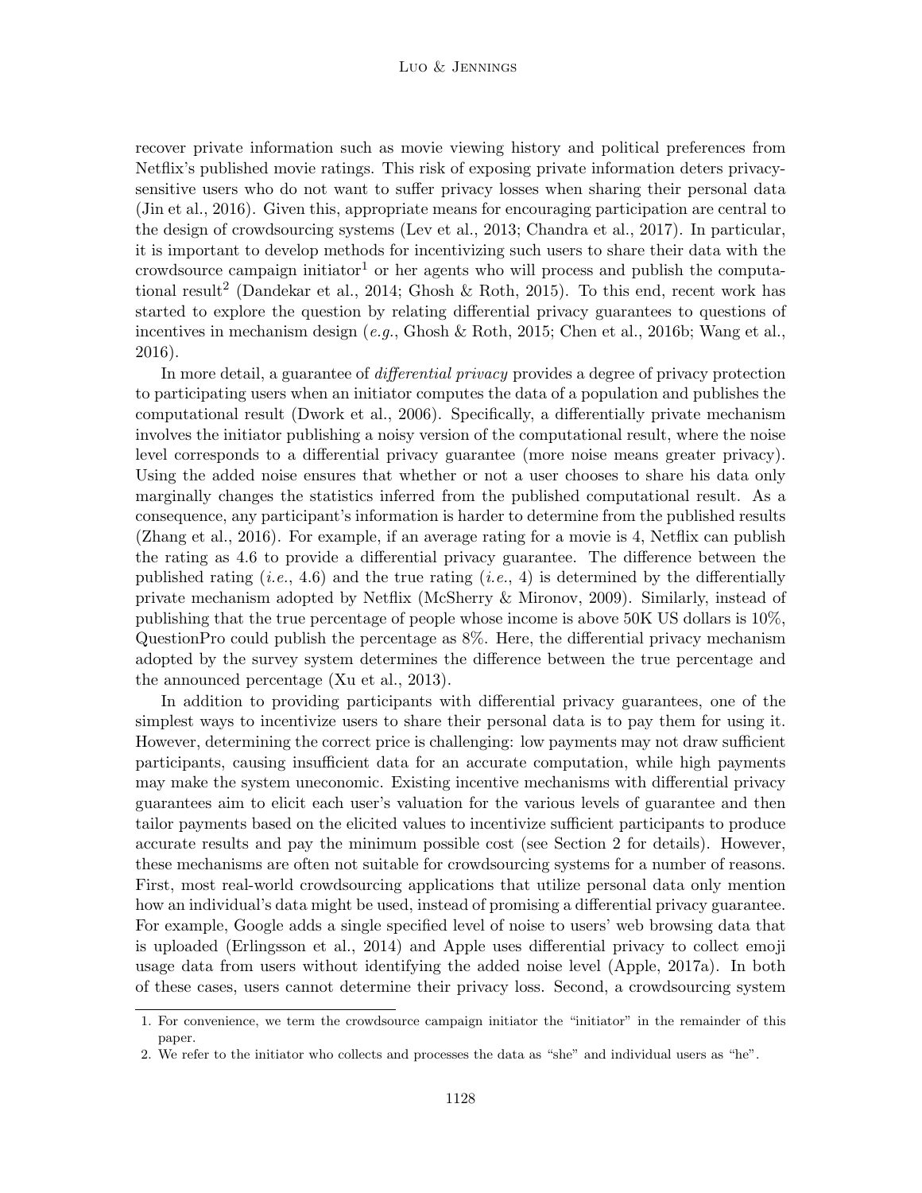recover private information such as movie viewing history and political preferences from Netflix's published movie ratings. This risk of exposing private information deters privacy-sensitive users who do not want to suffer privacy losses when sharing their personal data (Jin et al., 2016). Given this, appropriate means for encouraging participation are central to the design of crowdsourcing systems (Lev et al., 2013; Chandra et al., 2017). In particular, it is important to develop methods for incentivizing such users to share their data with the crowdsource campaign initiator[1] or her agents who will process and publish the computational result[2] (Dandekar et al., 2014; Ghosh & Roth, 2015). To this end, recent work has started to explore the question by relating differential privacy guarantees to questions of incentives in mechanism design (*e.g.*, Ghosh & Roth, 2015; Chen et al., 2016b; Wang et al., 2016).

In more detail, a guarantee of *differential privacy* provides a degree of privacy protection to participating users when an initiator computes the data of a population and publishes the computational result (Dwork et al., 2006). Specifically, a differentially private mechanism involves the initiator publishing a noisy version of the computational result, where the noise level corresponds to a differential privacy guarantee (more noise means greater privacy). Using the added noise ensures that whether or not a user chooses to share his data only marginally changes the statistics inferred from the published computational result. As a consequence, any participant's information is harder to determine from the published results (Zhang et al., 2016). For example, if an average rating for a movie is 4, Netflix can publish the rating as 4.6 to provide a differential privacy guarantee. The difference between the published rating (*i.e.*, 4.6) and the true rating (*i.e.*, 4) is determined by the differentially private mechanism adopted by Netflix (McSherry & Mironov, 2009). Similarly, instead of publishing that the true percentage of people whose income is above 50K US dollars is 10%, QuestionPro could publish the percentage as 8%. Here, the differential privacy mechanism adopted by the survey system determines the difference between the true percentage and the announced percentage (Xu et al., 2013).

In addition to providing participants with differential privacy guarantees, one of the simplest ways to incentivize users to share their personal data is to pay them for using it. However, determining the correct price is challenging: low payments may not draw sufficient participants, causing insufficient data for an accurate computation, while high payments may make the system uneconomic. Existing incentive mechanisms with differential privacy guarantees aim to elicit each user's valuation for the various levels of guarantee and then tailor payments based on the elicited values to incentivize sufficient participants to produce accurate results and pay the minimum possible cost (see Section 2 for details). However, these mechanisms are often not suitable for crowdsourcing systems for a number of reasons. First, most real-world crowdsourcing applications that utilize personal data only mention how an individual's data might be used, instead of promising a differential privacy guarantee. For example, Google adds a single specified level of noise to users' web browsing data that is uploaded (Erlingsson et al., 2014) and Apple uses differential privacy to collect emoji usage data from users without identifying the added noise level (Apple, 2017a). In both of these cases, users cannot determine their privacy loss. Second, a crowdsourcing system

---

1. For convenience, we term the crowdsource campaign initiator the "initiator" in the remainder of this paper.
2. We refer to the initiator who collects and processes the data as "she" and individual users as "he".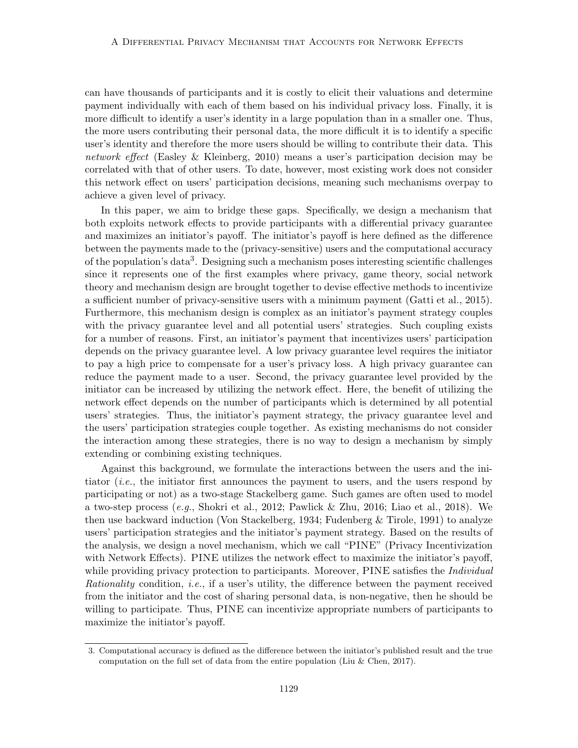can have thousands of participants and it is costly to elicit their valuations and determine payment individually with each of them based on his individual privacy loss. Finally, it is more difficult to identify a user's identity in a large population than in a smaller one. Thus, the more users contributing their personal data, the more difficult it is to identify a specific user's identity and therefore the more users should be willing to contribute their data. This *network effect* (Easley & Kleinberg, 2010) means a user's participation decision may be correlated with that of other users. To date, however, most existing work does not consider this network effect on users' participation decisions, meaning such mechanisms overpay to achieve a given level of privacy.

In this paper, we aim to bridge these gaps. Specifically, we design a mechanism that both exploits network effects to provide participants with a differential privacy guarantee and maximizes an initiator's payoff. The initiator's payoff is here defined as the difference between the payments made to the (privacy-sensitive) users and the computational accuracy of the population's data[3]. Designing such a mechanism poses interesting scientific challenges since it represents one of the first examples where privacy, game theory, social network theory and mechanism design are brought together to devise effective methods to incentivize a sufficient number of privacy-sensitive users with a minimum payment (Gatti et al., 2015). Furthermore, this mechanism design is complex as an initiator's payment strategy couples with the privacy guarantee level and all potential users' strategies. Such coupling exists for a number of reasons. First, an initiator's payment that incentivizes users' participation depends on the privacy guarantee level. A low privacy guarantee level requires the initiator to pay a high price to compensate for a user's privacy loss. A high privacy guarantee can reduce the payment made to a user. Second, the privacy guarantee level provided by the initiator can be increased by utilizing the network effect. Here, the benefit of utilizing the network effect depends on the number of participants which is determined by all potential users' strategies. Thus, the initiator's payment strategy, the privacy guarantee level and the users' participation strategies couple together. As existing mechanisms do not consider the interaction among these strategies, there is no way to design a mechanism by simply extending or combining existing techniques.

Against this background, we formulate the interactions between the users and the initiator (*i.e.*, the initiator first announces the payment to users, and the users respond by participating or not) as a two-stage Stackelberg game. Such games are often used to model a two-step process (*e.g.*, Shokri et al., 2012; Pawlick & Zhu, 2016; Liao et al., 2018). We then use backward induction (Von Stackelberg, 1934; Fudenberg & Tirole, 1991) to analyze users' participation strategies and the initiator's payment strategy. Based on the results of the analysis, we design a novel mechanism, which we call "PINE" (Privacy Incentivization with Network Effects). PINE utilizes the network effect to maximize the initiator's payoff, while providing privacy protection to participants. Moreover, PINE satisfies the *Individual Rationality* condition, *i.e.*, if a user's utility, the difference between the payment received from the initiator and the cost of sharing personal data, is non-negative, then he should be willing to participate. Thus, PINE can incentivize appropriate numbers of participants to maximize the initiator's payoff.

3. Computational accuracy is defined as the difference between the initiator's published result and the true computation on the full set of data from the entire population (Liu & Chen, 2017).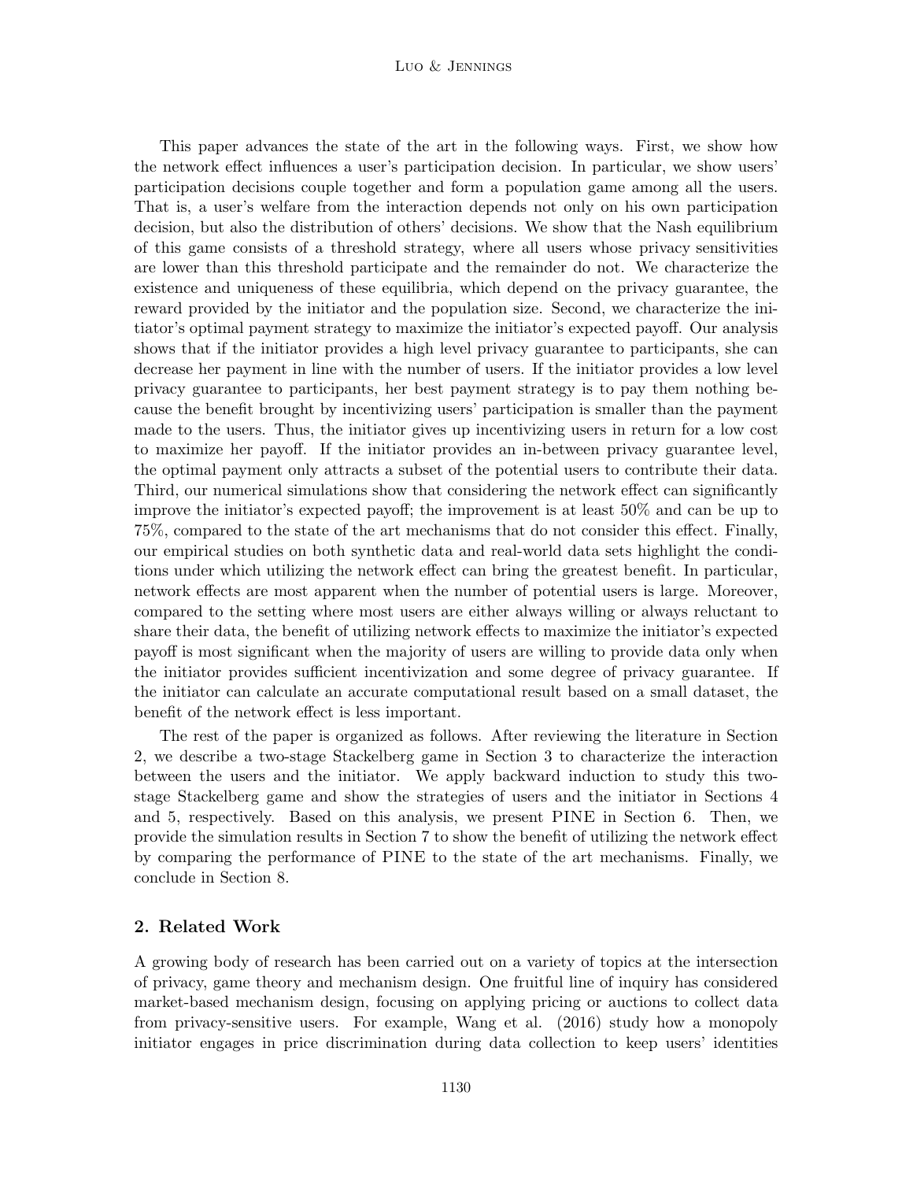This paper advances the state of the art in the following ways. First, we show how the network effect influences a user's participation decision. In particular, we show users' participation decisions couple together and form a population game among all the users. That is, a user's welfare from the interaction depends not only on his own participation decision, but also the distribution of others' decisions. We show that the Nash equilibrium of this game consists of a threshold strategy, where all users whose privacy sensitivities are lower than this threshold participate and the remainder do not. We characterize the existence and uniqueness of these equilibria, which depend on the privacy guarantee, the reward provided by the initiator and the population size. Second, we characterize the initiator's optimal payment strategy to maximize the initiator's expected payoff. Our analysis shows that if the initiator provides a high level privacy guarantee to participants, she can decrease her payment in line with the number of users. If the initiator provides a low level privacy guarantee to participants, her best payment strategy is to pay them nothing because the benefit brought by incentivizing users' participation is smaller than the payment made to the users. Thus, the initiator gives up incentivizing users in return for a low cost to maximize her payoff. If the initiator provides an in-between privacy guarantee level, the optimal payment only attracts a subset of the potential users to contribute their data. Third, our numerical simulations show that considering the network effect can significantly improve the initiator's expected payoff; the improvement is at least 50% and can be up to 75%, compared to the state of the art mechanisms that do not consider this effect. Finally, our empirical studies on both synthetic data and real-world data sets highlight the conditions under which utilizing the network effect can bring the greatest benefit. In particular, network effects are most apparent when the number of potential users is large. Moreover, compared to the setting where most users are either always willing or always reluctant to share their data, the benefit of utilizing network effects to maximize the initiator's expected payoff is most significant when the majority of users are willing to provide data only when the initiator provides sufficient incentivization and some degree of privacy guarantee. If the initiator can calculate an accurate computational result based on a small dataset, the benefit of the network effect is less important.

The rest of the paper is organized as follows. After reviewing the literature in Section 2, we describe a two-stage Stackelberg game in Section 3 to characterize the interaction between the users and the initiator. We apply backward induction to study this two-stage Stackelberg game and show the strategies of users and the initiator in Sections 4 and 5, respectively. Based on this analysis, we present PINE in Section 6. Then, we provide the simulation results in Section 7 to show the benefit of utilizing the network effect by comparing the performance of PINE to the state of the art mechanisms. Finally, we conclude in Section 8.

## 2. Related Work

A growing body of research has been carried out on a variety of topics at the intersection of privacy, game theory and mechanism design. One fruitful line of inquiry has considered market-based mechanism design, focusing on applying pricing or auctions to collect data from privacy-sensitive users. For example, Wang et al. (2016) study how a monopoly initiator engages in price discrimination during data collection to keep users' identities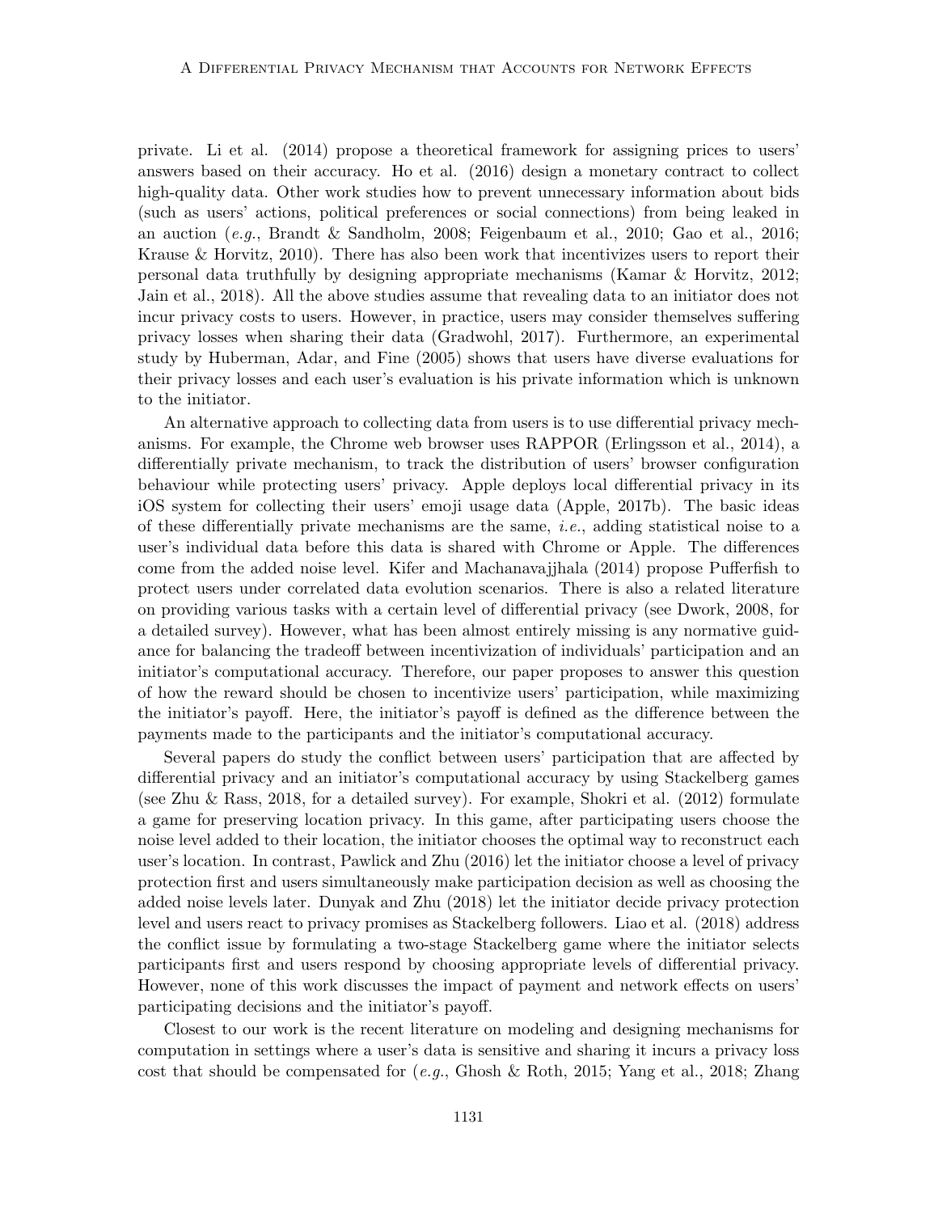private. Li et al. (2014) propose a theoretical framework for assigning prices to users' answers based on their accuracy. Ho et al. (2016) design a monetary contract to collect high-quality data. Other work studies how to prevent unnecessary information about bids (such as users' actions, political preferences or social connections) from being leaked in an auction (*e.g.*, Brandt & Sandholm, 2008; Feigenbaum et al., 2010; Gao et al., 2016; Krause & Horvitz, 2010). There has also been work that incentivizes users to report their personal data truthfully by designing appropriate mechanisms (Kamar & Horvitz, 2012; Jain et al., 2018). All the above studies assume that revealing data to an initiator does not incur privacy costs to users. However, in practice, users may consider themselves suffering privacy losses when sharing their data (Gradwohl, 2017). Furthermore, an experimental study by Huberman, Adar, and Fine (2005) shows that users have diverse evaluations for their privacy losses and each user's evaluation is his private information which is unknown to the initiator.

An alternative approach to collecting data from users is to use differential privacy mechanisms. For example, the Chrome web browser uses RAPPOR (Erlingsson et al., 2014), a differentially private mechanism, to track the distribution of users' browser configuration behaviour while protecting users' privacy. Apple deploys local differential privacy in its iOS system for collecting their users' emoji usage data (Apple, 2017b). The basic ideas of these differentially private mechanisms are the same, *i.e.*, adding statistical noise to a user's individual data before this data is shared with Chrome or Apple. The differences come from the added noise level. Kifer and Machanavajjhala (2014) propose Pufferfish to protect users under correlated data evolution scenarios. There is also a related literature on providing various tasks with a certain level of differential privacy (see Dwork, 2008, for a detailed survey). However, what has been almost entirely missing is any normative guidance for balancing the tradeoff between incentivization of individuals' participation and an initiator's computational accuracy. Therefore, our paper proposes to answer this question of how the reward should be chosen to incentivize users' participation, while maximizing the initiator's payoff. Here, the initiator's payoff is defined as the difference between the payments made to the participants and the initiator's computational accuracy.

Several papers do study the conflict between users' participation that are affected by differential privacy and an initiator's computational accuracy by using Stackelberg games (see Zhu & Rass, 2018, for a detailed survey). For example, Shokri et al. (2012) formulate a game for preserving location privacy. In this game, after participating users choose the noise level added to their location, the initiator chooses the optimal way to reconstruct each user's location. In contrast, Pawlick and Zhu (2016) let the initiator choose a level of privacy protection first and users simultaneously make participation decision as well as choosing the added noise levels later. Dunyak and Zhu (2018) let the initiator decide privacy protection level and users react to privacy promises as Stackelberg followers. Liao et al. (2018) address the conflict issue by formulating a two-stage Stackelberg game where the initiator selects participants first and users respond by choosing appropriate levels of differential privacy. However, none of this work discusses the impact of payment and network effects on users' participating decisions and the initiator's payoff.

Closest to our work is the recent literature on modeling and designing mechanisms for computation in settings where a user's data is sensitive and sharing it incurs a privacy loss cost that should be compensated for (*e.g.*, Ghosh & Roth, 2015; Yang et al., 2018; Zhang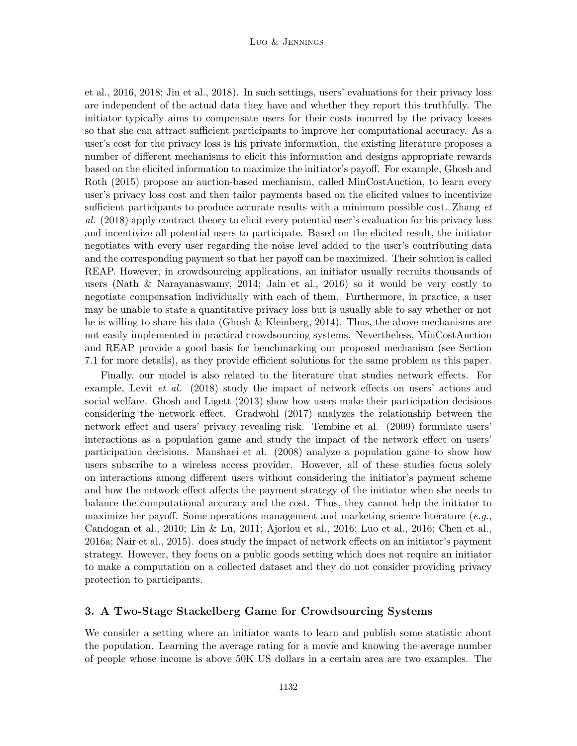et al., 2016, 2018; Jin et al., 2018). In such settings, users' evaluations for their privacy loss are independent of the actual data they have and whether they report this truthfully. The initiator typically aims to compensate users for their costs incurred by the privacy losses so that she can attract sufficient participants to improve her computational accuracy. As a user's cost for the privacy loss is his private information, the existing literature proposes a number of different mechanisms to elicit this information and designs appropriate rewards based on the elicited information to maximize the initiator's payoff. For example, Ghosh and Roth (2015) propose an auction-based mechanism, called MinCostAuction, to learn every user's privacy loss cost and then tailor payments based on the elicited values to incentivize sufficient participants to produce accurate results with a minimum possible cost. Zhang *et al.* (2018) apply contract theory to elicit every potential user's evaluation for his privacy loss and incentivize all potential users to participate. Based on the elicited result, the initiator negotiates with every user regarding the noise level added to the user's contributing data and the corresponding payment so that her payoff can be maximized. Their solution is called REAP. However, in crowdsourcing applications, an initiator usually recruits thousands of users (Nath & Narayanaswamy, 2014; Jain et al., 2016) so it would be very costly to negotiate compensation individually with each of them. Furthermore, in practice, a user may be unable to state a quantitative privacy loss but is usually able to say whether or not he is willing to share his data (Ghosh & Kleinberg, 2014). Thus, the above mechanisms are not easily implemented in practical crowdsourcing systems. Nevertheless, MinCostAuction and REAP provide a good basis for benchmarking our proposed mechanism (see Section 7.1 for more details), as they provide efficient solutions for the same problem as this paper.

Finally, our model is also related to the literature that studies network effects. For example, Levit *et al.* (2018) study the impact of network effects on users' actions and social welfare. Ghosh and Ligett (2013) show how users make their participation decisions considering the network effect. Gradwohl (2017) analyzes the relationship between the network effect and users' privacy revealing risk. Tembine et al. (2009) formulate users' interactions as a population game and study the impact of the network effect on users' participation decisions. Manshaei et al. (2008) analyze a population game to show how users subscribe to a wireless access provider. However, all of these studies focus solely on interactions among different users without considering the initiator's payment scheme and how the network effect affects the payment strategy of the initiator when she needs to balance the computational accuracy and the cost. Thus, they cannot help the initiator to maximize her payoff. Some operations management and marketing science literature (*e.g.*, Candogan et al., 2010; Lin & Lu, 2011; Ajorlou et al., 2016; Luo et al., 2016; Chen et al., 2016a; Nair et al., 2015). does study the impact of network effects on an initiator's payment strategy. However, they focus on a public goods setting which does not require an initiator to make a computation on a collected dataset and they do not consider providing privacy protection to participants.

## 3. A Two-Stage Stackelberg Game for Crowdsourcing Systems

We consider a setting where an initiator wants to learn and publish some statistic about the population. Learning the average rating for a movie and knowing the average number of people whose income is above 50K US dollars in a certain area are two examples. The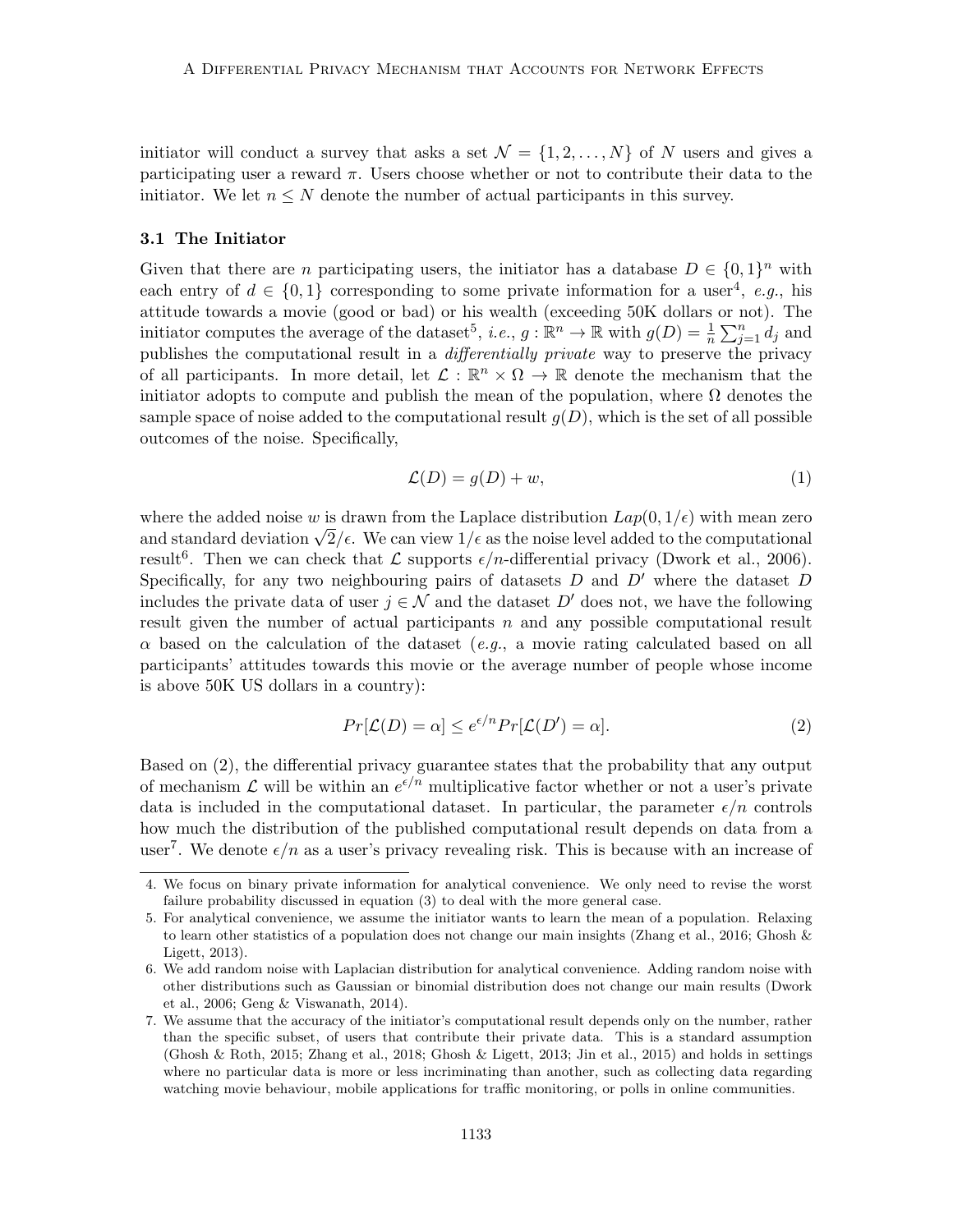initiator will conduct a survey that asks a set $\mathcal{N} = \{1, 2, \ldots, N\}$ of $N$ users and gives a participating user a reward $\pi$. Users choose whether or not to contribute their data to the initiator. We let $n \leq N$ denote the number of actual participants in this survey.

### 3.1 The Initiator

Given that there are $n$ participating users, the initiator has a database $D \in \{0, 1\}^n$ with each entry of $d \in \{0, 1\}$ corresponding to some private information for a user[4], *e.g.*, his attitude towards a movie (good or bad) or his wealth (exceeding 50K dollars or not). The initiator computes the average of the dataset[5], *i.e.*, $g : \mathbb{R}^n \to \mathbb{R}$ with $g(D) = \frac{1}{n}\sum_{j=1}^{n} d_j$ and publishes the computational result in a *differentially private* way to preserve the privacy of all participants. In more detail, let $\mathcal{L} : \mathbb{R}^n \times \Omega \to \mathbb{R}$ denote the mechanism that the initiator adopts to compute and publish the mean of the population, where $\Omega$ denotes the sample space of noise added to the computational result $g(D)$, which is the set of all possible outcomes of the noise. Specifically,

$$\mathcal{L}(D) = g(D) + w, \tag{1}$$

where the added noise $w$ is drawn from the Laplace distribution $Lap(0, 1/\epsilon)$ with mean zero and standard deviation $\sqrt{2}/\epsilon$. We can view $1/\epsilon$ as the noise level added to the computational result[6]. Then we can check that $\mathcal{L}$ supports $\epsilon/n$-differential privacy (Dwork et al., 2006). Specifically, for any two neighbouring pairs of datasets $D$ and $D'$ where the dataset $D$ includes the private data of user $j \in \mathcal{N}$ and the dataset $D'$ does not, we have the following result given the number of actual participants $n$ and any possible computational result $\alpha$ based on the calculation of the dataset (*e.g.*, a movie rating calculated based on all participants' attitudes towards this movie or the average number of people whose income is above 50K US dollars in a country):

$$Pr[\mathcal{L}(D) = \alpha] \leq e^{\epsilon/n} Pr[\mathcal{L}(D') = \alpha]. \tag{2}$$

Based on (2), the differential privacy guarantee states that the probability that any output of mechanism $\mathcal{L}$ will be within an $e^{\epsilon/n}$ multiplicative factor whether or not a user's private data is included in the computational dataset. In particular, the parameter $\epsilon/n$ controls how much the distribution of the published computational result depends on data from a user[7]. We denote $\epsilon/n$ as a user's privacy revealing risk. This is because with an increase of

---

4. We focus on binary private information for analytical convenience. We only need to revise the worst failure probability discussed in equation (3) to deal with the more general case.
5. For analytical convenience, we assume the initiator wants to learn the mean of a population. Relaxing to learn other statistics of a population does not change our main insights (Zhang et al., 2016; Ghosh & Ligett, 2013).
6. We add random noise with Laplacian distribution for analytical convenience. Adding random noise with other distributions such as Gaussian or binomial distribution does not change our main results (Dwork et al., 2006; Geng & Viswanath, 2014).
7. We assume that the accuracy of the initiator's computational result depends only on the number, rather than the specific subset, of users that contribute their private data. This is a standard assumption (Ghosh & Roth, 2015; Zhang et al., 2018; Ghosh & Ligett, 2013; Jin et al., 2015) and holds in settings where no particular data is more or less incriminating than another, such as collecting data regarding watching movie behaviour, mobile applications for traffic monitoring, or polls in online communities.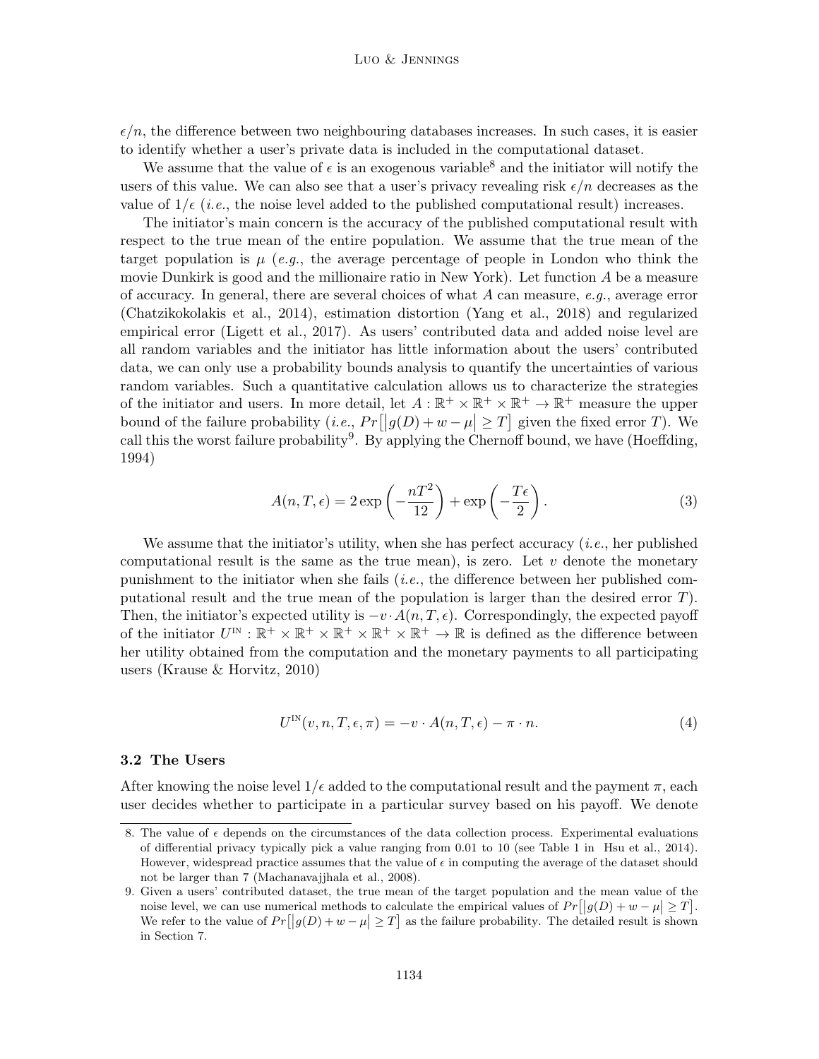$\epsilon/n$, the difference between two neighbouring databases increases. In such cases, it is easier to identify whether a user's private data is included in the computational dataset.

We assume that the value of $\epsilon$ is an exogenous variable[8] and the initiator will notify the users of this value. We can also see that a user's privacy revealing risk $\epsilon/n$ decreases as the value of $1/\epsilon$ (*i.e.*, the noise level added to the published computational result) increases.

The initiator's main concern is the accuracy of the published computational result with respect to the true mean of the entire population. We assume that the true mean of the target population is $\mu$ (*e.g.*, the average percentage of people in London who think the movie Dunkirk is good and the millionaire ratio in New York). Let function $A$ be a measure of accuracy. In general, there are several choices of what $A$ can measure, *e.g.*, average error (Chatzikokolakis et al., 2014), estimation distortion (Yang et al., 2018) and regularized empirical error (Ligett et al., 2017). As users' contributed data and added noise level are all random variables and the initiator has little information about the users' contributed data, we can only use a probability bounds analysis to quantify the uncertainties of various random variables. Such a quantitative calculation allows us to characterize the strategies of the initiator and users. In more detail, let $A : \mathbb{R}^+ \times \mathbb{R}^+ \times \mathbb{R}^+ \to \mathbb{R}^+$ measure the upper bound of the failure probability (*i.e.*, $Pr\big[|g(D) + w - \mu| \geq T\big]$ given the fixed error $T$). We call this the worst failure probability[9]. By applying the Chernoff bound, we have (Hoeffding, 1994)

$$A(n, T, \epsilon) = 2\exp\left(-\frac{nT^2}{12}\right) + \exp\left(-\frac{T\epsilon}{2}\right). \tag{3}$$

We assume that the initiator's utility, when she has perfect accuracy (*i.e.*, her published computational result is the same as the true mean), is zero. Let $v$ denote the monetary punishment to the initiator when she fails (*i.e.*, the difference between her published computational result and the true mean of the population is larger than the desired error $T$). Then, the initiator's expected utility is $-v \cdot A(n, T, \epsilon)$. Correspondingly, the expected payoff of the initiator $U^{\text{IN}} : \mathbb{R}^+ \times \mathbb{R}^+ \times \mathbb{R}^+ \times \mathbb{R}^+ \times \mathbb{R}^+ \to \mathbb{R}$ is defined as the difference between her utility obtained from the computation and the monetary payments to all participating users (Krause & Horvitz, 2010)

$$U^{\text{IN}}(v, n, T, \epsilon, \pi) = -v \cdot A(n, T, \epsilon) - \pi \cdot n. \tag{4}$$

### 3.2 The Users

After knowing the noise level $1/\epsilon$ added to the computational result and the payment $\pi$, each user decides whether to participate in a particular survey based on his payoff. We denote

---

8. The value of $\epsilon$ depends on the circumstances of the data collection process. Experimental evaluations of differential privacy typically pick a value ranging from 0.01 to 10 (see Table 1 in Hsu et al., 2014). However, widespread practice assumes that the value of $\epsilon$ in computing the average of the dataset should not be larger than 7 (Machanavajjhala et al., 2008).

9. Given a users' contributed dataset, the true mean of the target population and the mean value of the noise level, we can use numerical methods to calculate the empirical values of $Pr\big[|g(D) + w - \mu| \geq T\big]$. We refer to the value of $Pr\big[|g(D) + w - \mu| \geq T\big]$ as the failure probability. The detailed result is shown in Section 7.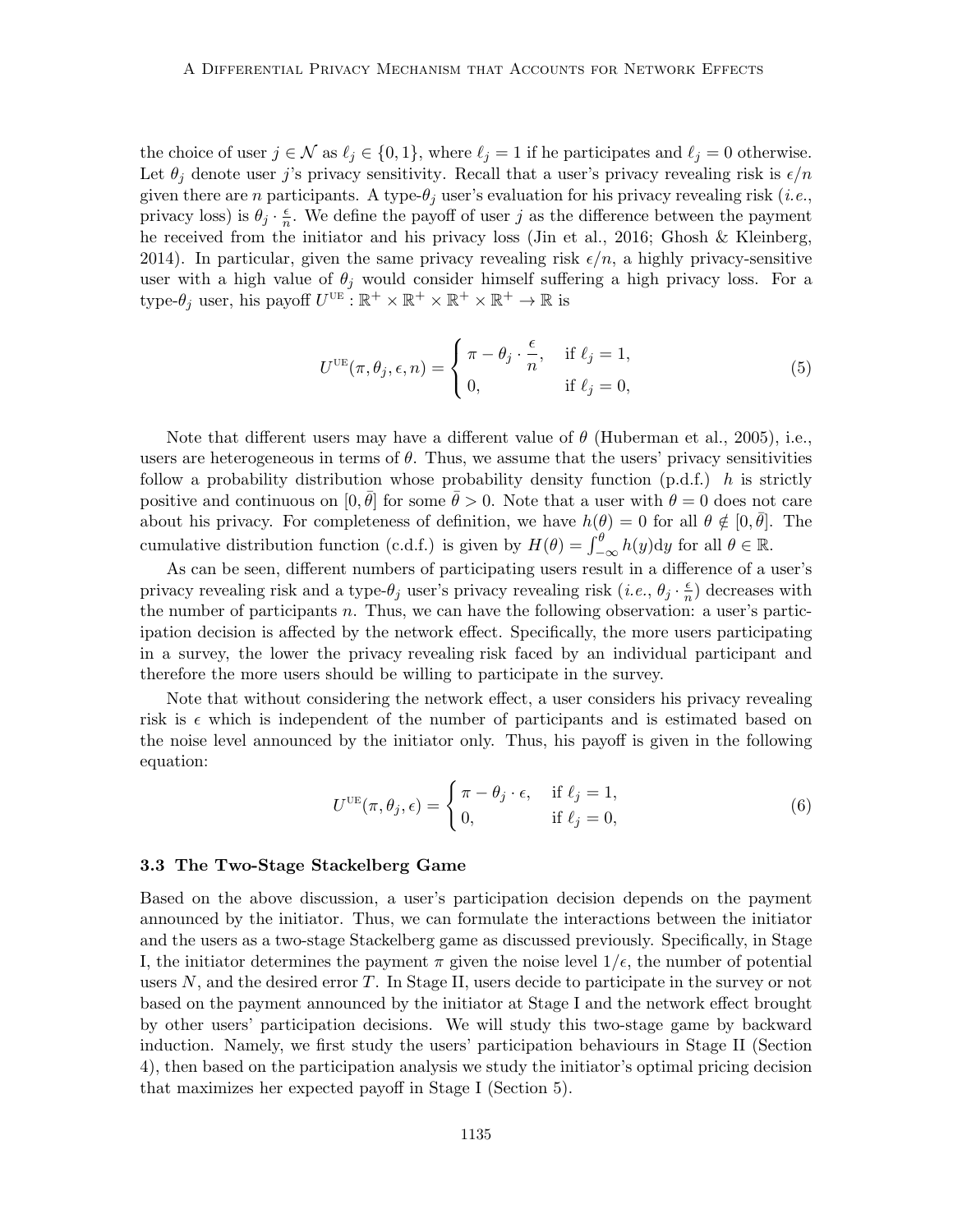the choice of user $j \in \mathcal{N}$ as $\ell_j \in \{0, 1\}$, where $\ell_j = 1$ if he participates and $\ell_j = 0$ otherwise. Let $\theta_j$ denote user $j$'s privacy sensitivity. Recall that a user's privacy revealing risk is $\epsilon/n$ given there are $n$ participants. A type-$\theta_j$ user's evaluation for his privacy revealing risk (*i.e.*, privacy loss) is $\theta_j \cdot \frac{\epsilon}{n}$. We define the payoff of user $j$ as the difference between the payment he received from the initiator and his privacy loss (Jin et al., 2016; Ghosh & Kleinberg, 2014). In particular, given the same privacy revealing risk $\epsilon/n$, a highly privacy-sensitive user with a high value of $\theta_j$ would consider himself suffering a high privacy loss. For a type-$\theta_j$ user, his payoff $U^{\text{UE}} : \mathbb{R}^+ \times \mathbb{R}^+ \times \mathbb{R}^+ \times \mathbb{R}^+ \to \mathbb{R}$ is

$$U^{\text{UE}}(\pi, \theta_j, \epsilon, n) = \begin{cases} \pi - \theta_j \cdot \dfrac{\epsilon}{n}, & \text{if } \ell_j = 1, \\ 0, & \text{if } \ell_j = 0, \end{cases} \tag{5}$$

Note that different users may have a different value of $\theta$ (Huberman et al., 2005), i.e., users are heterogeneous in terms of $\theta$. Thus, we assume that the users' privacy sensitivities follow a probability distribution whose probability density function (p.d.f.) $h$ is strictly positive and continuous on $[0, \bar{\theta}]$ for some $\bar{\theta} > 0$. Note that a user with $\theta = 0$ does not care about his privacy. For completeness of definition, we have $h(\theta) = 0$ for all $\theta \notin [0, \bar{\theta}]$. The cumulative distribution function (c.d.f.) is given by $H(\theta) = \int_{-\infty}^{\theta} h(y)\mathrm{d}y$ for all $\theta \in \mathbb{R}$.

As can be seen, different numbers of participating users result in a difference of a user's privacy revealing risk and a type-$\theta_j$ user's privacy revealing risk (*i.e.*, $\theta_j \cdot \frac{\epsilon}{n}$) decreases with the number of participants $n$. Thus, we can have the following observation: a user's participation decision is affected by the network effect. Specifically, the more users participating in a survey, the lower the privacy revealing risk faced by an individual participant and therefore the more users should be willing to participate in the survey.

Note that without considering the network effect, a user considers his privacy revealing risk is $\epsilon$ which is independent of the number of participants and is estimated based on the noise level announced by the initiator only. Thus, his payoff is given in the following equation:

$$U^{\text{UE}}(\pi, \theta_j, \epsilon) = \begin{cases} \pi - \theta_j \cdot \epsilon, & \text{if } \ell_j = 1, \\ 0, & \text{if } \ell_j = 0, \end{cases} \tag{6}$$

### 3.3 The Two-Stage Stackelberg Game

Based on the above discussion, a user's participation decision depends on the payment announced by the initiator. Thus, we can formulate the interactions between the initiator and the users as a two-stage Stackelberg game as discussed previously. Specifically, in Stage I, the initiator determines the payment $\pi$ given the noise level $1/\epsilon$, the number of potential users $N$, and the desired error $T$. In Stage II, users decide to participate in the survey or not based on the payment announced by the initiator at Stage I and the network effect brought by other users' participation decisions. We will study this two-stage game by backward induction. Namely, we first study the users' participation behaviours in Stage II (Section 4), then based on the participation analysis we study the initiator's optimal pricing decision that maximizes her expected payoff in Stage I (Section 5).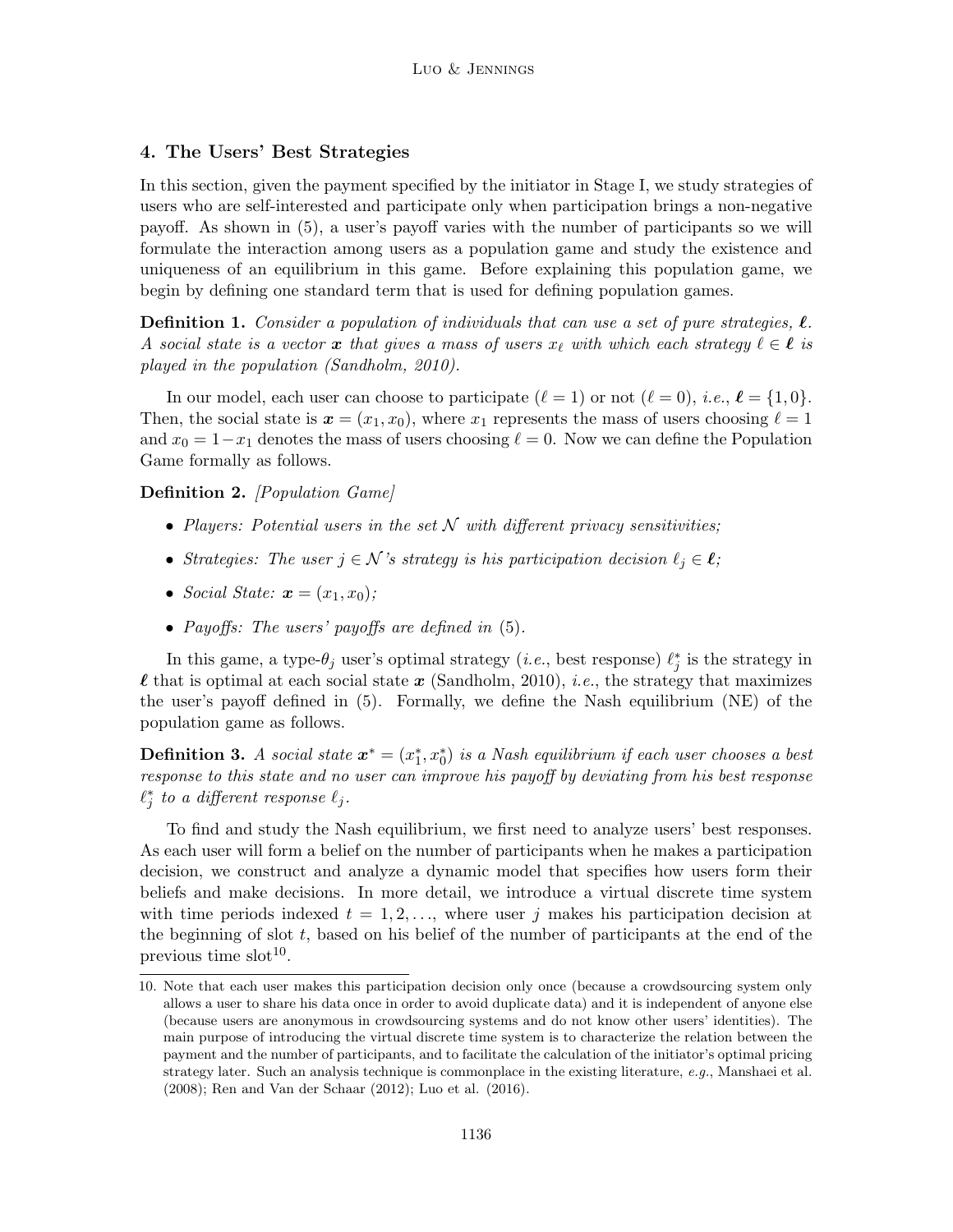## 4. The Users' Best Strategies

In this section, given the payment specified by the initiator in Stage I, we study strategies of users who are self-interested and participate only when participation brings a non-negative payoff. As shown in (5), a user's payoff varies with the number of participants so we will formulate the interaction among users as a population game and study the existence and uniqueness of an equilibrium in this game. Before explaining this population game, we begin by defining one standard term that is used for defining population games.

**Definition 1.** *Consider a population of individuals that can use a set of pure strategies, $\boldsymbol{\ell}$. A social state is a vector $\boldsymbol{x}$ that gives a mass of users $x_\ell$ with which each strategy $\ell \in \boldsymbol{\ell}$ is played in the population (Sandholm, 2010).*

In our model, each user can choose to participate ($\ell = 1$) or not ($\ell = 0$), *i.e.*, $\boldsymbol{\ell} = \{1, 0\}$. Then, the social state is $\boldsymbol{x} = (x_1, x_0)$, where $x_1$ represents the mass of users choosing $\ell = 1$ and $x_0 = 1 - x_1$ denotes the mass of users choosing $\ell = 0$. Now we can define the Population Game formally as follows.

**Definition 2.** *[Population Game]*

- *Players: Potential users in the set $\mathcal{N}$ with different privacy sensitivities;*
- *Strategies: The user $j \in \mathcal{N}$'s strategy is his participation decision $\ell_j \in \boldsymbol{\ell}$;*
- *Social State: $\boldsymbol{x} = (x_1, x_0)$;*
- *Payoffs: The users' payoffs are defined in* (5).

In this game, a type-$\theta_j$ user's optimal strategy (*i.e.*, best response) $\ell_j^*$ is the strategy in $\boldsymbol{\ell}$ that is optimal at each social state $\boldsymbol{x}$ (Sandholm, 2010), *i.e.*, the strategy that maximizes the user's payoff defined in (5). Formally, we define the Nash equilibrium (NE) of the population game as follows.

**Definition 3.** *A social state $\boldsymbol{x}^* = (x_1^*, x_0^*)$ is a Nash equilibrium if each user chooses a best response to this state and no user can improve his payoff by deviating from his best response $\ell_j^*$ to a different response $\ell_j$.*

To find and study the Nash equilibrium, we first need to analyze users' best responses. As each user will form a belief on the number of participants when he makes a participation decision, we construct and analyze a dynamic model that specifies how users form their beliefs and make decisions. In more detail, we introduce a virtual discrete time system with time periods indexed $t = 1, 2, \ldots$, where user $j$ makes his participation decision at the beginning of slot $t$, based on his belief of the number of participants at the end of the previous time slot[10].

10. Note that each user makes this participation decision only once (because a crowdsourcing system only allows a user to share his data once in order to avoid duplicate data) and it is independent of anyone else (because users are anonymous in crowdsourcing systems and do not know other users' identities). The main purpose of introducing the virtual discrete time system is to characterize the relation between the payment and the number of participants, and to facilitate the calculation of the initiator's optimal pricing strategy later. Such an analysis technique is commonplace in the existing literature, *e.g.*, Manshaei et al. (2008); Ren and Van der Schaar (2012); Luo et al. (2016).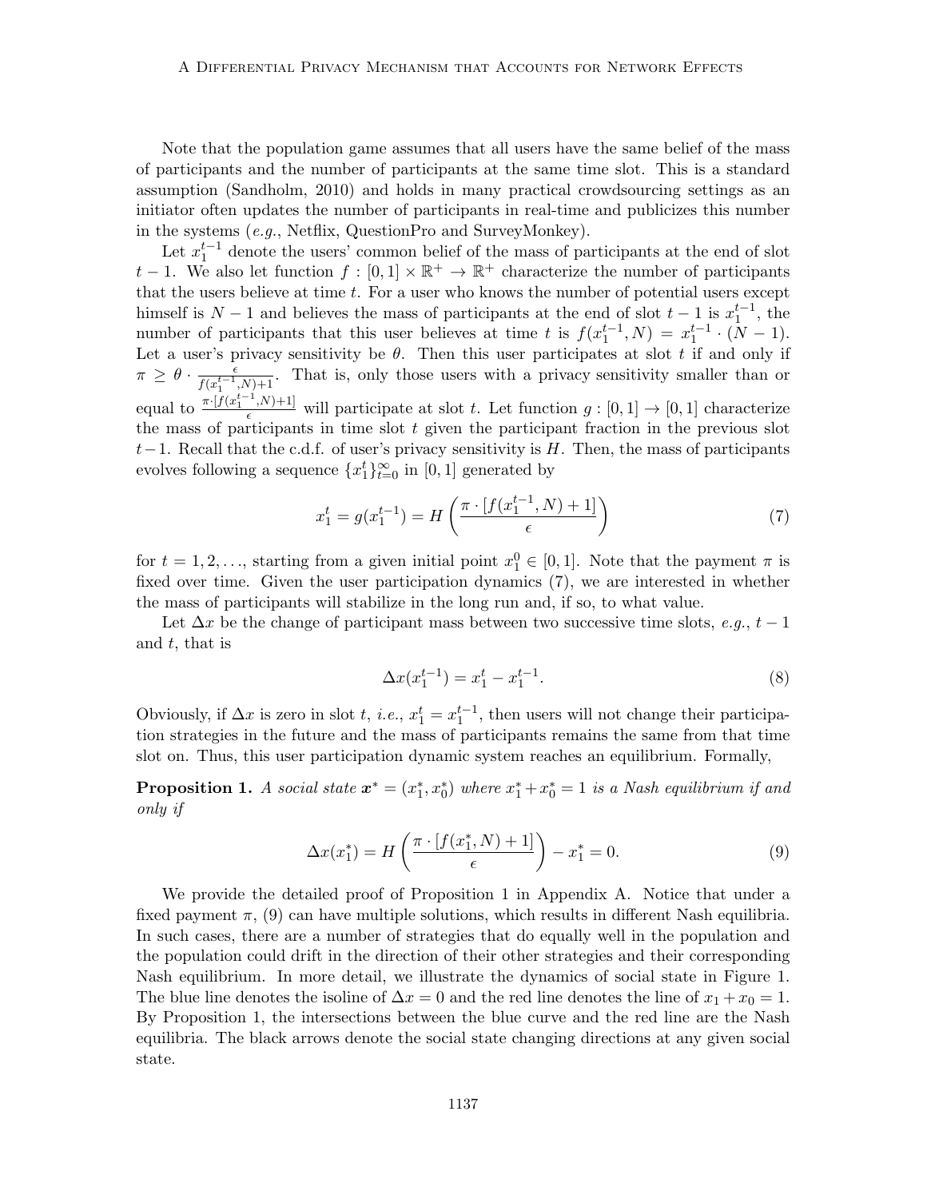Note that the population game assumes that all users have the same belief of the mass of participants and the number of participants at the same time slot. This is a standard assumption (Sandholm, 2010) and holds in many practical crowdsourcing settings as an initiator often updates the number of participants in real-time and publicizes this number in the systems (*e.g.*, Netflix, QuestionPro and SurveyMonkey).

Let $x_1^{t-1}$ denote the users' common belief of the mass of participants at the end of slot $t-1$. We also let function $f : [0,1] \times \mathbb{R}^+ \to \mathbb{R}^+$ characterize the number of participants that the users believe at time $t$. For a user who knows the number of potential users except himself is $N-1$ and believes the mass of participants at the end of slot $t-1$ is $x_1^{t-1}$, the number of participants that this user believes at time $t$ is $f(x_1^{t-1}, N) = x_1^{t-1} \cdot (N-1)$. Let a user's privacy sensitivity be $\theta$. Then this user participates at slot $t$ if and only if $\pi \geq \theta \cdot \frac{\epsilon}{f(x_1^{t-1},N)+1}$. That is, only those users with a privacy sensitivity smaller than or equal to $\frac{\pi \cdot [f(x_1^{t-1},N)+1]}{\epsilon}$ will participate at slot $t$. Let function $g : [0,1] \to [0,1]$ characterize the mass of participants in time slot $t$ given the participant fraction in the previous slot $t-1$. Recall that the c.d.f. of user's privacy sensitivity is $H$. Then, the mass of participants evolves following a sequence $\{x_1^t\}_{t=0}^{\infty}$ in $[0,1]$ generated by

$$x_1^t = g(x_1^{t-1}) = H\left(\frac{\pi \cdot [f(x_1^{t-1}, N) + 1]}{\epsilon}\right) \tag{7}$$

for $t = 1, 2, \ldots$, starting from a given initial point $x_1^0 \in [0,1]$. Note that the payment $\pi$ is fixed over time. Given the user participation dynamics (7), we are interested in whether the mass of participants will stabilize in the long run and, if so, to what value.

Let $\Delta x$ be the change of participant mass between two successive time slots, *e.g.*, $t-1$ and $t$, that is

$$\Delta x(x_1^{t-1}) = x_1^t - x_1^{t-1}. \tag{8}$$

Obviously, if $\Delta x$ is zero in slot $t$, *i.e.*, $x_1^t = x_1^{t-1}$, then users will not change their participation strategies in the future and the mass of participants remains the same from that time slot on. Thus, this user participation dynamic system reaches an equilibrium. Formally,

**Proposition 1.** *A social state $\boldsymbol{x}^* = (x_1^*, x_0^*)$ where $x_1^* + x_0^* = 1$ is a Nash equilibrium if and only if*

$$\Delta x(x_1^*) = H\left(\frac{\pi \cdot [f(x_1^*, N) + 1]}{\epsilon}\right) - x_1^* = 0. \tag{9}$$

We provide the detailed proof of Proposition 1 in Appendix A. Notice that under a fixed payment $\pi$, (9) can have multiple solutions, which results in different Nash equilibria. In such cases, there are a number of strategies that do equally well in the population and the population could drift in the direction of their other strategies and their corresponding Nash equilibrium. In more detail, we illustrate the dynamics of social state in Figure 1. The blue line denotes the isoline of $\Delta x = 0$ and the red line denotes the line of $x_1 + x_0 = 1$. By Proposition 1, the intersections between the blue curve and the red line are the Nash equilibria. The black arrows denote the social state changing directions at any given social state.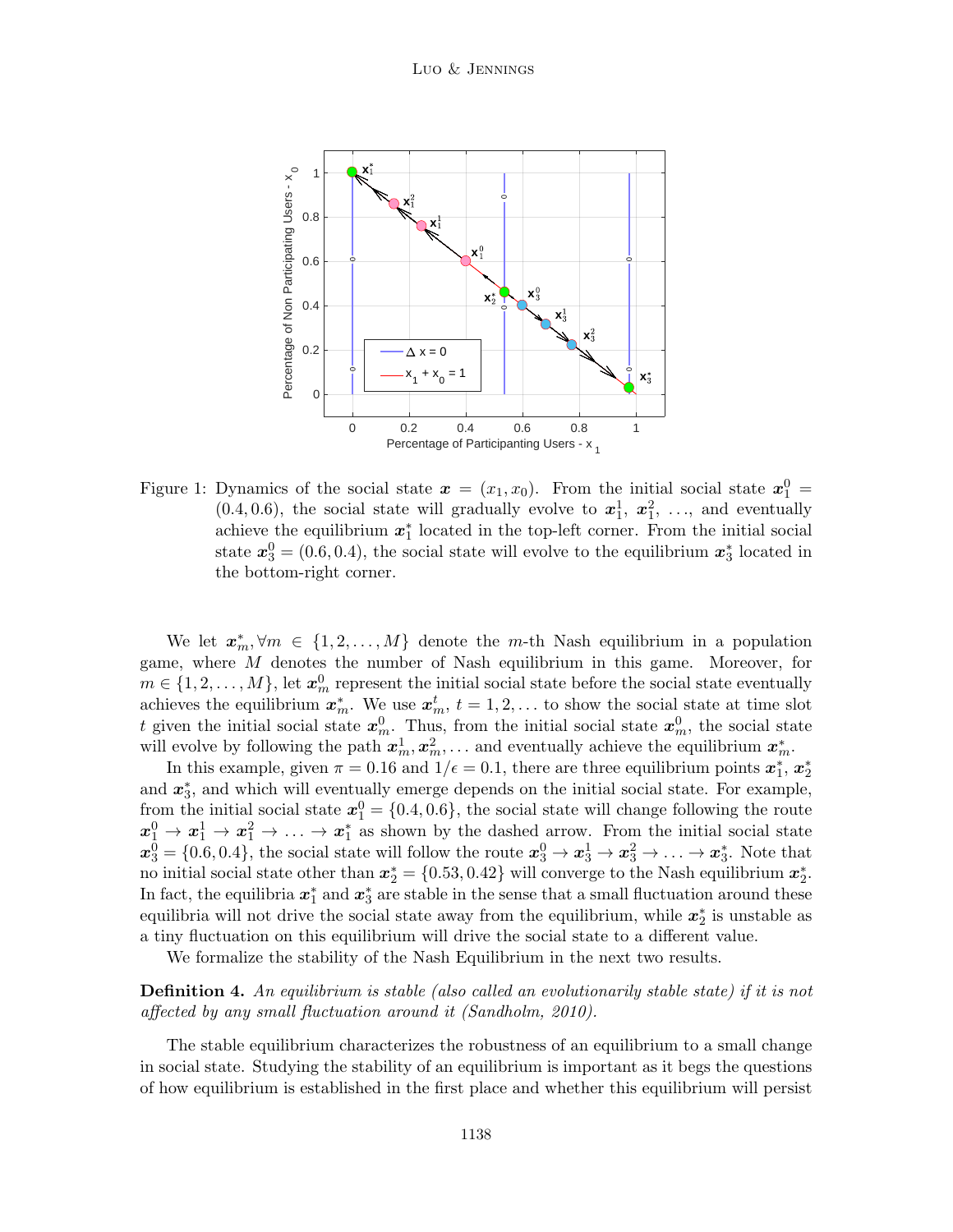Figure 1: Dynamics of the social state $\boldsymbol{x} = (x_1, x_0)$. From the initial social state $\boldsymbol{x}_1^0 = (0.4, 0.6)$, the social state will gradually evolve to $\boldsymbol{x}_1^1$, $\boldsymbol{x}_1^2$, ..., and eventually achieve the equilibrium $\boldsymbol{x}_1^*$ located in the top-left corner. From the initial social state $\boldsymbol{x}_3^0 = (0.6, 0.4)$, the social state will evolve to the equilibrium $\boldsymbol{x}_3^*$ located in the bottom-right corner.

We let $\boldsymbol{x}_m^*, \forall m \in \{1, 2, \ldots, M\}$ denote the $m$-th Nash equilibrium in a population game, where $M$ denotes the number of Nash equilibrium in this game. Moreover, for $m \in \{1, 2, \ldots, M\}$, let $\boldsymbol{x}_m^0$ represent the initial social state before the social state eventually achieves the equilibrium $\boldsymbol{x}_m^*$. We use $\boldsymbol{x}_m^t$, $t = 1, 2, \ldots$ to show the social state at time slot $t$ given the initial social state $\boldsymbol{x}_m^0$. Thus, from the initial social state $\boldsymbol{x}_m^0$, the social state will evolve by following the path $\boldsymbol{x}_m^1, \boldsymbol{x}_m^2, \ldots$ and eventually achieve the equilibrium $\boldsymbol{x}_m^*$.

In this example, given $\pi = 0.16$ and $1/\epsilon = 0.1$, there are three equilibrium points $\boldsymbol{x}_1^*$, $\boldsymbol{x}_2^*$ and $\boldsymbol{x}_3^*$, and which will eventually emerge depends on the initial social state. For example, from the initial social state $\boldsymbol{x}_1^0 = \{0.4, 0.6\}$, the social state will change following the route $\boldsymbol{x}_1^0 \rightarrow \boldsymbol{x}_1^1 \rightarrow \boldsymbol{x}_1^2 \rightarrow \ldots \rightarrow \boldsymbol{x}_1^*$ as shown by the dashed arrow. From the initial social state $\boldsymbol{x}_3^0 = \{0.6, 0.4\}$, the social state will follow the route $\boldsymbol{x}_3^0 \rightarrow \boldsymbol{x}_3^1 \rightarrow \boldsymbol{x}_3^2 \rightarrow \ldots \rightarrow \boldsymbol{x}_3^*$. Note that no initial social state other than $\boldsymbol{x}_2^* = \{0.53, 0.42\}$ will converge to the Nash equilibrium $\boldsymbol{x}_2^*$. In fact, the equilibria $\boldsymbol{x}_1^*$ and $\boldsymbol{x}_3^*$ are stable in the sense that a small fluctuation around these equilibria will not drive the social state away from the equilibrium, while $\boldsymbol{x}_2^*$ is unstable as a tiny fluctuation on this equilibrium will drive the social state to a different value.

We formalize the stability of the Nash Equilibrium in the next two results.

**Definition 4.** *An equilibrium is stable (also called an evolutionarily stable state) if it is not affected by any small fluctuation around it (Sandholm, 2010).*

The stable equilibrium characterizes the robustness of an equilibrium to a small change in social state. Studying the stability of an equilibrium is important as it begs the questions of how equilibrium is established in the first place and whether this equilibrium will persist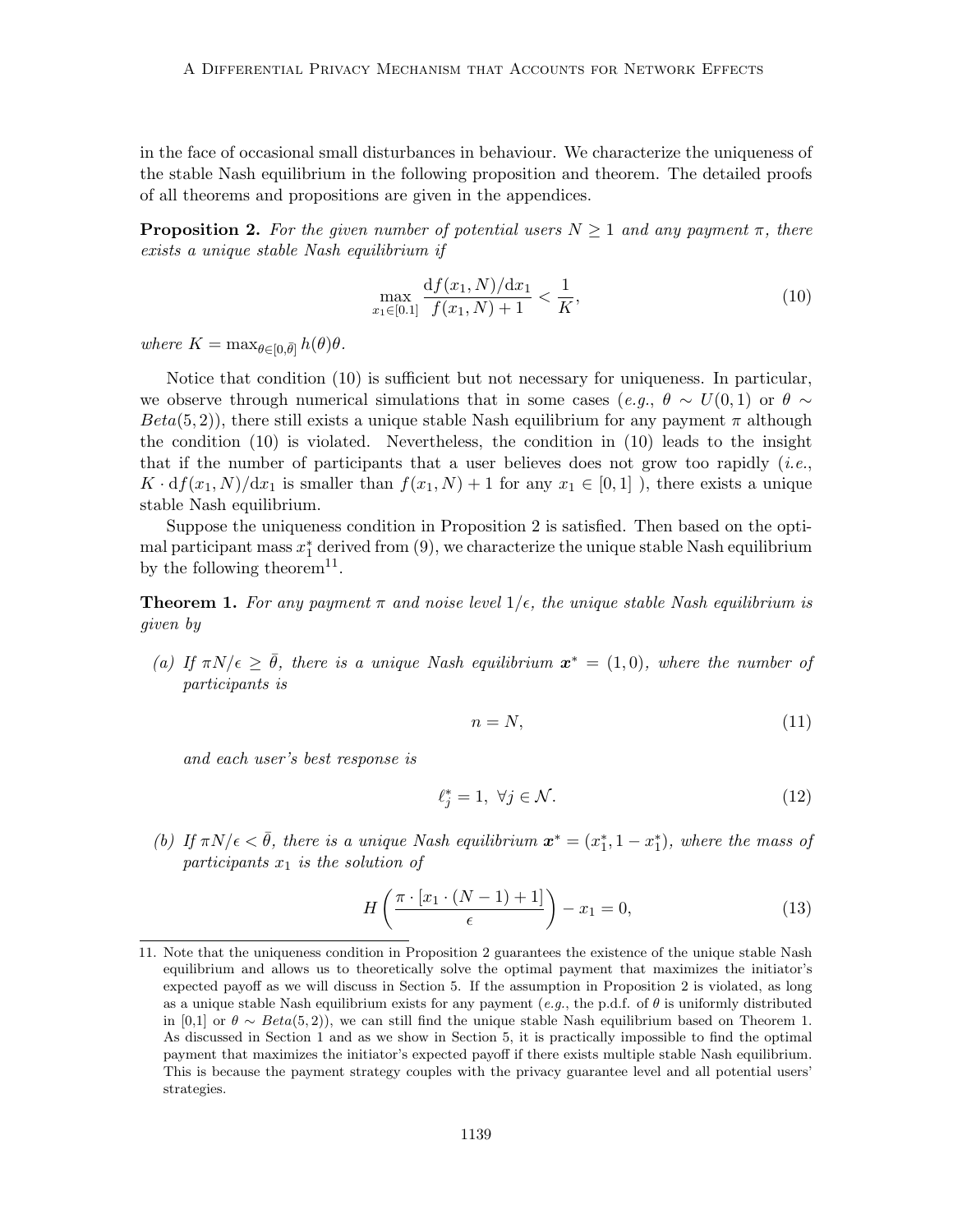in the face of occasional small disturbances in behaviour. We characterize the uniqueness of the stable Nash equilibrium in the following proposition and theorem. The detailed proofs of all theorems and propositions are given in the appendices.

**Proposition 2.** *For the given number of potential users $N \geq 1$ and any payment $\pi$, there exists a unique stable Nash equilibrium if*

$$\max_{x_1 \in [0.1]} \frac{\mathrm{d}f(x_1, N)/\mathrm{d}x_1}{f(x_1, N) + 1} < \frac{1}{K}, \tag{10}$$

*where $K = \max_{\theta \in [0, \bar{\theta}]} h(\theta)\theta$.*

Notice that condition (10) is sufficient but not necessary for uniqueness. In particular, we observe through numerical simulations that in some cases (*e.g.*, $\theta \sim U(0, 1)$ or $\theta \sim Beta(5, 2)$), there still exists a unique stable Nash equilibrium for any payment $\pi$ although the condition (10) is violated. Nevertheless, the condition in (10) leads to the insight that if the number of participants that a user believes does not grow too rapidly (*i.e.*, $K \cdot \mathrm{d}f(x_1, N)/\mathrm{d}x_1$ is smaller than $f(x_1, N) + 1$ for any $x_1 \in [0, 1]$ ), there exists a unique stable Nash equilibrium.

Suppose the uniqueness condition in Proposition 2 is satisfied. Then based on the optimal participant mass $x_1^*$ derived from (9), we characterize the unique stable Nash equilibrium by the following theorem[11].

**Theorem 1.** *For any payment $\pi$ and noise level $1/\epsilon$, the unique stable Nash equilibrium is given by*

*(a) If $\pi N/\epsilon \geq \bar{\theta}$, there is a unique Nash equilibrium $\boldsymbol{x}^* = (1, 0)$, where the number of participants is*

$$n = N, \tag{11}$$

*and each user's best response is*

$$\ell_j^* = 1, \ \forall j \in \mathcal{N}. \tag{12}$$

*(b) If $\pi N/\epsilon < \bar{\theta}$, there is a unique Nash equilibrium $\boldsymbol{x}^* = (x_1^*, 1 - x_1^*)$, where the mass of participants $x_1$ is the solution of*

$$H\left(\frac{\pi \cdot [x_1 \cdot (N - 1) + 1]}{\epsilon}\right) - x_1 = 0, \tag{13}$$

11. Note that the uniqueness condition in Proposition 2 guarantees the existence of the unique stable Nash equilibrium and allows us to theoretically solve the optimal payment that maximizes the initiator's expected payoff as we will discuss in Section 5. If the assumption in Proposition 2 is violated, as long as a unique stable Nash equilibrium exists for any payment (*e.g.*, the p.d.f. of $\theta$ is uniformly distributed in [0,1] or $\theta \sim Beta(5, 2)$), we can still find the unique stable Nash equilibrium based on Theorem 1. As discussed in Section 1 and as we show in Section 5, it is practically impossible to find the optimal payment that maximizes the initiator's expected payoff if there exists multiple stable Nash equilibrium. This is because the payment strategy couples with the privacy guarantee level and all potential users' strategies.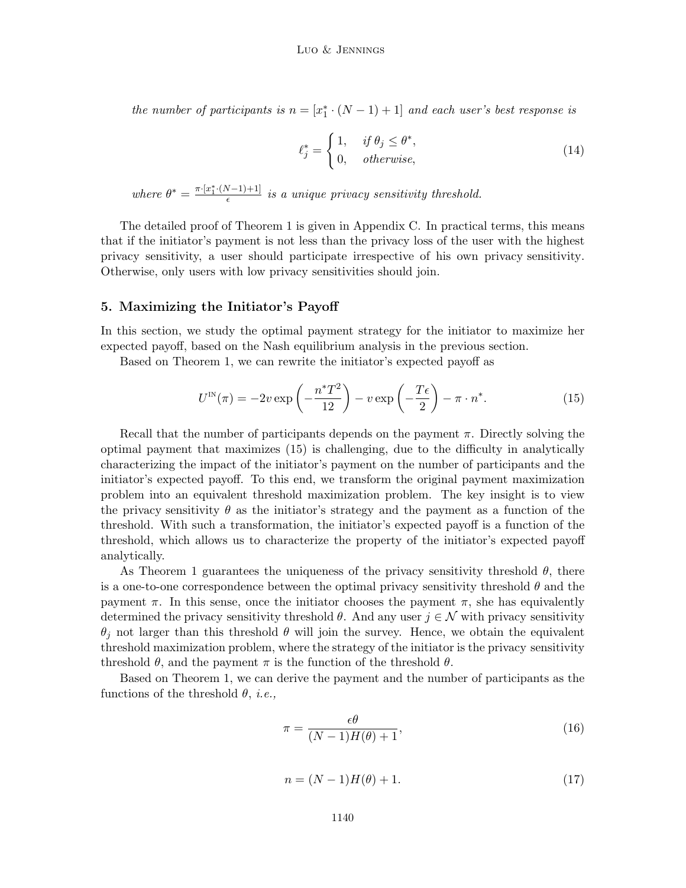*the number of participants is* $n = [x_1^* \cdot (N-1) + 1]$ *and each user's best response is*

$$\ell_j^* = \begin{cases} 1, & \text{if } \theta_j \leq \theta^*, \\ 0, & \text{otherwise}, \end{cases} \tag{14}$$

*where* $\theta^* = \frac{\pi \cdot [x_1^* \cdot (N-1)+1]}{\epsilon}$ *is a unique privacy sensitivity threshold.*

The detailed proof of Theorem 1 is given in Appendix C. In practical terms, this means that if the initiator's payment is not less than the privacy loss of the user with the highest privacy sensitivity, a user should participate irrespective of his own privacy sensitivity. Otherwise, only users with low privacy sensitivities should join.

## 5. Maximizing the Initiator's Payoff

In this section, we study the optimal payment strategy for the initiator to maximize her expected payoff, based on the Nash equilibrium analysis in the previous section.

Based on Theorem 1, we can rewrite the initiator's expected payoff as

$$U^{\text{IN}}(\pi) = -2v \exp\left(-\frac{n^* T^2}{12}\right) - v \exp\left(-\frac{T\epsilon}{2}\right) - \pi \cdot n^*. \tag{15}$$

Recall that the number of participants depends on the payment $\pi$. Directly solving the optimal payment that maximizes (15) is challenging, due to the difficulty in analytically characterizing the impact of the initiator's payment on the number of participants and the initiator's expected payoff. To this end, we transform the original payment maximization problem into an equivalent threshold maximization problem. The key insight is to view the privacy sensitivity $\theta$ as the initiator's strategy and the payment as a function of the threshold. With such a transformation, the initiator's expected payoff is a function of the threshold, which allows us to characterize the property of the initiator's expected payoff analytically.

As Theorem 1 guarantees the uniqueness of the privacy sensitivity threshold $\theta$, there is a one-to-one correspondence between the optimal privacy sensitivity threshold $\theta$ and the payment $\pi$. In this sense, once the initiator chooses the payment $\pi$, she has equivalently determined the privacy sensitivity threshold $\theta$. And any user $j \in \mathcal{N}$ with privacy sensitivity $\theta_j$ not larger than this threshold $\theta$ will join the survey. Hence, we obtain the equivalent threshold maximization problem, where the strategy of the initiator is the privacy sensitivity threshold $\theta$, and the payment $\pi$ is the function of the threshold $\theta$.

Based on Theorem 1, we can derive the payment and the number of participants as the functions of the threshold $\theta$, *i.e.,*

$$\pi = \frac{\epsilon\theta}{(N-1)H(\theta)+1}, \tag{16}$$

$$n = (N-1)H(\theta) + 1. \tag{17}$$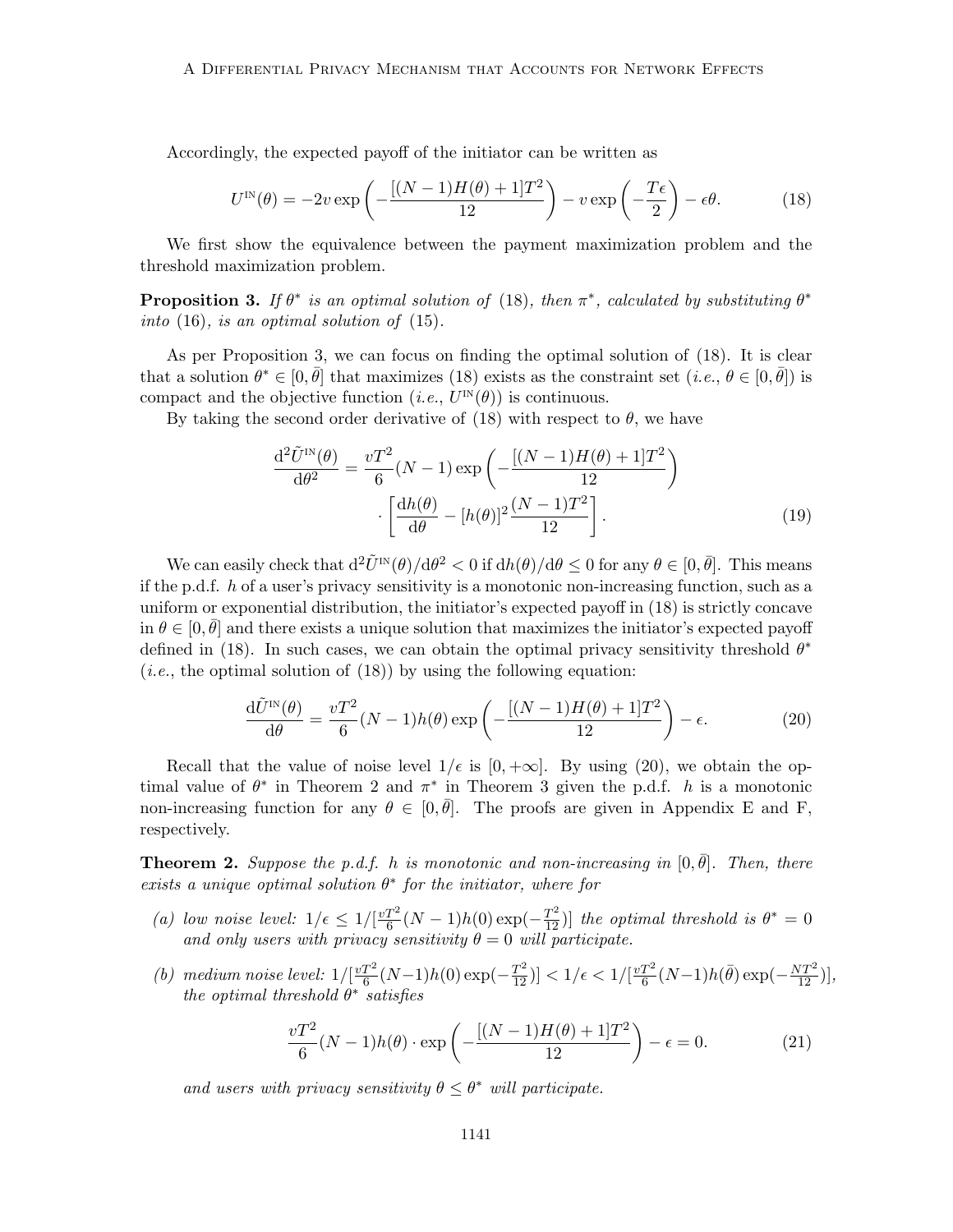Accordingly, the expected payoff of the initiator can be written as

$$U^{\text{IN}}(\theta) = -2v \exp\left(-\frac{[(N-1)H(\theta)+1]T^2}{12}\right) - v \exp\left(-\frac{T\epsilon}{2}\right) - \epsilon\theta. \tag{18}$$

We first show the equivalence between the payment maximization problem and the threshold maximization problem.

**Proposition 3.** *If $\theta^*$ is an optimal solution of* (18)*, then $\pi^*$, calculated by substituting $\theta^*$ into* (16)*, is an optimal solution of* (15)*.*

As per Proposition 3, we can focus on finding the optimal solution of (18). It is clear that a solution $\theta^* \in [0, \bar{\theta}]$ that maximizes (18) exists as the constraint set (*i.e.*, $\theta \in [0, \bar{\theta}]$) is compact and the objective function (*i.e.*, $U^{\text{IN}}(\theta)$) is continuous.

By taking the second order derivative of (18) with respect to $\theta$, we have

$$\begin{aligned}\frac{\mathrm{d}^2 \tilde{U}^{\text{IN}}(\theta)}{\mathrm{d}\theta^2} = \frac{vT^2}{6}(N-1)\exp\left(-\frac{[(N-1)H(\theta)+1]T^2}{12}\right) \\ \cdot \left[\frac{\mathrm{d}h(\theta)}{\mathrm{d}\theta} - [h(\theta)]^2 \frac{(N-1)T^2}{12}\right].\end{aligned} \tag{19}$$

We can easily check that $\mathrm{d}^2\tilde{U}^{\text{IN}}(\theta)/\mathrm{d}\theta^2 < 0$ if $\mathrm{d}h(\theta)/\mathrm{d}\theta \le 0$ for any $\theta \in [0, \bar{\theta}]$. This means if the p.d.f. $h$ of a user's privacy sensitivity is a monotonic non-increasing function, such as a uniform or exponential distribution, the initiator's expected payoff in (18) is strictly concave in $\theta \in [0, \bar{\theta}]$ and there exists a unique solution that maximizes the initiator's expected payoff defined in (18). In such cases, we can obtain the optimal privacy sensitivity threshold $\theta^*$ (*i.e.*, the optimal solution of (18)) by using the following equation:

$$\frac{\mathrm{d}\tilde{U}^{\text{IN}}(\theta)}{\mathrm{d}\theta} = \frac{vT^2}{6}(N-1)h(\theta)\exp\left(-\frac{[(N-1)H(\theta)+1]T^2}{12}\right) - \epsilon. \tag{20}$$

Recall that the value of noise level $1/\epsilon$ is $[0, +\infty]$. By using (20), we obtain the optimal value of $\theta^*$ in Theorem 2 and $\pi^*$ in Theorem 3 given the p.d.f. $h$ is a monotonic non-increasing function for any $\theta \in [0, \bar{\theta}]$. The proofs are given in Appendix E and F, respectively.

**Theorem 2.** *Suppose the p.d.f. $h$ is monotonic and non-increasing in $[0, \bar{\theta}]$. Then, there exists a unique optimal solution $\theta^*$ for the initiator, where for*

*(a) low noise level: $1/\epsilon \le 1/[\frac{vT^2}{6}(N-1)h(0)\exp(-\frac{T^2}{12})]$ the optimal threshold is $\theta^* = 0$ and only users with privacy sensitivity $\theta = 0$ will participate.*

*(b) medium noise level: $1/[\frac{vT^2}{6}(N-1)h(0)\exp(-\frac{T^2}{12})] < 1/\epsilon < 1/[\frac{vT^2}{6}(N-1)h(\bar{\theta})\exp(-\frac{NT^2}{12})]$, the optimal threshold $\theta^*$ satisfies*

$$\frac{vT^2}{6}(N-1)h(\theta) \cdot \exp\left(-\frac{[(N-1)H(\theta)+1]T^2}{12}\right) - \epsilon = 0. \tag{21}$$

*and users with privacy sensitivity $\theta \le \theta^*$ will participate.*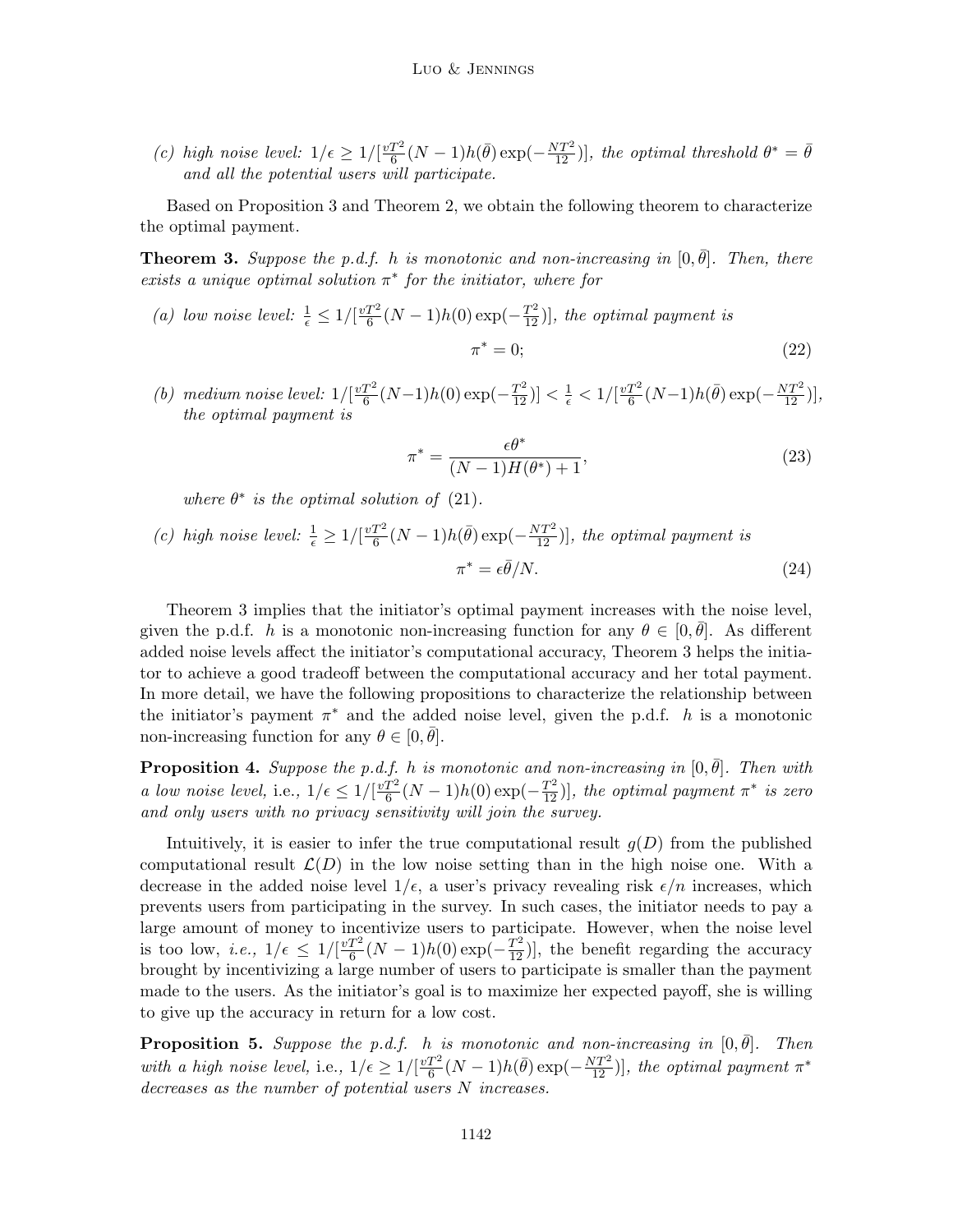*(c) high noise level:* $1/\epsilon \geq 1/[\frac{vT^2}{6}(N-1)h(\bar{\theta})\exp(-\frac{NT^2}{12})]$*, the optimal threshold* $\theta^* = \bar{\theta}$ *and all the potential users will participate.*

Based on Proposition 3 and Theorem 2, we obtain the following theorem to characterize the optimal payment.

**Theorem 3.** *Suppose the p.d.f.* $h$ *is monotonic and non-increasing in* $[0, \bar{\theta}]$*. Then, there exists a unique optimal solution* $\pi^*$ *for the initiator, where for*

*(a) low noise level:* $\frac{1}{\epsilon} \leq 1/[\frac{vT^2}{6}(N-1)h(0)\exp(-\frac{T^2}{12})]$*, the optimal payment is*

$$\pi^* = 0; \tag{22}$$

*(b) medium noise level:* $1/[\frac{vT^2}{6}(N-1)h(0)\exp(-\frac{T^2}{12})] < \frac{1}{\epsilon} < 1/[\frac{vT^2}{6}(N-1)h(\bar{\theta})\exp(-\frac{NT^2}{12})]$*, the optimal payment is*

$$\pi^* = \frac{\epsilon\theta^*}{(N-1)H(\theta^*)+1}, \tag{23}$$

*where* $\theta^*$ *is the optimal solution of* (21)*.*

*(c) high noise level:* $\frac{1}{\epsilon} \geq 1/[\frac{vT^2}{6}(N-1)h(\bar{\theta})\exp(-\frac{NT^2}{12})]$*, the optimal payment is*

$$\pi^* = \epsilon\bar{\theta}/N. \tag{24}$$

Theorem 3 implies that the initiator's optimal payment increases with the noise level, given the p.d.f. $h$ is a monotonic non-increasing function for any $\theta \in [0, \bar{\theta}]$. As different added noise levels affect the initiator's computational accuracy, Theorem 3 helps the initiator to achieve a good tradeoff between the computational accuracy and her total payment. In more detail, we have the following propositions to characterize the relationship between the initiator's payment $\pi^*$ and the added noise level, given the p.d.f. $h$ is a monotonic non-increasing function for any $\theta \in [0, \bar{\theta}]$.

**Proposition 4.** *Suppose the p.d.f.* $h$ *is monotonic and non-increasing in* $[0, \bar{\theta}]$*. Then with a low noise level,* i.e., $1/\epsilon \leq 1/[\frac{vT^2}{6}(N-1)h(0)\exp(-\frac{T^2}{12})]$*, the optimal payment* $\pi^*$ *is zero and only users with no privacy sensitivity will join the survey.*

Intuitively, it is easier to infer the true computational result $g(D)$ from the published computational result $\mathcal{L}(D)$ in the low noise setting than in the high noise one. With a decrease in the added noise level $1/\epsilon$, a user's privacy revealing risk $\epsilon/n$ increases, which prevents users from participating in the survey. In such cases, the initiator needs to pay a large amount of money to incentivize users to participate. However, when the noise level is too low, *i.e.,* $1/\epsilon \leq 1/[\frac{vT^2}{6}(N-1)h(0)\exp(-\frac{T^2}{12})]$, the benefit regarding the accuracy brought by incentivizing a large number of users to participate is smaller than the payment made to the users. As the initiator's goal is to maximize her expected payoff, she is willing to give up the accuracy in return for a low cost.

**Proposition 5.** *Suppose the p.d.f.* $h$ *is monotonic and non-increasing in* $[0, \bar{\theta}]$*. Then with a high noise level,* i.e., $1/\epsilon \geq 1/[\frac{vT^2}{6}(N-1)h(\bar{\theta})\exp(-\frac{NT^2}{12})]$*, the optimal payment* $\pi^*$ *decreases as the number of potential users* $N$ *increases.*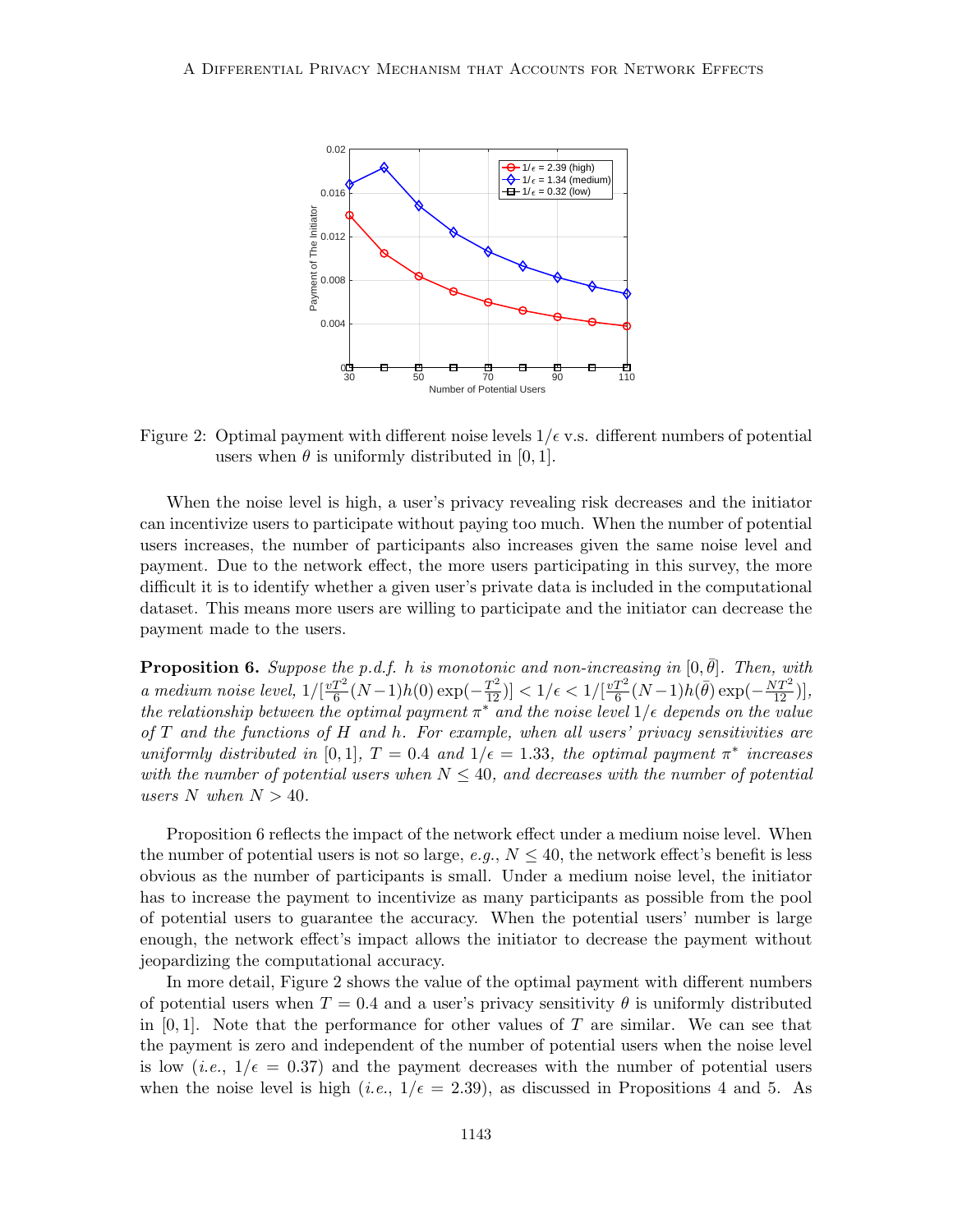Figure 2: Optimal payment with different noise levels $1/\epsilon$ v.s. different numbers of potential users when $\theta$ is uniformly distributed in $[0, 1]$.

When the noise level is high, a user's privacy revealing risk decreases and the initiator can incentivize users to participate without paying too much. When the number of potential users increases, the number of participants also increases given the same noise level and payment. Due to the network effect, the more users participating in this survey, the more difficult it is to identify whether a given user's private data is included in the computational dataset. This means more users are willing to participate and the initiator can decrease the payment made to the users.

**Proposition 6.** *Suppose the p.d.f. $h$ is monotonic and non-increasing in $[0, \bar{\theta}]$. Then, with a medium noise level, $1/[\frac{vT^2}{6}(N-1)h(0)\exp(-\frac{T^2}{12})] < 1/\epsilon < 1/[\frac{vT^2}{6}(N-1)h(\bar{\theta})\exp(-\frac{NT^2}{12})]$, the relationship between the optimal payment $\pi^*$ and the noise level $1/\epsilon$ depends on the value of $T$ and the functions of $H$ and $h$. For example, when all users' privacy sensitivities are uniformly distributed in $[0, 1]$, $T = 0.4$ and $1/\epsilon = 1.33$, the optimal payment $\pi^*$ increases with the number of potential users when $N \leq 40$, and decreases with the number of potential users $N$ when $N > 40$.*

Proposition 6 reflects the impact of the network effect under a medium noise level. When the number of potential users is not so large, *e.g.*, $N \leq 40$, the network effect's benefit is less obvious as the number of participants is small. Under a medium noise level, the initiator has to increase the payment to incentivize as many participants as possible from the pool of potential users to guarantee the accuracy. When the potential users' number is large enough, the network effect's impact allows the initiator to decrease the payment without jeopardizing the computational accuracy.

In more detail, Figure 2 shows the value of the optimal payment with different numbers of potential users when $T = 0.4$ and a user's privacy sensitivity $\theta$ is uniformly distributed in $[0, 1]$. Note that the performance for other values of $T$ are similar. We can see that the payment is zero and independent of the number of potential users when the noise level is low (*i.e.*, $1/\epsilon = 0.37$) and the payment decreases with the number of potential users when the noise level is high (*i.e.*, $1/\epsilon = 2.39$), as discussed in Propositions 4 and 5. As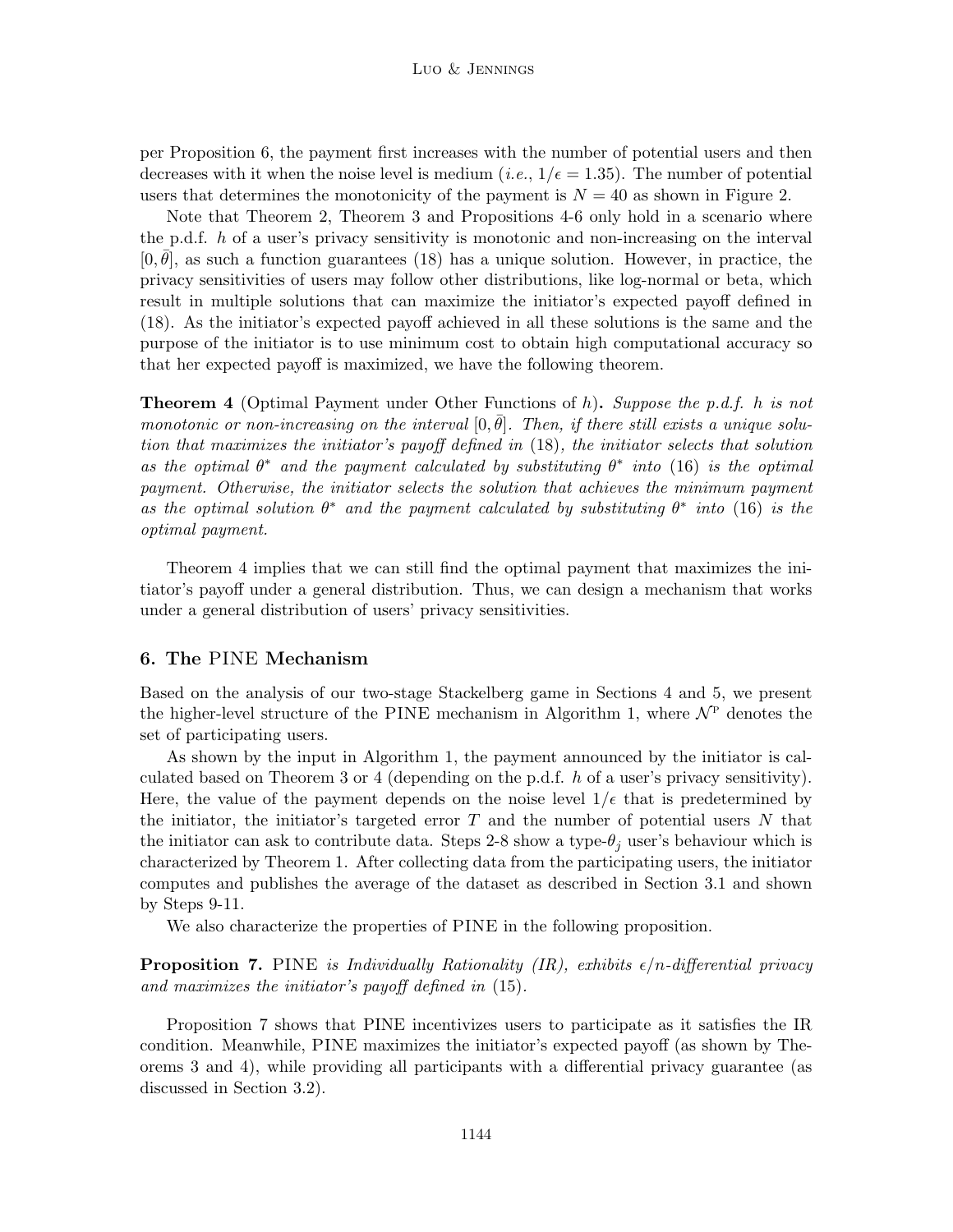per Proposition 6, the payment first increases with the number of potential users and then decreases with it when the noise level is medium (*i.e.*, $1/\epsilon = 1.35$). The number of potential users that determines the monotonicity of the payment is $N = 40$ as shown in Figure 2.

Note that Theorem 2, Theorem 3 and Propositions 4-6 only hold in a scenario where the p.d.f. $h$ of a user's privacy sensitivity is monotonic and non-increasing on the interval $[0, \bar{\theta}]$, as such a function guarantees (18) has a unique solution. However, in practice, the privacy sensitivities of users may follow other distributions, like log-normal or beta, which result in multiple solutions that can maximize the initiator's expected payoff defined in (18). As the initiator's expected payoff achieved in all these solutions is the same and the purpose of the initiator is to use minimum cost to obtain high computational accuracy so that her expected payoff is maximized, we have the following theorem.

**Theorem 4** (Optimal Payment under Other Functions of $h$)**.** *Suppose the p.d.f. $h$ is not monotonic or non-increasing on the interval $[0, \bar{\theta}]$. Then, if there still exists a unique solution that maximizes the initiator's payoff defined in* (18)*, the initiator selects that solution as the optimal $\theta^*$ and the payment calculated by substituting $\theta^*$ into* (16) *is the optimal payment. Otherwise, the initiator selects the solution that achieves the minimum payment as the optimal solution $\theta^*$ and the payment calculated by substituting $\theta^*$ into* (16) *is the optimal payment.*

Theorem 4 implies that we can still find the optimal payment that maximizes the initiator's payoff under a general distribution. Thus, we can design a mechanism that works under a general distribution of users' privacy sensitivities.

## 6. The PINE Mechanism

Based on the analysis of our two-stage Stackelberg game in Sections 4 and 5, we present the higher-level structure of the PINE mechanism in Algorithm 1, where $\mathcal{N}^{\mathrm{P}}$ denotes the set of participating users.

As shown by the input in Algorithm 1, the payment announced by the initiator is calculated based on Theorem 3 or 4 (depending on the p.d.f. $h$ of a user's privacy sensitivity). Here, the value of the payment depends on the noise level $1/\epsilon$ that is predetermined by the initiator, the initiator's targeted error $T$ and the number of potential users $N$ that the initiator can ask to contribute data. Steps 2-8 show a type-$\theta_j$ user's behaviour which is characterized by Theorem 1. After collecting data from the participating users, the initiator computes and publishes the average of the dataset as described in Section 3.1 and shown by Steps 9-11.

We also characterize the properties of PINE in the following proposition.

**Proposition 7.** PINE *is Individually Rationality (IR), exhibits $\epsilon/n$-differential privacy and maximizes the initiator's payoff defined in* (15).

Proposition 7 shows that PINE incentivizes users to participate as it satisfies the IR condition. Meanwhile, PINE maximizes the initiator's expected payoff (as shown by Theorems 3 and 4), while providing all participants with a differential privacy guarantee (as discussed in Section 3.2).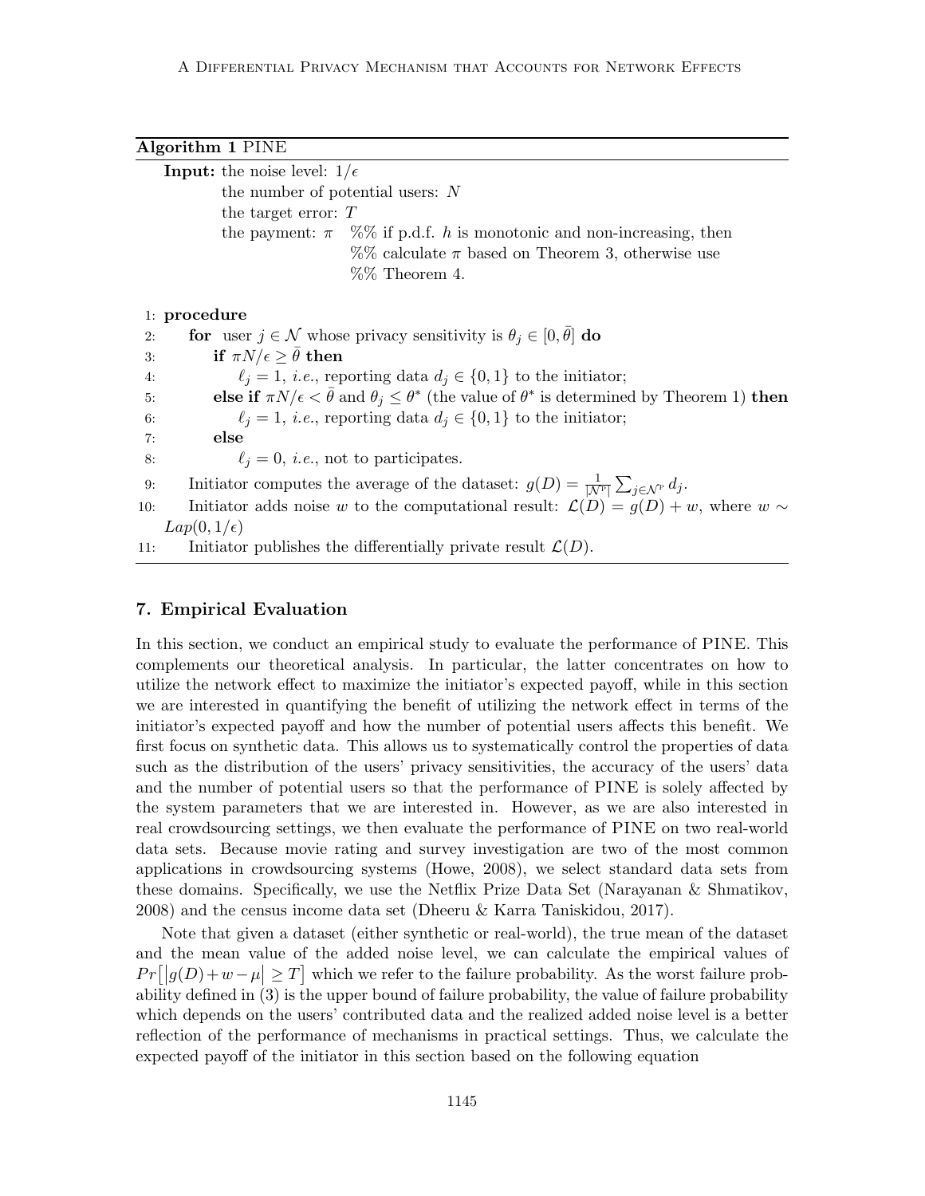**Algorithm 1** PINE

**Input:** the noise level: $1/\epsilon$
the number of potential users: $N$
the target error: $T$
the payment: $\pi$   %% if p.d.f. $h$ is monotonic and non-increasing, then
%% calculate $\pi$ based on Theorem 3, otherwise use
%% Theorem 4.

```
1: procedure
2:     for user j ∈ N whose privacy sensitivity is θ_j ∈ [0, θ̄] do
3:         if πN/ε ≥ θ̄ then
4:             ℓ_j = 1, i.e., reporting data d_j ∈ {0,1} to the initiator;
5:         else if πN/ε < θ̄ and θ_j ≤ θ* (the value of θ* is determined by Theorem 1) then
6:             ℓ_j = 1, i.e., reporting data d_j ∈ {0,1} to the initiator;
7:         else
8:             ℓ_j = 0, i.e., not to participates.
9:     Initiator computes the average of the dataset: g(D) = (1/|N^P|) Σ_{j∈N^P} d_j.
10:    Initiator adds noise w to the computational result: L(D) = g(D) + w, where w ~ Lap(0, 1/ε)
11:    Initiator publishes the differentially private result L(D).
```

## 7. Empirical Evaluation

In this section, we conduct an empirical study to evaluate the performance of PINE. This complements our theoretical analysis. In particular, the latter concentrates on how to utilize the network effect to maximize the initiator's expected payoff, while in this section we are interested in quantifying the benefit of utilizing the network effect in terms of the initiator's expected payoff and how the number of potential users affects this benefit. We first focus on synthetic data. This allows us to systematically control the properties of data such as the distribution of the users' privacy sensitivities, the accuracy of the users' data and the number of potential users so that the performance of PINE is solely affected by the system parameters that we are interested in. However, as we are also interested in real crowdsourcing settings, we then evaluate the performance of PINE on two real-world data sets. Because movie rating and survey investigation are two of the most common applications in crowdsourcing systems (Howe, 2008), we select standard data sets from these domains. Specifically, we use the Netflix Prize Data Set (Narayanan & Shmatikov, 2008) and the census income data set (Dheeru & Karra Taniskidou, 2017).

Note that given a dataset (either synthetic or real-world), the true mean of the dataset and the mean value of the added noise level, we can calculate the empirical values of $Pr\big[|g(D)+w-\mu| \geq T\big]$ which we refer to the failure probability. As the worst failure probability defined in (3) is the upper bound of failure probability, the value of failure probability which depends on the users' contributed data and the realized added noise level is a better reflection of the performance of mechanisms in practical settings. Thus, we calculate the expected payoff of the initiator in this section based on the following equation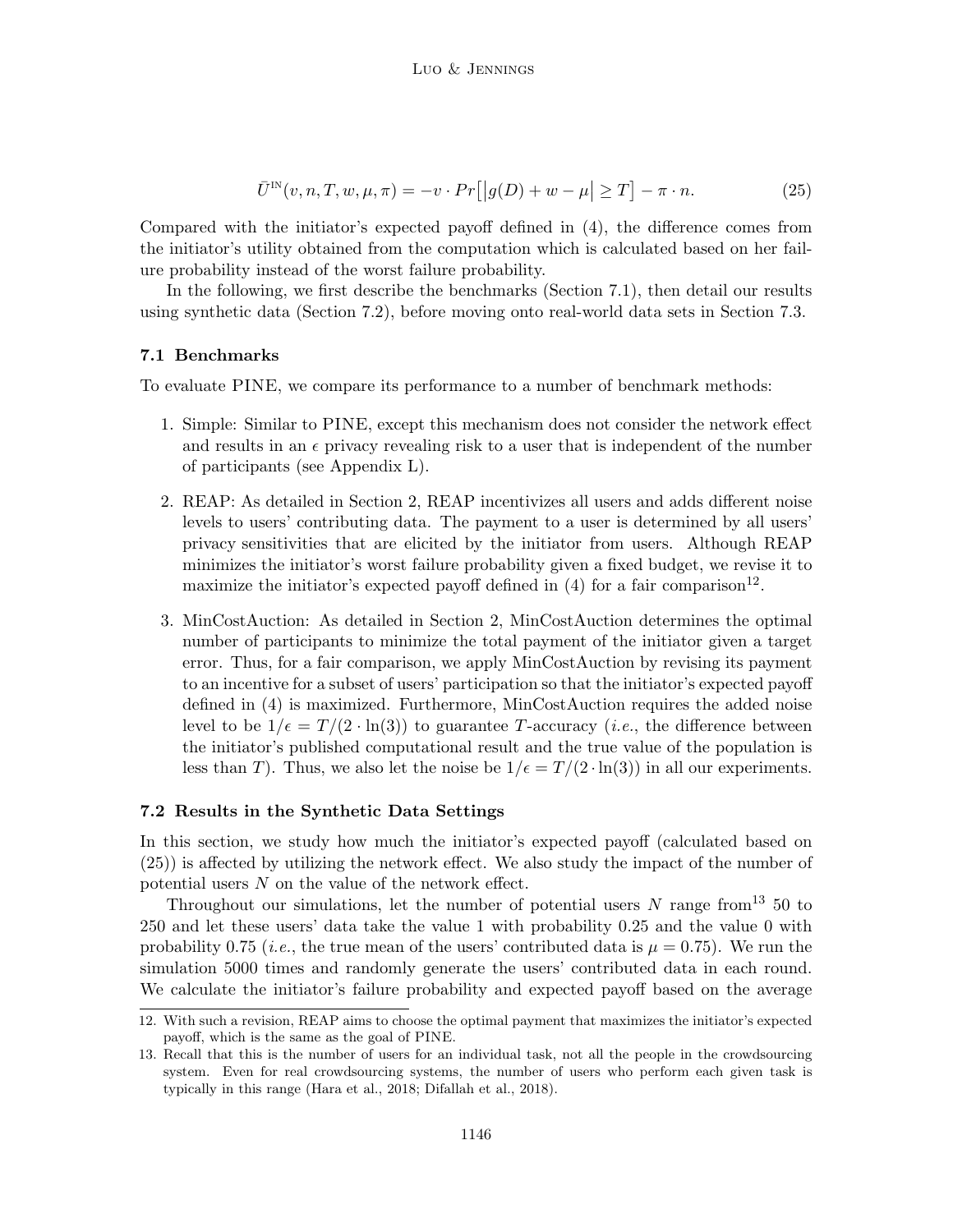$$\bar{U}^{\text{IN}}(v, n, T, w, \mu, \pi) = -v \cdot Pr\big[\big|g(D) + w - \mu\big| \geq T\big] - \pi \cdot n. \tag{25}$$

Compared with the initiator's expected payoff defined in (4), the difference comes from the initiator's utility obtained from the computation which is calculated based on her failure probability instead of the worst failure probability.

In the following, we first describe the benchmarks (Section 7.1), then detail our results using synthetic data (Section 7.2), before moving onto real-world data sets in Section 7.3.

### 7.1 Benchmarks

To evaluate PINE, we compare its performance to a number of benchmark methods:

1. Simple: Similar to PINE, except this mechanism does not consider the network effect and results in an $\epsilon$ privacy revealing risk to a user that is independent of the number of participants (see Appendix L).
2. REAP: As detailed in Section 2, REAP incentivizes all users and adds different noise levels to users' contributing data. The payment to a user is determined by all users' privacy sensitivities that are elicited by the initiator from users. Although REAP minimizes the initiator's worst failure probability given a fixed budget, we revise it to maximize the initiator's expected payoff defined in (4) for a fair comparison[12].
3. MinCostAuction: As detailed in Section 2, MinCostAuction determines the optimal number of participants to minimize the total payment of the initiator given a target error. Thus, for a fair comparison, we apply MinCostAuction by revising its payment to an incentive for a subset of users' participation so that the initiator's expected payoff defined in (4) is maximized. Furthermore, MinCostAuction requires the added noise level to be $1/\epsilon = T/(2 \cdot \ln(3))$ to guarantee $T$-accuracy (*i.e.*, the difference between the initiator's published computational result and the true value of the population is less than $T$). Thus, we also let the noise be $1/\epsilon = T/(2 \cdot \ln(3))$ in all our experiments.

### 7.2 Results in the Synthetic Data Settings

In this section, we study how much the initiator's expected payoff (calculated based on (25)) is affected by utilizing the network effect. We also study the impact of the number of potential users $N$ on the value of the network effect.

Throughout our simulations, let the number of potential users $N$ range from[13] 50 to 250 and let these users' data take the value 1 with probability 0.25 and the value 0 with probability 0.75 (*i.e.*, the true mean of the users' contributed data is $\mu = 0.75$). We run the simulation 5000 times and randomly generate the users' contributed data in each round. We calculate the initiator's failure probability and expected payoff based on the average

12. With such a revision, REAP aims to choose the optimal payment that maximizes the initiator's expected payoff, which is the same as the goal of PINE.

13. Recall that this is the number of users for an individual task, not all the people in the crowdsourcing system. Even for real crowdsourcing systems, the number of users who perform each given task is typically in this range (Hara et al., 2018; Difallah et al., 2018).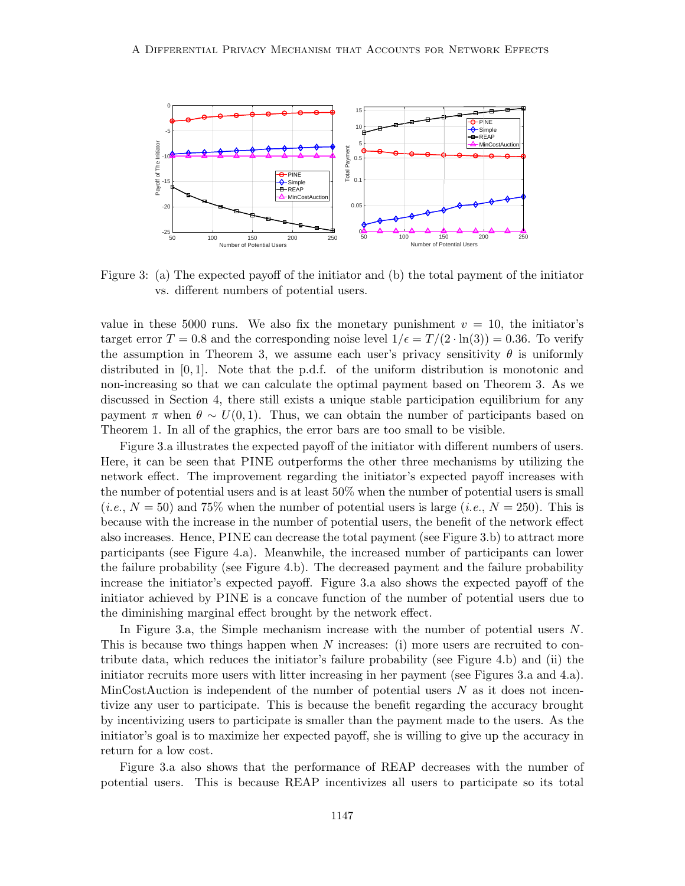Figure 3: (a) The expected payoff of the initiator and (b) the total payment of the initiator vs. different numbers of potential users.

value in these 5000 runs. We also fix the monetary punishment $v = 10$, the initiator's target error $T = 0.8$ and the corresponding noise level $1/\epsilon = T/(2 \cdot \ln(3)) = 0.36$. To verify the assumption in Theorem 3, we assume each user's privacy sensitivity $\theta$ is uniformly distributed in $[0, 1]$. Note that the p.d.f. of the uniform distribution is monotonic and non-increasing so that we can calculate the optimal payment based on Theorem 3. As we discussed in Section 4, there still exists a unique stable participation equilibrium for any payment $\pi$ when $\theta \sim U(0, 1)$. Thus, we can obtain the number of participants based on Theorem 1. In all of the graphics, the error bars are too small to be visible.

Figure 3.a illustrates the expected payoff of the initiator with different numbers of users. Here, it can be seen that PINE outperforms the other three mechanisms by utilizing the network effect. The improvement regarding the initiator's expected payoff increases with the number of potential users and is at least 50% when the number of potential users is small (*i.e.*, $N = 50$) and 75% when the number of potential users is large (*i.e.*, $N = 250$). This is because with the increase in the number of potential users, the benefit of the network effect also increases. Hence, PINE can decrease the total payment (see Figure 3.b) to attract more participants (see Figure 4.a). Meanwhile, the increased number of participants can lower the failure probability (see Figure 4.b). The decreased payment and the failure probability increase the initiator's expected payoff. Figure 3.a also shows the expected payoff of the initiator achieved by PINE is a concave function of the number of potential users due to the diminishing marginal effect brought by the network effect.

In Figure 3.a, the Simple mechanism increase with the number of potential users $N$. This is because two things happen when $N$ increases: (i) more users are recruited to contribute data, which reduces the initiator's failure probability (see Figure 4.b) and (ii) the initiator recruits more users with litter increasing in her payment (see Figures 3.a and 4.a). MinCostAuction is independent of the number of potential users $N$ as it does not incentivize any user to participate. This is because the benefit regarding the accuracy brought by incentivizing users to participate is smaller than the payment made to the users. As the initiator's goal is to maximize her expected payoff, she is willing to give up the accuracy in return for a low cost.

Figure 3.a also shows that the performance of REAP decreases with the number of potential users. This is because REAP incentivizes all users to participate so its total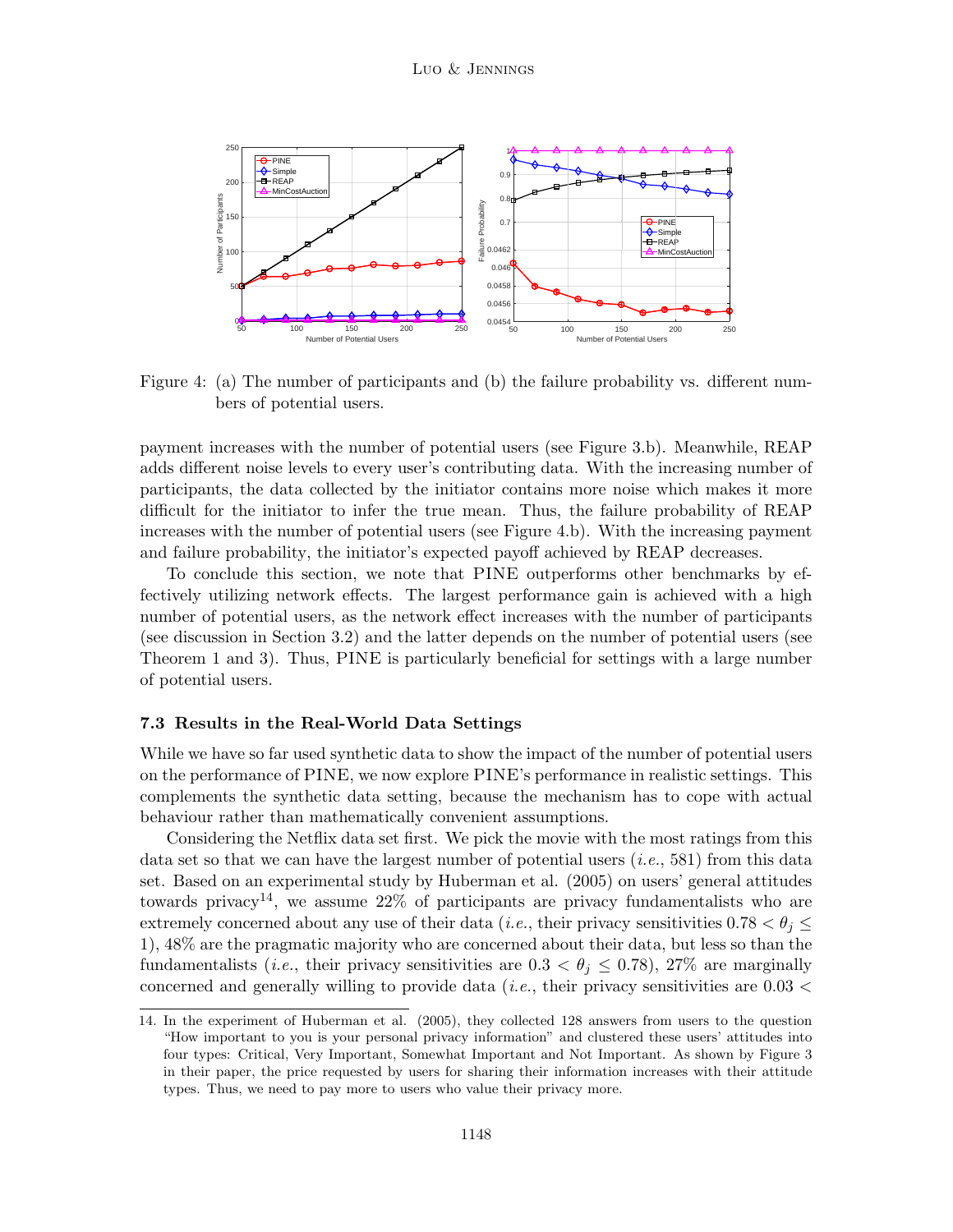Figure 4: (a) The number of participants and (b) the failure probability vs. different numbers of potential users.

payment increases with the number of potential users (see Figure 3.b). Meanwhile, REAP adds different noise levels to every user's contributing data. With the increasing number of participants, the data collected by the initiator contains more noise which makes it more difficult for the initiator to infer the true mean. Thus, the failure probability of REAP increases with the number of potential users (see Figure 4.b). With the increasing payment and failure probability, the initiator's expected payoff achieved by REAP decreases.

To conclude this section, we note that PINE outperforms other benchmarks by effectively utilizing network effects. The largest performance gain is achieved with a high number of potential users, as the network effect increases with the number of participants (see discussion in Section 3.2) and the latter depends on the number of potential users (see Theorem 1 and 3). Thus, PINE is particularly beneficial for settings with a large number of potential users.

### 7.3 Results in the Real-World Data Settings

While we have so far used synthetic data to show the impact of the number of potential users on the performance of PINE, we now explore PINE's performance in realistic settings. This complements the synthetic data setting, because the mechanism has to cope with actual behaviour rather than mathematically convenient assumptions.

Considering the Netflix data set first. We pick the movie with the most ratings from this data set so that we can have the largest number of potential users (*i.e.*, 581) from this data set. Based on an experimental study by Huberman et al. (2005) on users' general attitudes towards privacy[14], we assume 22% of participants are privacy fundamentalists who are extremely concerned about any use of their data (*i.e.*, their privacy sensitivities $0.78 < \theta_j \leq 1$), 48% are the pragmatic majority who are concerned about their data, but less so than the fundamentalists (*i.e.*, their privacy sensitivities are $0.3 < \theta_j \leq 0.78$), 27% are marginally concerned and generally willing to provide data (*i.e.*, their privacy sensitivities are $0.03 <$

14. In the experiment of Huberman et al. (2005), they collected 128 answers from users to the question "How important to you is your personal privacy information" and clustered these users' attitudes into four types: Critical, Very Important, Somewhat Important and Not Important. As shown by Figure 3 in their paper, the price requested by users for sharing their information increases with their attitude types. Thus, we need to pay more to users who value their privacy more.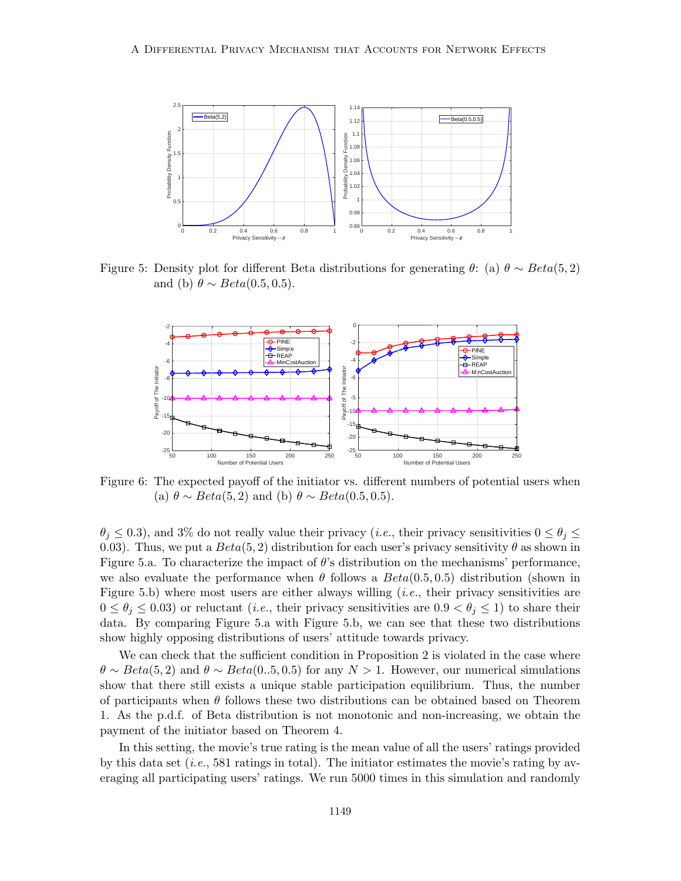Figure 5: Density plot for different Beta distributions for generating $\theta$: (a) $\theta \sim Beta(5, 2)$ and (b) $\theta \sim Beta(0.5, 0.5)$.

Figure 6: The expected payoff of the initiator vs. different numbers of potential users when (a) $\theta \sim Beta(5, 2)$ and (b) $\theta \sim Beta(0.5, 0.5)$.

$\theta_j \leq 0.3$), and 3% do not really value their privacy (*i.e.*, their privacy sensitivities $0 \leq \theta_j \leq 0.03$). Thus, we put a $Beta(5, 2)$ distribution for each user's privacy sensitivity $\theta$ as shown in Figure 5.a. To characterize the impact of $\theta$'s distribution on the mechanisms' performance, we also evaluate the performance when $\theta$ follows a $Beta(0.5, 0.5)$ distribution (shown in Figure 5.b) where most users are either always willing (*i.e.*, their privacy sensitivities are $0 \leq \theta_j \leq 0.03$) or reluctant (*i.e.*, their privacy sensitivities are $0.9 < \theta_j \leq 1$) to share their data. By comparing Figure 5.a with Figure 5.b, we can see that these two distributions show highly opposing distributions of users' attitude towards privacy.

We can check that the sufficient condition in Proposition 2 is violated in the case where $\theta \sim Beta(5, 2)$ and $\theta \sim Beta(0..5, 0.5)$ for any $N > 1$. However, our numerical simulations show that there still exists a unique stable participation equilibrium. Thus, the number of participants when $\theta$ follows these two distributions can be obtained based on Theorem 1. As the p.d.f. of Beta distribution is not monotonic and non-increasing, we obtain the payment of the initiator based on Theorem 4.

In this setting, the movie's true rating is the mean value of all the users' ratings provided by this data set (*i.e.*, 581 ratings in total). The initiator estimates the movie's rating by averaging all participating users' ratings. We run 5000 times in this simulation and randomly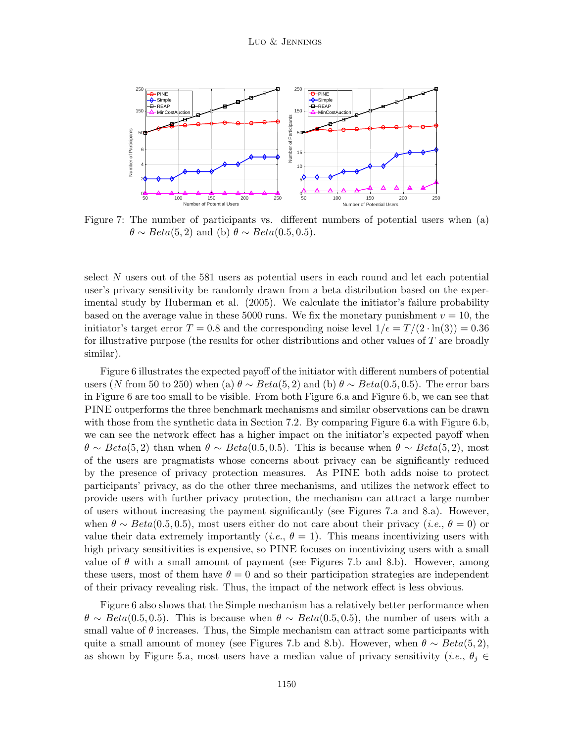Figure 7: The number of participants vs. different numbers of potential users when (a) $\theta \sim Beta(5, 2)$ and (b) $\theta \sim Beta(0.5, 0.5)$.

select $N$ users out of the 581 users as potential users in each round and let each potential user's privacy sensitivity be randomly drawn from a beta distribution based on the experimental study by Huberman et al. (2005). We calculate the initiator's failure probability based on the average value in these 5000 runs. We fix the monetary punishment $v = 10$, the initiator's target error $T = 0.8$ and the corresponding noise level $1/\epsilon = T/(2 \cdot \ln(3)) = 0.36$ for illustrative purpose (the results for other distributions and other values of $T$ are broadly similar).

Figure 6 illustrates the expected payoff of the initiator with different numbers of potential users ($N$ from 50 to 250) when (a) $\theta \sim Beta(5, 2)$ and (b) $\theta \sim Beta(0.5, 0.5)$. The error bars in Figure 6 are too small to be visible. From both Figure 6.a and Figure 6.b, we can see that PINE outperforms the three benchmark mechanisms and similar observations can be drawn with those from the synthetic data in Section 7.2. By comparing Figure 6.a with Figure 6.b, we can see the network effect has a higher impact on the initiator's expected payoff when $\theta \sim Beta(5, 2)$ than when $\theta \sim Beta(0.5, 0.5)$. This is because when $\theta \sim Beta(5, 2)$, most of the users are pragmatists whose concerns about privacy can be significantly reduced by the presence of privacy protection measures. As PINE both adds noise to protect participants' privacy, as do the other three mechanisms, and utilizes the network effect to provide users with further privacy protection, the mechanism can attract a large number of users without increasing the payment significantly (see Figures 7.a and 8.a). However, when $\theta \sim Beta(0.5, 0.5)$, most users either do not care about their privacy (*i.e.*, $\theta = 0$) or value their data extremely importantly (*i.e.*, $\theta = 1$). This means incentivizing users with high privacy sensitivities is expensive, so PINE focuses on incentivizing users with a small value of $\theta$ with a small amount of payment (see Figures 7.b and 8.b). However, among these users, most of them have $\theta = 0$ and so their participation strategies are independent of their privacy revealing risk. Thus, the impact of the network effect is less obvious.

Figure 6 also shows that the Simple mechanism has a relatively better performance when $\theta \sim Beta(0.5, 0.5)$. This is because when $\theta \sim Beta(0.5, 0.5)$, the number of users with a small value of $\theta$ increases. Thus, the Simple mechanism can attract some participants with quite a small amount of money (see Figures 7.b and 8.b). However, when $\theta \sim Beta(5, 2)$, as shown by Figure 5.a, most users have a median value of privacy sensitivity (*i.e.*, $\theta_j \in$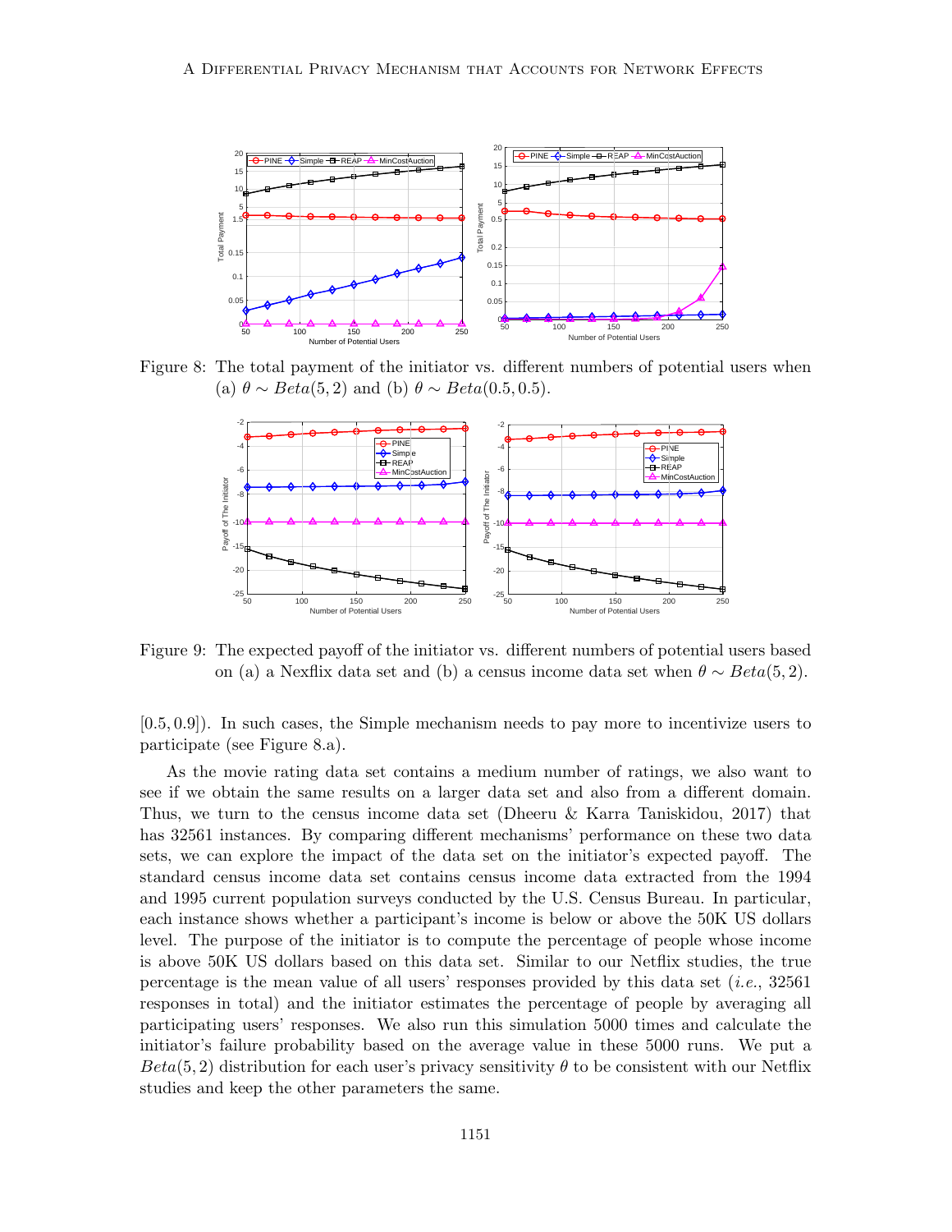Figure 8: The total payment of the initiator vs. different numbers of potential users when (a) $\theta \sim Beta(5, 2)$ and (b) $\theta \sim Beta(0.5, 0.5)$.

Figure 9: The expected payoff of the initiator vs. different numbers of potential users based on (a) a Nexflix data set and (b) a census income data set when $\theta \sim Beta(5, 2)$.

[0.5, 0.9]). In such cases, the Simple mechanism needs to pay more to incentivize users to participate (see Figure 8.a).

As the movie rating data set contains a medium number of ratings, we also want to see if we obtain the same results on a larger data set and also from a different domain. Thus, we turn to the census income data set (Dheeru & Karra Taniskidou, 2017) that has 32561 instances. By comparing different mechanisms' performance on these two data sets, we can explore the impact of the data set on the initiator's expected payoff. The standard census income data set contains census income data extracted from the 1994 and 1995 current population surveys conducted by the U.S. Census Bureau. In particular, each instance shows whether a participant's income is below or above the 50K US dollars level. The purpose of the initiator is to compute the percentage of people whose income is above 50K US dollars based on this data set. Similar to our Netflix studies, the true percentage is the mean value of all users' responses provided by this data set (*i.e.*, 32561 responses in total) and the initiator estimates the percentage of people by averaging all participating users' responses. We also run this simulation 5000 times and calculate the initiator's failure probability based on the average value in these 5000 runs. We put a $Beta(5, 2)$ distribution for each user's privacy sensitivity $\theta$ to be consistent with our Netflix studies and keep the other parameters the same.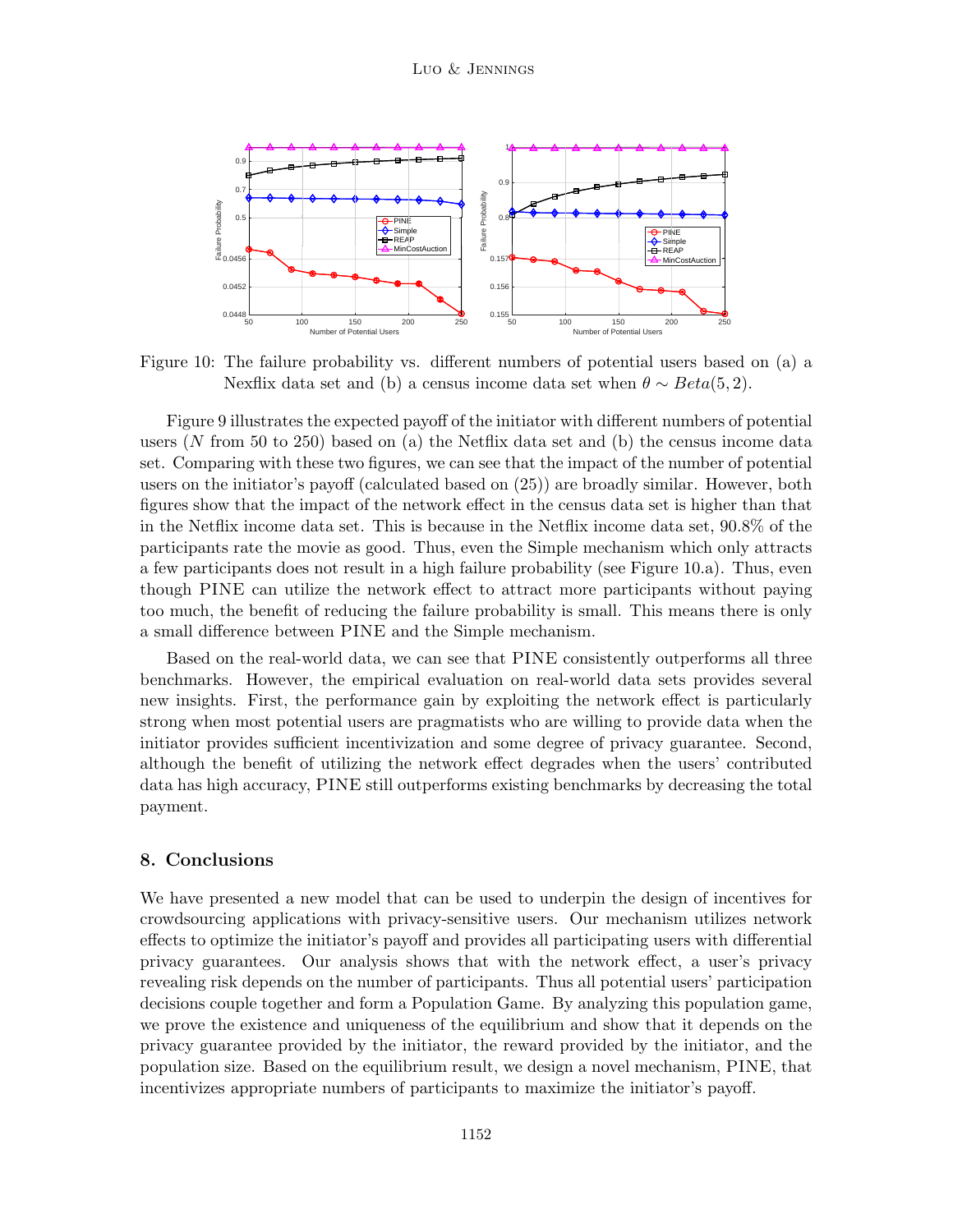Figure 10: The failure probability vs. different numbers of potential users based on (a) a Nexflix data set and (b) a census income data set when $\theta \sim Beta(5, 2)$.

Figure 9 illustrates the expected payoff of the initiator with different numbers of potential users ($N$ from 50 to 250) based on (a) the Netflix data set and (b) the census income data set. Comparing with these two figures, we can see that the impact of the number of potential users on the initiator's payoff (calculated based on (25)) are broadly similar. However, both figures show that the impact of the network effect in the census data set is higher than that in the Netflix income data set. This is because in the Netflix income data set, 90.8% of the participants rate the movie as good. Thus, even the Simple mechanism which only attracts a few participants does not result in a high failure probability (see Figure 10.a). Thus, even though PINE can utilize the network effect to attract more participants without paying too much, the benefit of reducing the failure probability is small. This means there is only a small difference between PINE and the Simple mechanism.

Based on the real-world data, we can see that PINE consistently outperforms all three benchmarks. However, the empirical evaluation on real-world data sets provides several new insights. First, the performance gain by exploiting the network effect is particularly strong when most potential users are pragmatists who are willing to provide data when the initiator provides sufficient incentivization and some degree of privacy guarantee. Second, although the benefit of utilizing the network effect degrades when the users' contributed data has high accuracy, PINE still outperforms existing benchmarks by decreasing the total payment.

## 8. Conclusions

We have presented a new model that can be used to underpin the design of incentives for crowdsourcing applications with privacy-sensitive users. Our mechanism utilizes network effects to optimize the initiator's payoff and provides all participating users with differential privacy guarantees. Our analysis shows that with the network effect, a user's privacy revealing risk depends on the number of participants. Thus all potential users' participation decisions couple together and form a Population Game. By analyzing this population game, we prove the existence and uniqueness of the equilibrium and show that it depends on the privacy guarantee provided by the initiator, the reward provided by the initiator, and the population size. Based on the equilibrium result, we design a novel mechanism, PINE, that incentivizes appropriate numbers of participants to maximize the initiator's payoff.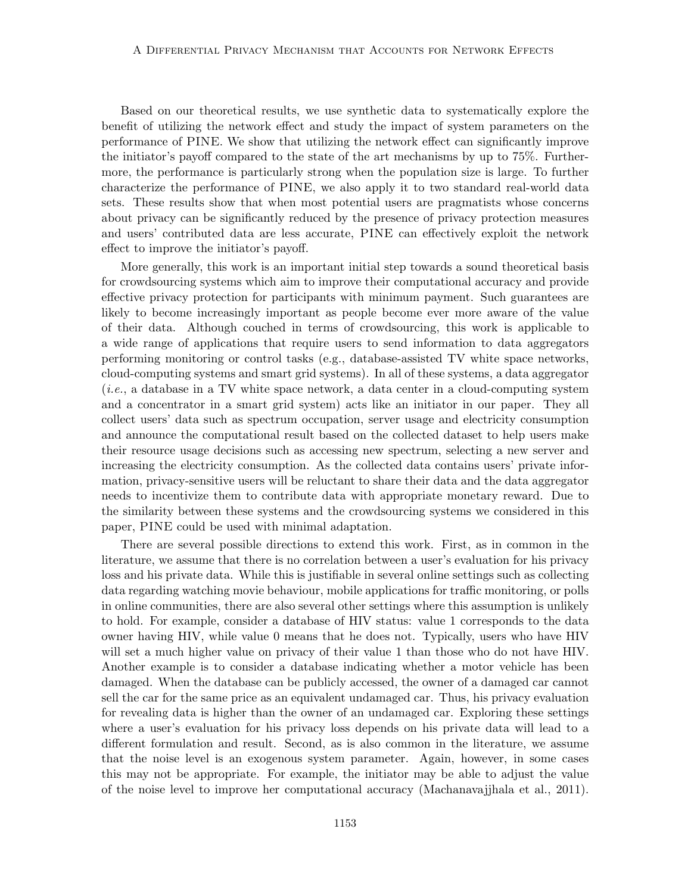Based on our theoretical results, we use synthetic data to systematically explore the benefit of utilizing the network effect and study the impact of system parameters on the performance of PINE. We show that utilizing the network effect can significantly improve the initiator's payoff compared to the state of the art mechanisms by up to 75%. Furthermore, the performance is particularly strong when the population size is large. To further characterize the performance of PINE, we also apply it to two standard real-world data sets. These results show that when most potential users are pragmatists whose concerns about privacy can be significantly reduced by the presence of privacy protection measures and users' contributed data are less accurate, PINE can effectively exploit the network effect to improve the initiator's payoff.

More generally, this work is an important initial step towards a sound theoretical basis for crowdsourcing systems which aim to improve their computational accuracy and provide effective privacy protection for participants with minimum payment. Such guarantees are likely to become increasingly important as people become ever more aware of the value of their data. Although couched in terms of crowdsourcing, this work is applicable to a wide range of applications that require users to send information to data aggregators performing monitoring or control tasks (e.g., database-assisted TV white space networks, cloud-computing systems and smart grid systems). In all of these systems, a data aggregator (*i.e.*, a database in a TV white space network, a data center in a cloud-computing system and a concentrator in a smart grid system) acts like an initiator in our paper. They all collect users' data such as spectrum occupation, server usage and electricity consumption and announce the computational result based on the collected dataset to help users make their resource usage decisions such as accessing new spectrum, selecting a new server and increasing the electricity consumption. As the collected data contains users' private information, privacy-sensitive users will be reluctant to share their data and the data aggregator needs to incentivize them to contribute data with appropriate monetary reward. Due to the similarity between these systems and the crowdsourcing systems we considered in this paper, PINE could be used with minimal adaptation.

There are several possible directions to extend this work. First, as in common in the literature, we assume that there is no correlation between a user's evaluation for his privacy loss and his private data. While this is justifiable in several online settings such as collecting data regarding watching movie behaviour, mobile applications for traffic monitoring, or polls in online communities, there are also several other settings where this assumption is unlikely to hold. For example, consider a database of HIV status: value 1 corresponds to the data owner having HIV, while value 0 means that he does not. Typically, users who have HIV will set a much higher value on privacy of their value 1 than those who do not have HIV. Another example is to consider a database indicating whether a motor vehicle has been damaged. When the database can be publicly accessed, the owner of a damaged car cannot sell the car for the same price as an equivalent undamaged car. Thus, his privacy evaluation for revealing data is higher than the owner of an undamaged car. Exploring these settings where a user's evaluation for his privacy loss depends on his private data will lead to a different formulation and result. Second, as is also common in the literature, we assume that the noise level is an exogenous system parameter. Again, however, in some cases this may not be appropriate. For example, the initiator may be able to adjust the value of the noise level to improve her computational accuracy (Machanavajjhala et al., 2011).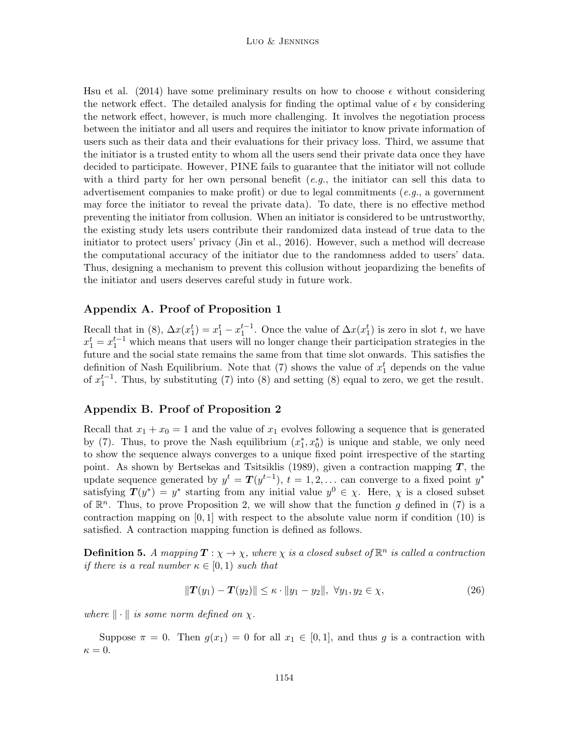Hsu et al. (2014) have some preliminary results on how to choose $\epsilon$ without considering the network effect. The detailed analysis for finding the optimal value of $\epsilon$ by considering the network effect, however, is much more challenging. It involves the negotiation process between the initiator and all users and requires the initiator to know private information of users such as their data and their evaluations for their privacy loss. Third, we assume that the initiator is a trusted entity to whom all the users send their private data once they have decided to participate. However, PINE fails to guarantee that the initiator will not collude with a third party for her own personal benefit (*e.g.*, the initiator can sell this data to advertisement companies to make profit) or due to legal commitments (*e.g.*, a government may force the initiator to reveal the private data). To date, there is no effective method preventing the initiator from collusion. When an initiator is considered to be untrustworthy, the existing study lets users contribute their randomized data instead of true data to the initiator to protect users' privacy (Jin et al., 2016). However, such a method will decrease the computational accuracy of the initiator due to the randomness added to users' data. Thus, designing a mechanism to prevent this collusion without jeopardizing the benefits of the initiator and users deserves careful study in future work.

## Appendix A. Proof of Proposition 1

Recall that in (8), $\Delta x(x_1^t) = x_1^t - x_1^{t-1}$. Once the value of $\Delta x(x_1^t)$ is zero in slot $t$, we have $x_1^t = x_1^{t-1}$ which means that users will no longer change their participation strategies in the future and the social state remains the same from that time slot onwards. This satisfies the definition of Nash Equilibrium. Note that (7) shows the value of $x_1^t$ depends on the value of $x_1^{t-1}$. Thus, by substituting (7) into (8) and setting (8) equal to zero, we get the result.

## Appendix B. Proof of Proposition 2

Recall that $x_1 + x_0 = 1$ and the value of $x_1$ evolves following a sequence that is generated by (7). Thus, to prove the Nash equilibrium $(x_1^*, x_0^*)$ is unique and stable, we only need to show the sequence always converges to a unique fixed point irrespective of the starting point. As shown by Bertsekas and Tsitsiklis (1989), given a contraction mapping $\boldsymbol{T}$, the update sequence generated by $y^t = \boldsymbol{T}(y^{t-1})$, $t = 1, 2, \ldots$ can converge to a fixed point $y^*$ satisfying $\boldsymbol{T}(y^*) = y^*$ starting from any initial value $y^0 \in \chi$. Here, $\chi$ is a closed subset of $\mathbb{R}^n$. Thus, to prove Proposition 2, we will show that the function $g$ defined in (7) is a contraction mapping on $[0, 1]$ with respect to the absolute value norm if condition (10) is satisfied. A contraction mapping function is defined as follows.

**Definition 5.** *A mapping $\boldsymbol{T} : \chi \to \chi$, where $\chi$ is a closed subset of $\mathbb{R}^n$ is called a contraction if there is a real number $\kappa \in [0, 1)$ such that*

$$\|\boldsymbol{T}(y_1) - \boldsymbol{T}(y_2)\| \leq \kappa \cdot \|y_1 - y_2\|, \ \forall y_1, y_2 \in \chi, \tag{26}$$

*where $\|\cdot\|$ is some norm defined on $\chi$.*

Suppose $\pi = 0$. Then $g(x_1) = 0$ for all $x_1 \in [0, 1]$, and thus $g$ is a contraction with $\kappa = 0$.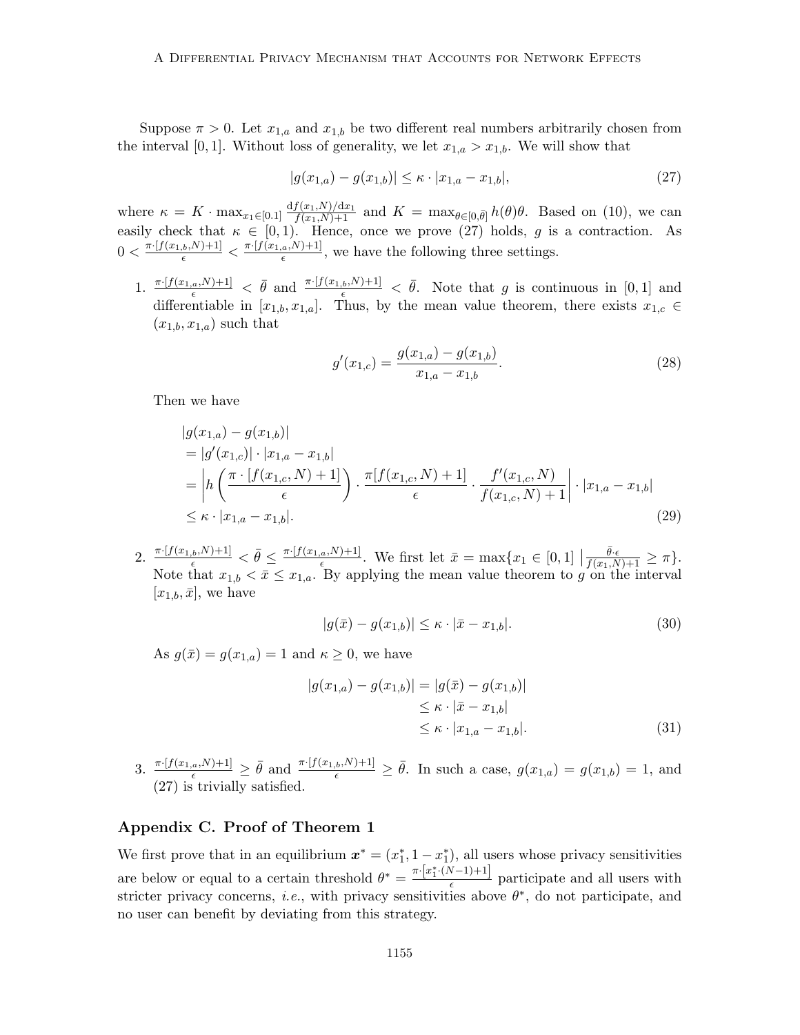Suppose $\pi > 0$. Let $x_{1,a}$ and $x_{1,b}$ be two different real numbers arbitrarily chosen from the interval $[0, 1]$. Without loss of generality, we let $x_{1,a} > x_{1,b}$. We will show that

$$|g(x_{1,a}) - g(x_{1,b})| \leq \kappa \cdot |x_{1,a} - x_{1,b}|, \tag{27}$$

where $\kappa = K \cdot \max_{x_1 \in [0.1]} \frac{\mathrm{d}f(x_1,N)/\mathrm{d}x_1}{f(x_1,N)+1}$ and $K = \max_{\theta \in [0,\bar{\theta}]} h(\theta)\theta$. Based on (10), we can easily check that $\kappa \in [0, 1)$. Hence, once we prove (27) holds, $g$ is a contraction. As $0 < \frac{\pi \cdot [f(x_{1,b},N)+1]}{\epsilon} < \frac{\pi \cdot [f(x_{1,a},N)+1]}{\epsilon}$, we have the following three settings.

1. $\frac{\pi \cdot [f(x_{1,a},N)+1]}{\epsilon} < \bar{\theta}$ and $\frac{\pi \cdot [f(x_{1,b},N)+1]}{\epsilon} < \bar{\theta}$. Note that $g$ is continuous in $[0, 1]$ and differentiable in $[x_{1,b}, x_{1,a}]$. Thus, by the mean value theorem, there exists $x_{1,c} \in (x_{1,b}, x_{1,a})$ such that

$$g'(x_{1,c}) = \frac{g(x_{1,a}) - g(x_{1,b})}{x_{1,a} - x_{1,b}}. \tag{28}$$

Then we have

$$\begin{aligned}
&|g(x_{1,a}) - g(x_{1,b})| \\
&= |g'(x_{1,c})| \cdot |x_{1,a} - x_{1,b}| \\
&= \left| h\left(\frac{\pi \cdot [f(x_{1,c}, N) + 1]}{\epsilon}\right) \cdot \frac{\pi[f(x_{1,c}, N) + 1]}{\epsilon} \cdot \frac{f'(x_{1,c}, N)}{f(x_{1,c}, N) + 1} \right| \cdot |x_{1,a} - x_{1,b}| \\
&\leq \kappa \cdot |x_{1,a} - x_{1,b}|.
\end{aligned} \tag{29}$$

2. $\frac{\pi \cdot [f(x_{1,b},N)+1]}{\epsilon} < \bar{\theta} \leq \frac{\pi \cdot [f(x_{1,a},N)+1]}{\epsilon}$. We first let $\bar{x} = \max\{x_1 \in [0, 1] \mid \frac{\bar{\theta} \cdot \epsilon}{f(x_1,N)+1} \geq \pi\}$. Note that $x_{1,b} < \bar{x} \leq x_{1,a}$. By applying the mean value theorem to $g$ on the interval $[x_{1,b}, \bar{x}]$, we have

$$|g(\bar{x}) - g(x_{1,b})| \leq \kappa \cdot |\bar{x} - x_{1,b}|. \tag{30}$$

As $g(\bar{x}) = g(x_{1,a}) = 1$ and $\kappa \geq 0$, we have

$$\begin{aligned}
|g(x_{1,a}) - g(x_{1,b})| &= |g(\bar{x}) - g(x_{1,b})| \\
&\leq \kappa \cdot |\bar{x} - x_{1,b}| \\
&\leq \kappa \cdot |x_{1,a} - x_{1,b}|.
\end{aligned} \tag{31}$$

3. $\frac{\pi \cdot [f(x_{1,a},N)+1]}{\epsilon} \geq \bar{\theta}$ and $\frac{\pi \cdot [f(x_{1,b},N)+1]}{\epsilon} \geq \bar{\theta}$. In such a case, $g(x_{1,a}) = g(x_{1,b}) = 1$, and (27) is trivially satisfied.

## Appendix C. Proof of Theorem 1

We first prove that in an equilibrium $\boldsymbol{x}^* = (x_1^*, 1 - x_1^*)$, all users whose privacy sensitivities are below or equal to a certain threshold $\theta^* = \frac{\pi \cdot [x_1^* \cdot (N-1)+1]}{\epsilon}$ participate and all users with stricter privacy concerns, *i.e.*, with privacy sensitivities above $\theta^*$, do not participate, and no user can benefit by deviating from this strategy.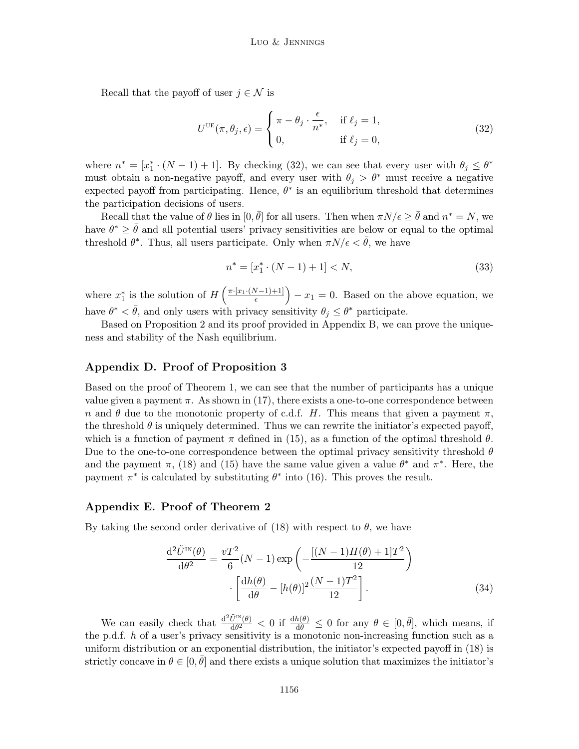Recall that the payoff of user $j \in \mathcal{N}$ is

$$U^{\text{UE}}(\pi, \theta_j, \epsilon) = \begin{cases} \pi - \theta_j \cdot \dfrac{\epsilon}{n^*}, & \text{if } \ell_j = 1, \\ 0, & \text{if } \ell_j = 0, \end{cases} \tag{32}$$

where $n^* = [x_1^* \cdot (N-1) + 1]$. By checking (32), we can see that every user with $\theta_j \leq \theta^*$ must obtain a non-negative payoff, and every user with $\theta_j > \theta^*$ must receive a negative expected payoff from participating. Hence, $\theta^*$ is an equilibrium threshold that determines the participation decisions of users.

Recall that the value of $\theta$ lies in $[0, \bar{\theta}]$ for all users. Then when $\pi N/\epsilon \geq \bar{\theta}$ and $n^* = N$, we have $\theta^* \geq \bar{\theta}$ and all potential users' privacy sensitivities are below or equal to the optimal threshold $\theta^*$. Thus, all users participate. Only when $\pi N/\epsilon < \bar{\theta}$, we have

$$n^* = [x_1^* \cdot (N-1) + 1] < N, \tag{33}$$

where $x_1^*$ is the solution of $H\left(\frac{\pi \cdot [x_1 \cdot (N-1)+1]}{\epsilon}\right) - x_1 = 0$. Based on the above equation, we have $\theta^* < \bar{\theta}$, and only users with privacy sensitivity $\theta_j \leq \theta^*$ participate.

Based on Proposition 2 and its proof provided in Appendix B, we can prove the uniqueness and stability of the Nash equilibrium.

## Appendix D. Proof of Proposition 3

Based on the proof of Theorem 1, we can see that the number of participants has a unique value given a payment $\pi$. As shown in (17), there exists a one-to-one correspondence between $n$ and $\theta$ due to the monotonic property of c.d.f. $H$. This means that given a payment $\pi$, the threshold $\theta$ is uniquely determined. Thus we can rewrite the initiator's expected payoff, which is a function of payment $\pi$ defined in (15), as a function of the optimal threshold $\theta$. Due to the one-to-one correspondence between the optimal privacy sensitivity threshold $\theta$ and the payment $\pi$, (18) and (15) have the same value given a value $\theta^*$ and $\pi^*$. Here, the payment $\pi^*$ is calculated by substituting $\theta^*$ into (16). This proves the result.

## Appendix E. Proof of Theorem 2

By taking the second order derivative of (18) with respect to $\theta$, we have

$$\begin{aligned} \frac{\mathrm{d}^2 \tilde{U}^{\text{IN}}(\theta)}{\mathrm{d}\theta^2} = \frac{vT^2}{6}(N-1) \exp\left(-\frac{[(N-1)H(\theta)+1]T^2}{12}\right) \\ \cdot \left[\frac{\mathrm{d}h(\theta)}{\mathrm{d}\theta} - [h(\theta)]^2 \frac{(N-1)T^2}{12}\right]. \end{aligned} \tag{34}$$

We can easily check that $\frac{\mathrm{d}^2 \tilde{U}^{\text{IN}}(\theta)}{\mathrm{d}\theta^2} < 0$ if $\frac{\mathrm{d}h(\theta)}{\mathrm{d}\theta} \leq 0$ for any $\theta \in [0, \bar{\theta}]$, which means, if the p.d.f. $h$ of a user's privacy sensitivity is a monotonic non-increasing function such as a uniform distribution or an exponential distribution, the initiator's expected payoff in (18) is strictly concave in $\theta \in [0, \bar{\theta}]$ and there exists a unique solution that maximizes the initiator's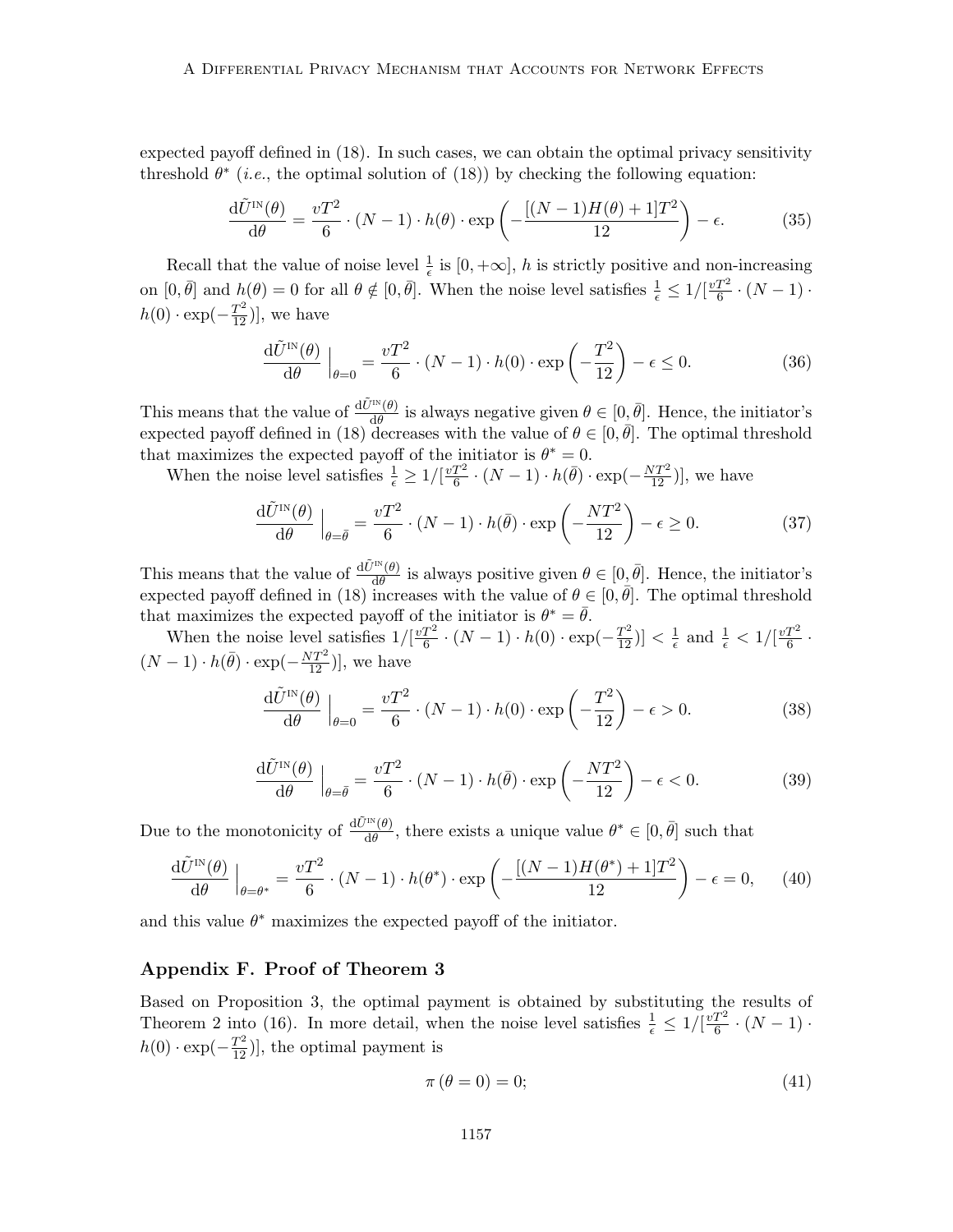expected payoff defined in (18). In such cases, we can obtain the optimal privacy sensitivity threshold $\theta^*$ (*i.e.*, the optimal solution of (18)) by checking the following equation:

$$\frac{\mathrm{d}\tilde{U}^{\text{IN}}(\theta)}{\mathrm{d}\theta} = \frac{vT^2}{6} \cdot (N-1) \cdot h(\theta) \cdot \exp\left(-\frac{[(N-1)H(\theta)+1]T^2}{12}\right) - \epsilon. \tag{35}$$

Recall that the value of noise level $\frac{1}{\epsilon}$ is $[0, +\infty]$, $h$ is strictly positive and non-increasing on $[0, \bar{\theta}]$ and $h(\theta) = 0$ for all $\theta \notin [0, \bar{\theta}]$. When the noise level satisfies $\frac{1}{\epsilon} \leq 1/[\frac{vT^2}{6} \cdot (N-1) \cdot h(0) \cdot \exp(-\frac{T^2}{12})]$, we have

$$\frac{\mathrm{d}\tilde{U}^{\text{IN}}(\theta)}{\mathrm{d}\theta}\Big|_{\theta=0} = \frac{vT^2}{6} \cdot (N-1) \cdot h(0) \cdot \exp\left(-\frac{T^2}{12}\right) - \epsilon \leq 0. \tag{36}$$

This means that the value of $\frac{\mathrm{d}\tilde{U}^{\text{IN}}(\theta)}{\mathrm{d}\theta}$ is always negative given $\theta \in [0, \bar{\theta}]$. Hence, the initiator's expected payoff defined in (18) decreases with the value of $\theta \in [0, \bar{\theta}]$. The optimal threshold that maximizes the expected payoff of the initiator is $\theta^* = 0$.

When the noise level satisfies $\frac{1}{\epsilon} \geq 1/[\frac{vT^2}{6} \cdot (N-1) \cdot h(\bar{\theta}) \cdot \exp(-\frac{NT^2}{12})]$, we have

$$\frac{\mathrm{d}\tilde{U}^{\text{IN}}(\theta)}{\mathrm{d}\theta}\Big|_{\theta=\bar{\theta}} = \frac{vT^2}{6} \cdot (N-1) \cdot h(\bar{\theta}) \cdot \exp\left(-\frac{NT^2}{12}\right) - \epsilon \geq 0. \tag{37}$$

This means that the value of $\frac{\mathrm{d}\tilde{U}^{\text{IN}}(\theta)}{\mathrm{d}\theta}$ is always positive given $\theta \in [0, \bar{\theta}]$. Hence, the initiator's expected payoff defined in (18) increases with the value of $\theta \in [0, \bar{\theta}]$. The optimal threshold that maximizes the expected payoff of the initiator is $\theta^* = \bar{\theta}$.

When the noise level satisfies $1/[\frac{vT^2}{6} \cdot (N-1) \cdot h(0) \cdot \exp(-\frac{T^2}{12})] < \frac{1}{\epsilon}$ and $\frac{1}{\epsilon} < 1/[\frac{vT^2}{6} \cdot (N-1) \cdot h(\bar{\theta}) \cdot \exp(-\frac{NT^2}{12})]$, we have

$$\frac{\mathrm{d}\tilde{U}^{\text{IN}}(\theta)}{\mathrm{d}\theta}\Big|_{\theta=0} = \frac{vT^2}{6} \cdot (N-1) \cdot h(0) \cdot \exp\left(-\frac{T^2}{12}\right) - \epsilon > 0. \tag{38}$$

$$\frac{\mathrm{d}\tilde{U}^{\text{IN}}(\theta)}{\mathrm{d}\theta}\Big|_{\theta=\bar{\theta}} = \frac{vT^2}{6} \cdot (N-1) \cdot h(\bar{\theta}) \cdot \exp\left(-\frac{NT^2}{12}\right) - \epsilon < 0. \tag{39}$$

Due to the monotonicity of $\frac{\mathrm{d}\tilde{U}^{\text{IN}}(\theta)}{\mathrm{d}\theta}$, there exists a unique value $\theta^* \in [0, \bar{\theta}]$ such that

$$\frac{\mathrm{d}\tilde{U}^{\text{IN}}(\theta)}{\mathrm{d}\theta}\Big|_{\theta=\theta^*} = \frac{vT^2}{6} \cdot (N-1) \cdot h(\theta^*) \cdot \exp\left(-\frac{[(N-1)H(\theta^*)+1]T^2}{12}\right) - \epsilon = 0, \tag{40}$$

and this value $\theta^*$ maximizes the expected payoff of the initiator.

## Appendix F. Proof of Theorem 3

Based on Proposition 3, the optimal payment is obtained by substituting the results of Theorem 2 into (16). In more detail, when the noise level satisfies $\frac{1}{\epsilon} \leq 1/[\frac{vT^2}{6} \cdot (N-1) \cdot h(0) \cdot \exp(-\frac{T^2}{12})]$, the optimal payment is

$$\pi(\theta = 0) = 0; \tag{41}$$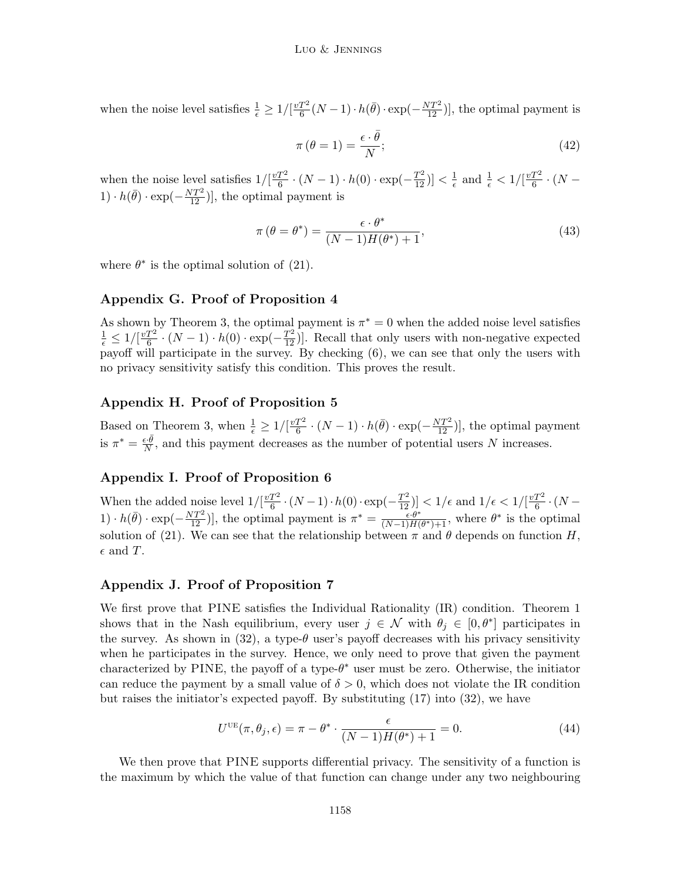when the noise level satisfies $\frac{1}{\epsilon} \geq 1/[\frac{vT^2}{6}(N-1) \cdot h(\bar{\theta}) \cdot \exp(-\frac{NT^2}{12})]$, the optimal payment is

$$\pi(\theta = 1) = \frac{\epsilon \cdot \bar{\theta}}{N}; \tag{42}$$

when the noise level satisfies $1/[\frac{vT^2}{6} \cdot (N-1) \cdot h(0) \cdot \exp(-\frac{T^2}{12})] < \frac{1}{\epsilon}$ and $\frac{1}{\epsilon} < 1/[\frac{vT^2}{6} \cdot (N-1) \cdot h(\bar{\theta}) \cdot \exp(-\frac{NT^2}{12})]$, the optimal payment is

$$\pi(\theta = \theta^*) = \frac{\epsilon \cdot \theta^*}{(N-1)H(\theta^*) + 1}, \tag{43}$$

where $\theta^*$ is the optimal solution of (21).

## Appendix G. Proof of Proposition 4

As shown by Theorem 3, the optimal payment is $\pi^* = 0$ when the added noise level satisfies $\frac{1}{\epsilon} \leq 1/[\frac{vT^2}{6} \cdot (N-1) \cdot h(0) \cdot \exp(-\frac{T^2}{12})]$. Recall that only users with non-negative expected payoff will participate in the survey. By checking (6), we can see that only the users with no privacy sensitivity satisfy this condition. This proves the result.

## Appendix H. Proof of Proposition 5

Based on Theorem 3, when $\frac{1}{\epsilon} \geq 1/[\frac{vT^2}{6} \cdot (N-1) \cdot h(\bar{\theta}) \cdot \exp(-\frac{NT^2}{12})]$, the optimal payment is $\pi^* = \frac{\epsilon \cdot \bar{\theta}}{N}$, and this payment decreases as the number of potential users $N$ increases.

## Appendix I. Proof of Proposition 6

When the added noise level $1/[\frac{vT^2}{6} \cdot (N-1) \cdot h(0) \cdot \exp(-\frac{T^2}{12})] < 1/\epsilon$ and $1/\epsilon < 1/[\frac{vT^2}{6} \cdot (N-1) \cdot h(\bar{\theta}) \cdot \exp(-\frac{NT^2}{12})]$, the optimal payment is $\pi^* = \frac{\epsilon \cdot \theta^*}{(N-1)H(\theta^*)+1}$, where $\theta^*$ is the optimal solution of (21). We can see that the relationship between $\pi$ and $\theta$ depends on function $H$, $\epsilon$ and $T$.

## Appendix J. Proof of Proposition 7

We first prove that PINE satisfies the Individual Rationality (IR) condition. Theorem 1 shows that in the Nash equilibrium, every user $j \in \mathcal{N}$ with $\theta_j \in [0, \theta^*]$ participates in the survey. As shown in (32), a type-$\theta$ user's payoff decreases with his privacy sensitivity when he participates in the survey. Hence, we only need to prove that given the payment characterized by PINE, the payoff of a type-$\theta^*$ user must be zero. Otherwise, the initiator can reduce the payment by a small value of $\delta > 0$, which does not violate the IR condition but raises the initiator's expected payoff. By substituting (17) into (32), we have

$$U^{\text{UE}}(\pi, \theta_j, \epsilon) = \pi - \theta^* \cdot \frac{\epsilon}{(N-1)H(\theta^*) + 1} = 0. \tag{44}$$

We then prove that PINE supports differential privacy. The sensitivity of a function is the maximum by which the value of that function can change under any two neighbouring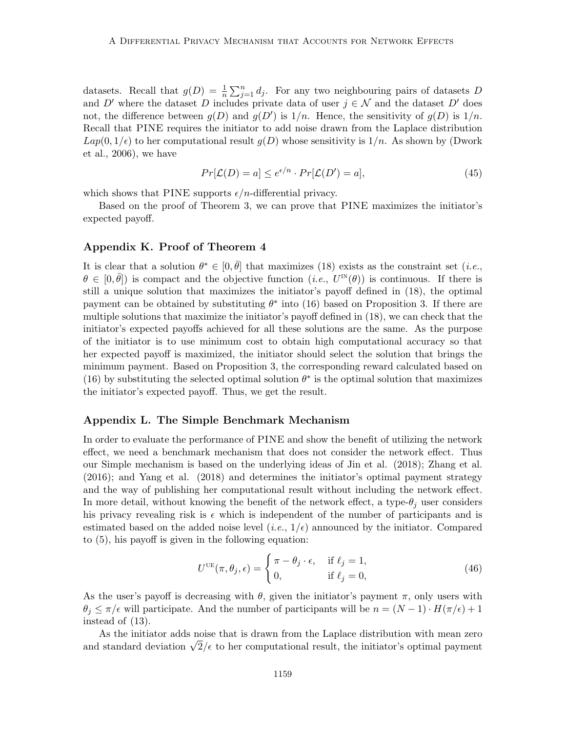datasets. Recall that $g(D) = \frac{1}{n}\sum_{j=1}^{n} d_j$. For any two neighbouring pairs of datasets $D$ and $D'$ where the dataset $D$ includes private data of user $j \in \mathcal{N}$ and the dataset $D'$ does not, the difference between $g(D)$ and $g(D')$ is $1/n$. Hence, the sensitivity of $g(D)$ is $1/n$. Recall that PINE requires the initiator to add noise drawn from the Laplace distribution $Lap(0, 1/\epsilon)$ to her computational result $g(D)$ whose sensitivity is $1/n$. As shown by (Dwork et al., 2006), we have

$$Pr[\mathcal{L}(D) = a] \leq e^{\epsilon/n} \cdot Pr[\mathcal{L}(D') = a], \tag{45}$$

which shows that PINE supports $\epsilon/n$-differential privacy.

Based on the proof of Theorem 3, we can prove that PINE maximizes the initiator's expected payoff.

## Appendix K. Proof of Theorem 4

It is clear that a solution $\theta^* \in [0, \bar{\theta}]$ that maximizes (18) exists as the constraint set (*i.e.*, $\theta \in [0, \bar{\theta}]$) is compact and the objective function (*i.e.*, $U^{\text{IN}}(\theta)$) is continuous. If there is still a unique solution that maximizes the initiator's payoff defined in (18), the optimal payment can be obtained by substituting $\theta^*$ into (16) based on Proposition 3. If there are multiple solutions that maximize the initiator's payoff defined in (18), we can check that the initiator's expected payoffs achieved for all these solutions are the same. As the purpose of the initiator is to use minimum cost to obtain high computational accuracy so that her expected payoff is maximized, the initiator should select the solution that brings the minimum payment. Based on Proposition 3, the corresponding reward calculated based on (16) by substituting the selected optimal solution $\theta^*$ is the optimal solution that maximizes the initiator's expected payoff. Thus, we get the result.

## Appendix L. The Simple Benchmark Mechanism

In order to evaluate the performance of PINE and show the benefit of utilizing the network effect, we need a benchmark mechanism that does not consider the network effect. Thus our Simple mechanism is based on the underlying ideas of Jin et al. (2018); Zhang et al. (2016); and Yang et al. (2018) and determines the initiator's optimal payment strategy and the way of publishing her computational result without including the network effect. In more detail, without knowing the benefit of the network effect, a type-$\theta_j$ user considers his privacy revealing risk is $\epsilon$ which is independent of the number of participants and is estimated based on the added noise level (*i.e.*, $1/\epsilon$) announced by the initiator. Compared to (5), his payoff is given in the following equation:

$$U^{\text{UE}}(\pi, \theta_j, \epsilon) = \begin{cases} \pi - \theta_j \cdot \epsilon, & \text{if } \ell_j = 1, \\ 0, & \text{if } \ell_j = 0, \end{cases} \tag{46}$$

As the user's payoff is decreasing with $\theta$, given the initiator's payment $\pi$, only users with $\theta_j \leq \pi/\epsilon$ will participate. And the number of participants will be $n = (N-1) \cdot H(\pi/\epsilon) + 1$ instead of (13).

As the initiator adds noise that is drawn from the Laplace distribution with mean zero and standard deviation $\sqrt{2}/\epsilon$ to her computational result, the initiator's optimal payment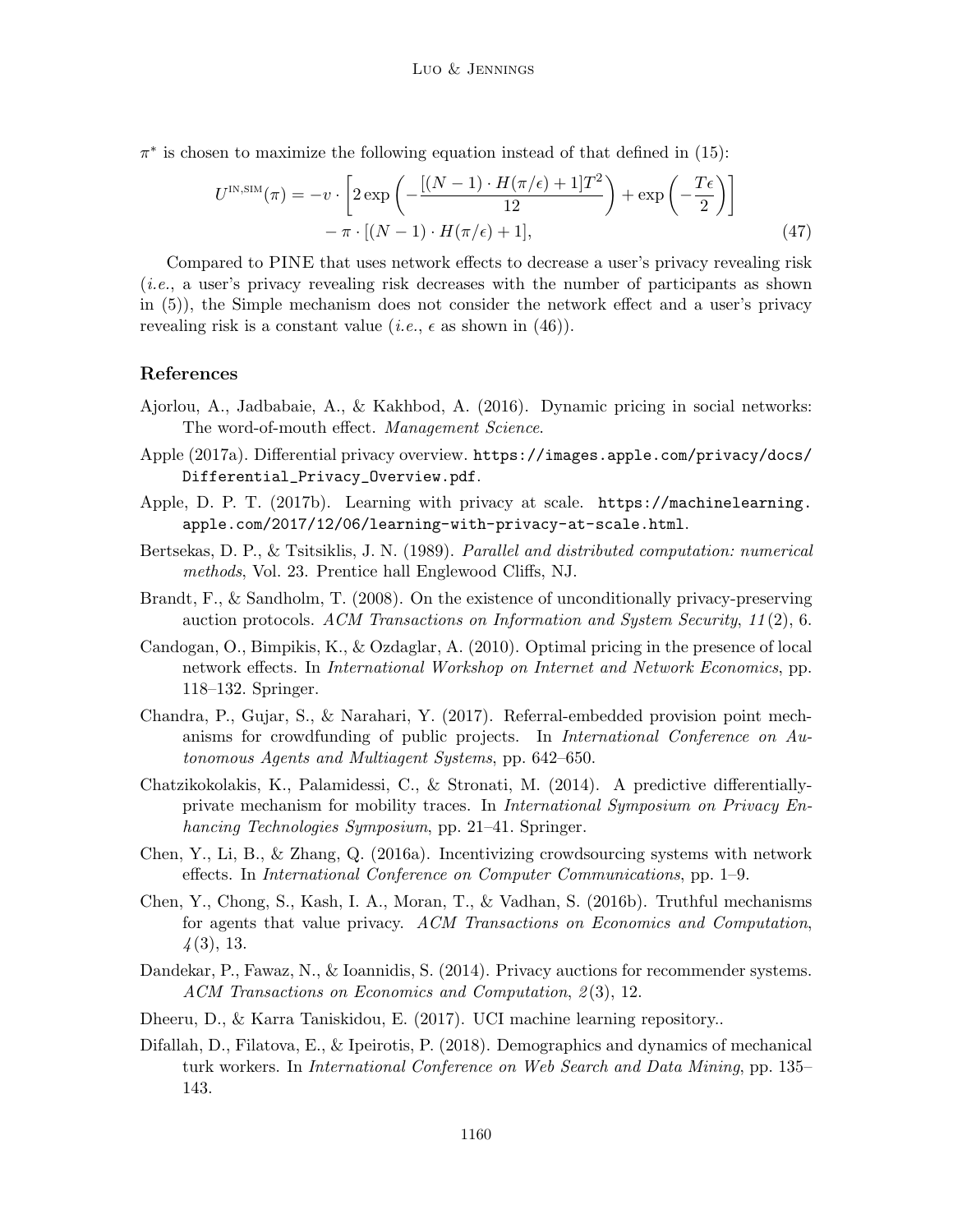$\pi^*$ is chosen to maximize the following equation instead of that defined in (15):

$$U^{\text{IN,SIM}}(\pi) = -v \cdot \left[ 2\exp\left( -\frac{[(N-1) \cdot H(\pi/\epsilon) + 1]T^2}{12} \right) + \exp\left( -\frac{T\epsilon}{2} \right) \right] - \pi \cdot [(N-1) \cdot H(\pi/\epsilon) + 1], \tag{47}$$

Compared to PINE that uses network effects to decrease a user's privacy revealing risk (*i.e.*, a user's privacy revealing risk decreases with the number of participants as shown in (5)), the Simple mechanism does not consider the network effect and a user's privacy revealing risk is a constant value (*i.e.*, $\epsilon$ as shown in (46)).

## References

Ajorlou, A., Jadbabaie, A., & Kakhbod, A. (2016). Dynamic pricing in social networks: The word-of-mouth effect. *Management Science*.

Apple (2017a). Differential privacy overview. https://images.apple.com/privacy/docs/Differential_Privacy_Overview.pdf.

Apple, D. P. T. (2017b). Learning with privacy at scale. https://machinelearning.apple.com/2017/12/06/learning-with-privacy-at-scale.html.

Bertsekas, D. P., & Tsitsiklis, J. N. (1989). *Parallel and distributed computation: numerical methods*, Vol. 23. Prentice hall Englewood Cliffs, NJ.

Brandt, F., & Sandholm, T. (2008). On the existence of unconditionally privacy-preserving auction protocols. *ACM Transactions on Information and System Security*, *11*(2), 6.

Candogan, O., Bimpikis, K., & Ozdaglar, A. (2010). Optimal pricing in the presence of local network effects. In *International Workshop on Internet and Network Economics*, pp. 118–132. Springer.

Chandra, P., Gujar, S., & Narahari, Y. (2017). Referral-embedded provision point mechanisms for crowdfunding of public projects. In *International Conference on Autonomous Agents and Multiagent Systems*, pp. 642–650.

Chatzikokolakis, K., Palamidessi, C., & Stronati, M. (2014). A predictive differentially-private mechanism for mobility traces. In *International Symposium on Privacy Enhancing Technologies Symposium*, pp. 21–41. Springer.

Chen, Y., Li, B., & Zhang, Q. (2016a). Incentivizing crowdsourcing systems with network effects. In *International Conference on Computer Communications*, pp. 1–9.

Chen, Y., Chong, S., Kash, I. A., Moran, T., & Vadhan, S. (2016b). Truthful mechanisms for agents that value privacy. *ACM Transactions on Economics and Computation*, *4*(3), 13.

Dandekar, P., Fawaz, N., & Ioannidis, S. (2014). Privacy auctions for recommender systems. *ACM Transactions on Economics and Computation*, *2*(3), 12.

Dheeru, D., & Karra Taniskidou, E. (2017). UCI machine learning repository..

Difallah, D., Filatova, E., & Ipeirotis, P. (2018). Demographics and dynamics of mechanical turk workers. In *International Conference on Web Search and Data Mining*, pp. 135–143.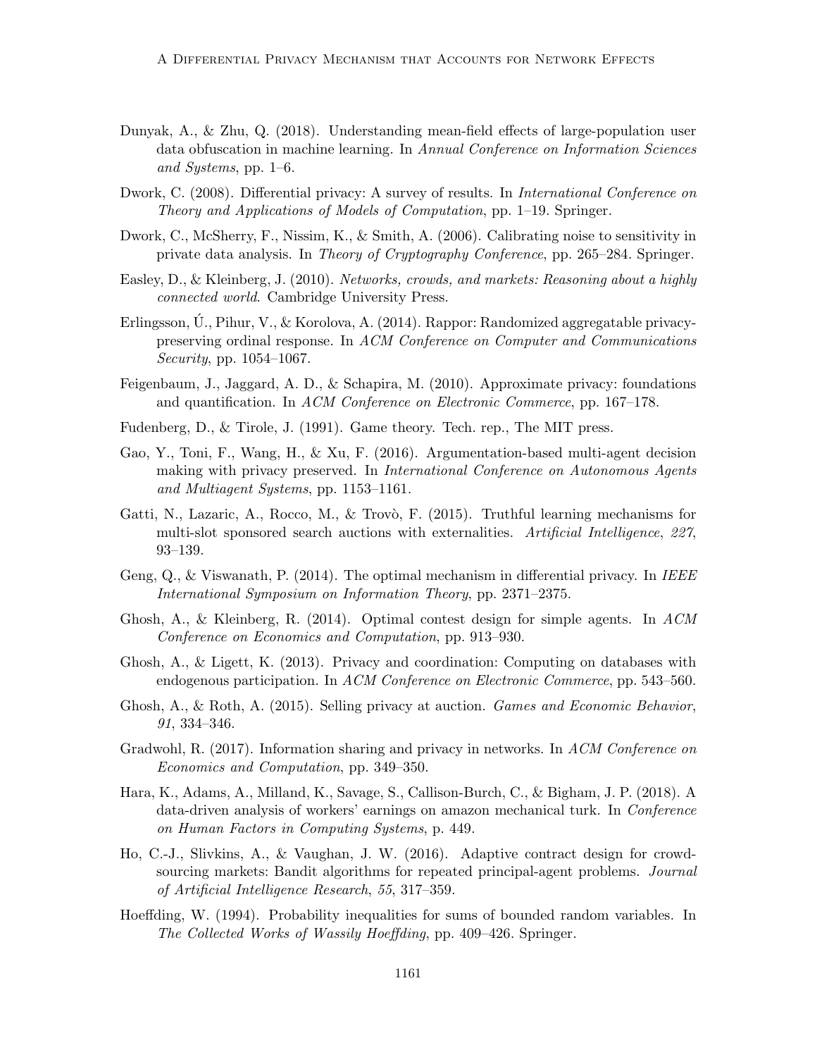Dunyak, A., & Zhu, Q. (2018). Understanding mean-field effects of large-population user data obfuscation in machine learning. In *Annual Conference on Information Sciences and Systems*, pp. 1–6.

Dwork, C. (2008). Differential privacy: A survey of results. In *International Conference on Theory and Applications of Models of Computation*, pp. 1–19. Springer.

Dwork, C., McSherry, F., Nissim, K., & Smith, A. (2006). Calibrating noise to sensitivity in private data analysis. In *Theory of Cryptography Conference*, pp. 265–284. Springer.

Easley, D., & Kleinberg, J. (2010). *Networks, crowds, and markets: Reasoning about a highly connected world*. Cambridge University Press.

Erlingsson, Ú., Pihur, V., & Korolova, A. (2014). Rappor: Randomized aggregatable privacy-preserving ordinal response. In *ACM Conference on Computer and Communications Security*, pp. 1054–1067.

Feigenbaum, J., Jaggard, A. D., & Schapira, M. (2010). Approximate privacy: foundations and quantification. In *ACM Conference on Electronic Commerce*, pp. 167–178.

Fudenberg, D., & Tirole, J. (1991). Game theory. Tech. rep., The MIT press.

Gao, Y., Toni, F., Wang, H., & Xu, F. (2016). Argumentation-based multi-agent decision making with privacy preserved. In *International Conference on Autonomous Agents and Multiagent Systems*, pp. 1153–1161.

Gatti, N., Lazaric, A., Rocco, M., & Trovò, F. (2015). Truthful learning mechanisms for multi-slot sponsored search auctions with externalities. *Artificial Intelligence*, *227*, 93–139.

Geng, Q., & Viswanath, P. (2014). The optimal mechanism in differential privacy. In *IEEE International Symposium on Information Theory*, pp. 2371–2375.

Ghosh, A., & Kleinberg, R. (2014). Optimal contest design for simple agents. In *ACM Conference on Economics and Computation*, pp. 913–930.

Ghosh, A., & Ligett, K. (2013). Privacy and coordination: Computing on databases with endogenous participation. In *ACM Conference on Electronic Commerce*, pp. 543–560.

Ghosh, A., & Roth, A. (2015). Selling privacy at auction. *Games and Economic Behavior*, *91*, 334–346.

Gradwohl, R. (2017). Information sharing and privacy in networks. In *ACM Conference on Economics and Computation*, pp. 349–350.

Hara, K., Adams, A., Milland, K., Savage, S., Callison-Burch, C., & Bigham, J. P. (2018). A data-driven analysis of workers' earnings on amazon mechanical turk. In *Conference on Human Factors in Computing Systems*, p. 449.

Ho, C.-J., Slivkins, A., & Vaughan, J. W. (2016). Adaptive contract design for crowdsourcing markets: Bandit algorithms for repeated principal-agent problems. *Journal of Artificial Intelligence Research*, *55*, 317–359.

Hoeffding, W. (1994). Probability inequalities for sums of bounded random variables. In *The Collected Works of Wassily Hoeffding*, pp. 409–426. Springer.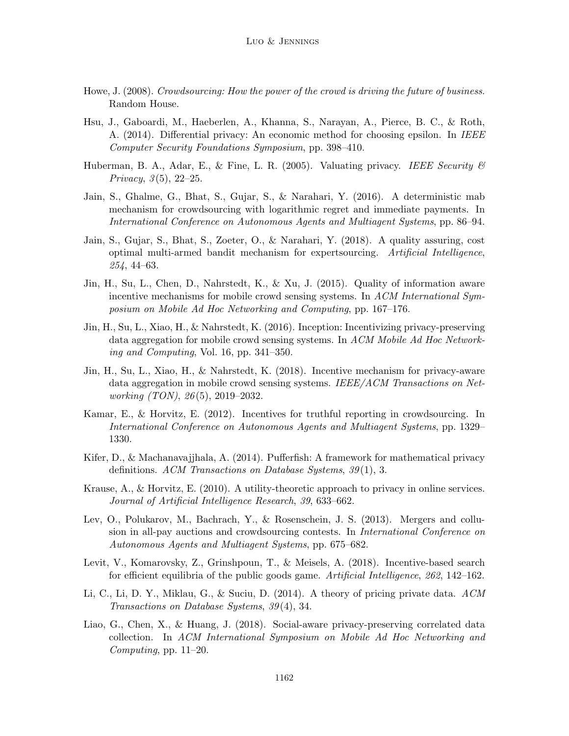Howe, J. (2008). *Crowdsourcing: How the power of the crowd is driving the future of business*. Random House.

Hsu, J., Gaboardi, M., Haeberlen, A., Khanna, S., Narayan, A., Pierce, B. C., & Roth, A. (2014). Differential privacy: An economic method for choosing epsilon. In *IEEE Computer Security Foundations Symposium*, pp. 398–410.

Huberman, B. A., Adar, E., & Fine, L. R. (2005). Valuating privacy. *IEEE Security & Privacy*, *3*(5), 22–25.

Jain, S., Ghalme, G., Bhat, S., Gujar, S., & Narahari, Y. (2016). A deterministic mab mechanism for crowdsourcing with logarithmic regret and immediate payments. In *International Conference on Autonomous Agents and Multiagent Systems*, pp. 86–94.

Jain, S., Gujar, S., Bhat, S., Zoeter, O., & Narahari, Y. (2018). A quality assuring, cost optimal multi-armed bandit mechanism for expertsourcing. *Artificial Intelligence*, *254*, 44–63.

Jin, H., Su, L., Chen, D., Nahrstedt, K., & Xu, J. (2015). Quality of information aware incentive mechanisms for mobile crowd sensing systems. In *ACM International Symposium on Mobile Ad Hoc Networking and Computing*, pp. 167–176.

Jin, H., Su, L., Xiao, H., & Nahrstedt, K. (2016). Inception: Incentivizing privacy-preserving data aggregation for mobile crowd sensing systems. In *ACM Mobile Ad Hoc Networking and Computing*, Vol. 16, pp. 341–350.

Jin, H., Su, L., Xiao, H., & Nahrstedt, K. (2018). Incentive mechanism for privacy-aware data aggregation in mobile crowd sensing systems. *IEEE/ACM Transactions on Networking (TON)*, *26*(5), 2019–2032.

Kamar, E., & Horvitz, E. (2012). Incentives for truthful reporting in crowdsourcing. In *International Conference on Autonomous Agents and Multiagent Systems*, pp. 1329–1330.

Kifer, D., & Machanavajjhala, A. (2014). Pufferfish: A framework for mathematical privacy definitions. *ACM Transactions on Database Systems*, *39*(1), 3.

Krause, A., & Horvitz, E. (2010). A utility-theoretic approach to privacy in online services. *Journal of Artificial Intelligence Research*, *39*, 633–662.

Lev, O., Polukarov, M., Bachrach, Y., & Rosenschein, J. S. (2013). Mergers and collusion in all-pay auctions and crowdsourcing contests. In *International Conference on Autonomous Agents and Multiagent Systems*, pp. 675–682.

Levit, V., Komarovsky, Z., Grinshpoun, T., & Meisels, A. (2018). Incentive-based search for efficient equilibria of the public goods game. *Artificial Intelligence*, *262*, 142–162.

Li, C., Li, D. Y., Miklau, G., & Suciu, D. (2014). A theory of pricing private data. *ACM Transactions on Database Systems*, *39*(4), 34.

Liao, G., Chen, X., & Huang, J. (2018). Social-aware privacy-preserving correlated data collection. In *ACM International Symposium on Mobile Ad Hoc Networking and Computing*, pp. 11–20.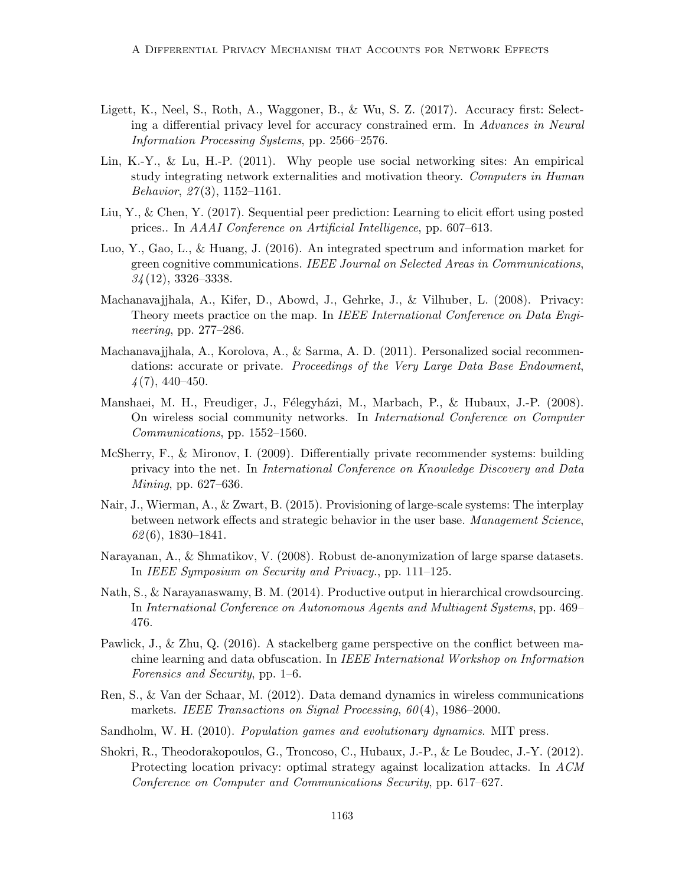Ligett, K., Neel, S., Roth, A., Waggoner, B., & Wu, S. Z. (2017). Accuracy first: Selecting a differential privacy level for accuracy constrained erm. In *Advances in Neural Information Processing Systems*, pp. 2566–2576.

Lin, K.-Y., & Lu, H.-P. (2011). Why people use social networking sites: An empirical study integrating network externalities and motivation theory. *Computers in Human Behavior*, *27*(3), 1152–1161.

Liu, Y., & Chen, Y. (2017). Sequential peer prediction: Learning to elicit effort using posted prices.. In *AAAI Conference on Artificial Intelligence*, pp. 607–613.

Luo, Y., Gao, L., & Huang, J. (2016). An integrated spectrum and information market for green cognitive communications. *IEEE Journal on Selected Areas in Communications*, *34*(12), 3326–3338.

Machanavajjhala, A., Kifer, D., Abowd, J., Gehrke, J., & Vilhuber, L. (2008). Privacy: Theory meets practice on the map. In *IEEE International Conference on Data Engineering*, pp. 277–286.

Machanavajjhala, A., Korolova, A., & Sarma, A. D. (2011). Personalized social recommendations: accurate or private. *Proceedings of the Very Large Data Base Endowment*, *4*(7), 440–450.

Manshaei, M. H., Freudiger, J., Félegyházi, M., Marbach, P., & Hubaux, J.-P. (2008). On wireless social community networks. In *International Conference on Computer Communications*, pp. 1552–1560.

McSherry, F., & Mironov, I. (2009). Differentially private recommender systems: building privacy into the net. In *International Conference on Knowledge Discovery and Data Mining*, pp. 627–636.

Nair, J., Wierman, A., & Zwart, B. (2015). Provisioning of large-scale systems: The interplay between network effects and strategic behavior in the user base. *Management Science*, *62*(6), 1830–1841.

Narayanan, A., & Shmatikov, V. (2008). Robust de-anonymization of large sparse datasets. In *IEEE Symposium on Security and Privacy.*, pp. 111–125.

Nath, S., & Narayanaswamy, B. M. (2014). Productive output in hierarchical crowdsourcing. In *International Conference on Autonomous Agents and Multiagent Systems*, pp. 469–476.

Pawlick, J., & Zhu, Q. (2016). A stackelberg game perspective on the conflict between machine learning and data obfuscation. In *IEEE International Workshop on Information Forensics and Security*, pp. 1–6.

Ren, S., & Van der Schaar, M. (2012). Data demand dynamics in wireless communications markets. *IEEE Transactions on Signal Processing*, *60*(4), 1986–2000.

Sandholm, W. H. (2010). *Population games and evolutionary dynamics*. MIT press.

Shokri, R., Theodorakopoulos, G., Troncoso, C., Hubaux, J.-P., & Le Boudec, J.-Y. (2012). Protecting location privacy: optimal strategy against localization attacks. In *ACM Conference on Computer and Communications Security*, pp. 617–627.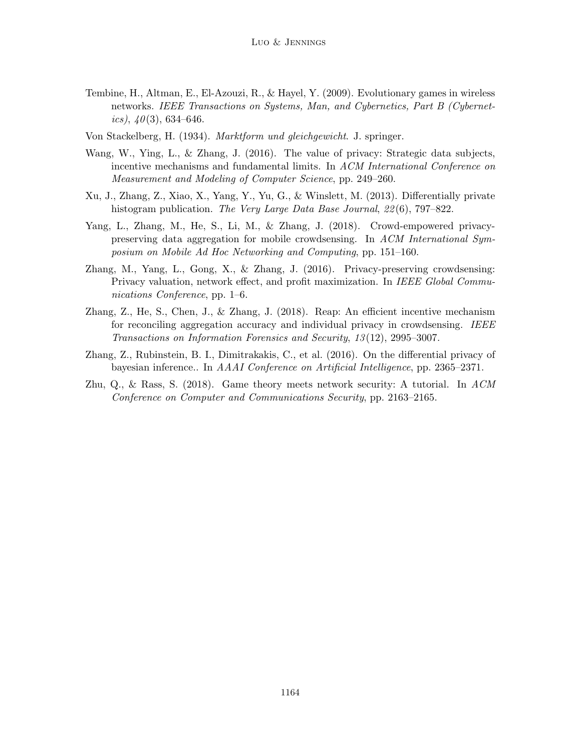Tembine, H., Altman, E., El-Azouzi, R., & Hayel, Y. (2009). Evolutionary games in wireless networks. *IEEE Transactions on Systems, Man, and Cybernetics, Part B (Cybernetics)*, *40*(3), 634–646.

Von Stackelberg, H. (1934). *Marktform und gleichgewicht*. J. springer.

Wang, W., Ying, L., & Zhang, J. (2016). The value of privacy: Strategic data subjects, incentive mechanisms and fundamental limits. In *ACM International Conference on Measurement and Modeling of Computer Science*, pp. 249–260.

Xu, J., Zhang, Z., Xiao, X., Yang, Y., Yu, G., & Winslett, M. (2013). Differentially private histogram publication. *The Very Large Data Base Journal*, *22*(6), 797–822.

Yang, L., Zhang, M., He, S., Li, M., & Zhang, J. (2018). Crowd-empowered privacy-preserving data aggregation for mobile crowdsensing. In *ACM International Symposium on Mobile Ad Hoc Networking and Computing*, pp. 151–160.

Zhang, M., Yang, L., Gong, X., & Zhang, J. (2016). Privacy-preserving crowdsensing: Privacy valuation, network effect, and profit maximization. In *IEEE Global Communications Conference*, pp. 1–6.

Zhang, Z., He, S., Chen, J., & Zhang, J. (2018). Reap: An efficient incentive mechanism for reconciling aggregation accuracy and individual privacy in crowdsensing. *IEEE Transactions on Information Forensics and Security*, *13*(12), 2995–3007.

Zhang, Z., Rubinstein, B. I., Dimitrakakis, C., et al. (2016). On the differential privacy of bayesian inference.. In *AAAI Conference on Artificial Intelligence*, pp. 2365–2371.

Zhu, Q., & Rass, S. (2018). Game theory meets network security: A tutorial. In *ACM Conference on Computer and Communications Security*, pp. 2163–2165.